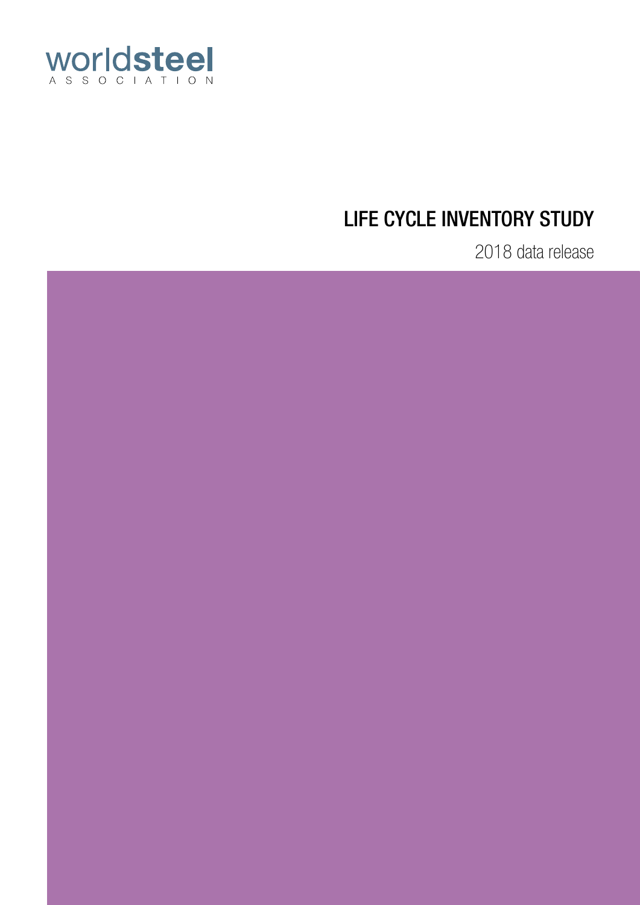worldsteel
ASSOCIATION

# LIFE CYCLE INVENTORY STUDY

2018 data release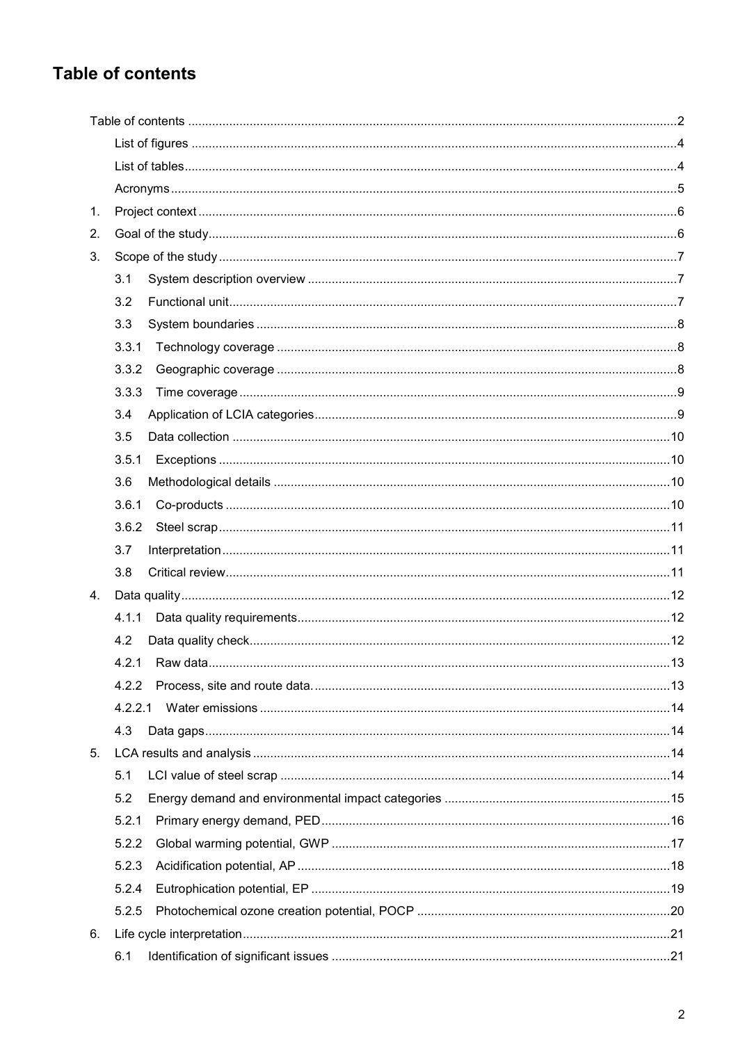# Table of contents

Table of contents ........................................................................................................................................2

List of figures ........................................................................................................................................4

List of tables........................................................................................................................................4

Acronyms ........................................................................................................................................5

1. Project context ........................................................................................................................................6
2. Goal of the study........................................................................................................................................6
3. Scope of the study ........................................................................................................................................7

3.1 System description overview ........................................................................................................7

3.2 Functional unit........................................................................................................................................7

3.3 System boundaries ........................................................................................................................................8

3.3.1 Technology coverage ........................................................................................................................................8

3.3.2 Geographic coverage ........................................................................................................................................8

3.3.3 Time coverage ........................................................................................................................................9

3.4 Application of LCIA categories........................................................................................................9

3.5 Data collection ........................................................................................................................................10

3.5.1 Exceptions ........................................................................................................................................10

3.6 Methodological details ........................................................................................................................................10

3.6.1 Co-products ........................................................................................................................................10

3.6.2 Steel scrap........................................................................................................................................11

3.7 Interpretation........................................................................................................................................11

3.8 Critical review........................................................................................................................................11

4. Data quality........................................................................................................................................12

4.1.1 Data quality requirements........................................................................................................12

4.2 Data quality check........................................................................................................................................12

4.2.1 Raw data........................................................................................................................................13

4.2.2 Process, site and route data. ........................................................................................................13

4.2.2.1 Water emissions ........................................................................................................................................14

4.3 Data gaps........................................................................................................................................14

5. LCA results and analysis ........................................................................................................................................14

5.1 LCI value of steel scrap ........................................................................................................................................14

5.2 Energy demand and environmental impact categories ........................................................................15

5.2.1 Primary energy demand, PED........................................................................................................16

5.2.2 Global warming potential, GWP ........................................................................................................17

5.2.3 Acidification potential, AP ........................................................................................................18

5.2.4 Eutrophication potential, EP ........................................................................................................19

5.2.5 Photochemical ozone creation potential, POCP ........................................................................20

6. Life cycle interpretation........................................................................................................................................21

6.1 Identification of significant issues ........................................................................................................21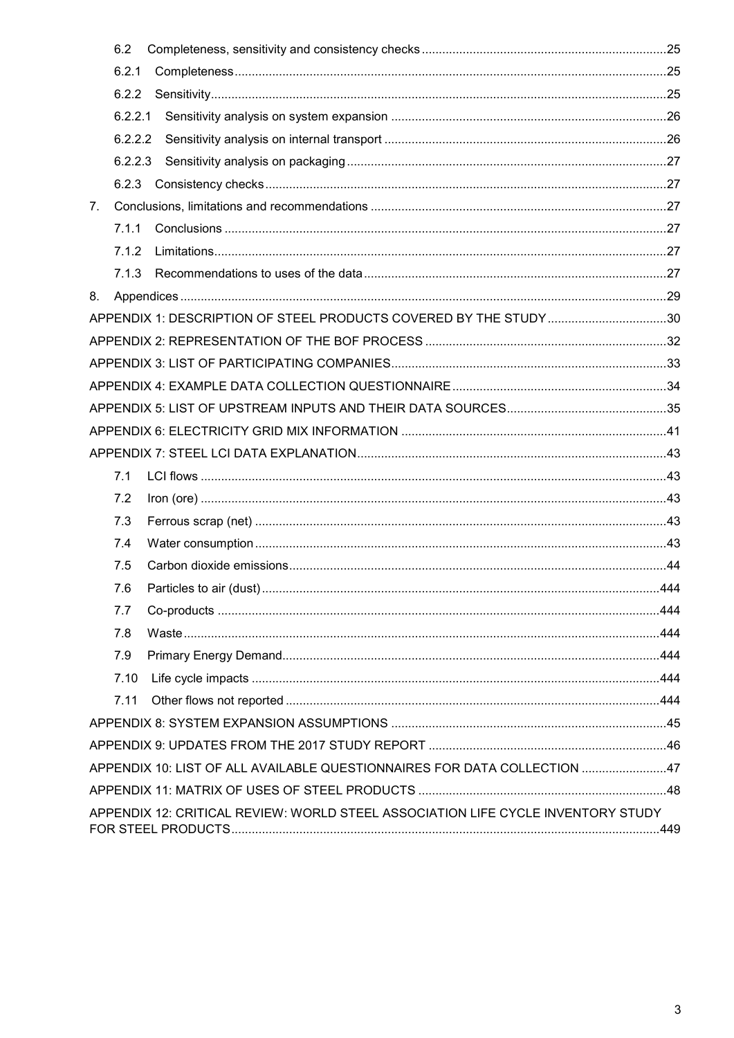6.2 Completeness, sensitivity and consistency checks ....................................................................25

6.2.1 Completeness.............................................................................................................................25

6.2.2 Sensitivity....................................................................................................................................25

6.2.2.1 Sensitivity analysis on system expansion ................................................................................26

6.2.2.2 Sensitivity analysis on internal transport ..................................................................................26

6.2.2.3 Sensitivity analysis on packaging .............................................................................................27

6.2.3 Consistency checks....................................................................................................................27

7. Conclusions, limitations and recommendations ......................................................................................27

7.1.1 Conclusions ................................................................................................................................27

7.1.2 Limitations...................................................................................................................................27

7.1.3 Recommendations to uses of the data........................................................................................27

8. Appendices .............................................................................................................................................29

APPENDIX 1: DESCRIPTION OF STEEL PRODUCTS COVERED BY THE STUDY ...................................30

APPENDIX 2: REPRESENTATION OF THE BOF PROCESS ......................................................................32

APPENDIX 3: LIST OF PARTICIPATING COMPANIES................................................................................33

APPENDIX 4: EXAMPLE DATA COLLECTION QUESTIONNAIRE..............................................................34

APPENDIX 5: LIST OF UPSTREAM INPUTS AND THEIR DATA SOURCES..............................................35

APPENDIX 6: ELECTRICITY GRID MIX INFORMATION .............................................................................41

APPENDIX 7: STEEL LCI DATA EXPLANATION..........................................................................................43

7.1 LCI flows .......................................................................................................................................43

7.2 Iron (ore) .......................................................................................................................................43

7.3 Ferrous scrap (net) .......................................................................................................................43

7.4 Water consumption .......................................................................................................................43

7.5 Carbon dioxide emissions.............................................................................................................44

7.6 Particles to air (dust)...................................................................................................................444

7.7 Co-products ................................................................................................................................444

7.8 Waste..........................................................................................................................................444

7.9 Primary Energy Demand.............................................................................................................444

7.10 Life cycle impacts ......................................................................................................................444

7.11 Other flows not reported ............................................................................................................444

APPENDIX 8: SYSTEM EXPANSION ASSUMPTIONS ................................................................................45

APPENDIX 9: UPDATES FROM THE 2017 STUDY REPORT .....................................................................46

APPENDIX 10: LIST OF ALL AVAILABLE QUESTIONNAIRES FOR DATA COLLECTION .........................47

APPENDIX 11: MATRIX OF USES OF STEEL PRODUCTS ........................................................................48

APPENDIX 12: CRITICAL REVIEW: WORLD STEEL ASSOCIATION LIFE CYCLE INVENTORY STUDY FOR STEEL PRODUCTS............................................................................................................................449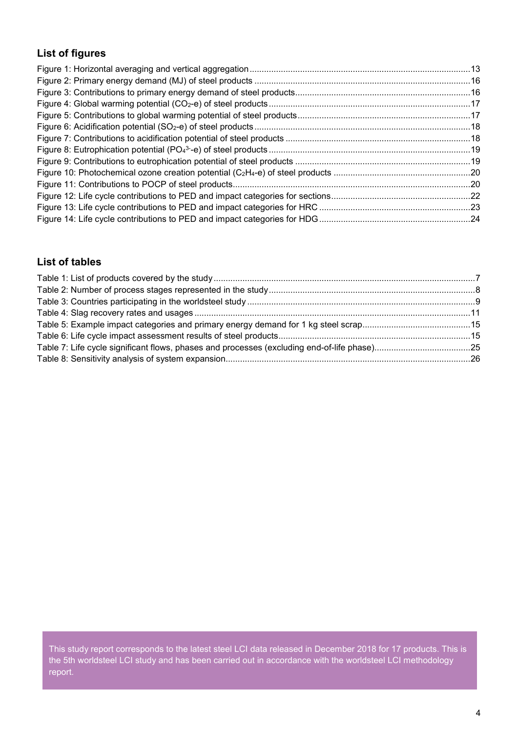## List of figures

Figure 1: Horizontal averaging and vertical aggregation ..... 13
Figure 2: Primary energy demand (MJ) of steel products ..... 16
Figure 3: Contributions to primary energy demand of steel products ..... 16
Figure 4: Global warming potential ($CO_2$-e) of steel products ..... 17
Figure 5: Contributions to global warming potential of steel products ..... 17
Figure 6: Acidification potential ($SO_2$-e) of steel products ..... 18
Figure 7: Contributions to acidification potential of steel products ..... 18
Figure 8: Eutrophication potential ($PO_4^{3-}$-e) of steel products ..... 19
Figure 9: Contributions to eutrophication potential of steel products ..... 19
Figure 10: Photochemical ozone creation potential ($C_2H_4$-e) of steel products ..... 20
Figure 11: Contributions to POCP of steel products ..... 20
Figure 12: Life cycle contributions to PED and impact categories for sections ..... 22
Figure 13: Life cycle contributions to PED and impact categories for HRC ..... 23
Figure 14: Life cycle contributions to PED and impact categories for HDG ..... 24

## List of tables

Table 1: List of products covered by the study ..... 7
Table 2: Number of process stages represented in the study ..... 8
Table 3: Countries participating in the worldsteel study ..... 9
Table 4: Slag recovery rates and usages ..... 11
Table 5: Example impact categories and primary energy demand for 1 kg steel scrap ..... 15
Table 6: Life cycle impact assessment results of steel products ..... 15
Table 7: Life cycle significant flows, phases and processes (excluding end-of-life phase) ..... 25
Table 8: Sensitivity analysis of system expansion ..... 26

This study report corresponds to the latest steel LCI data released in December 2018 for 17 products. This is the 5th worldsteel LCI study and has been carried out in accordance with the worldsteel LCI methodology report.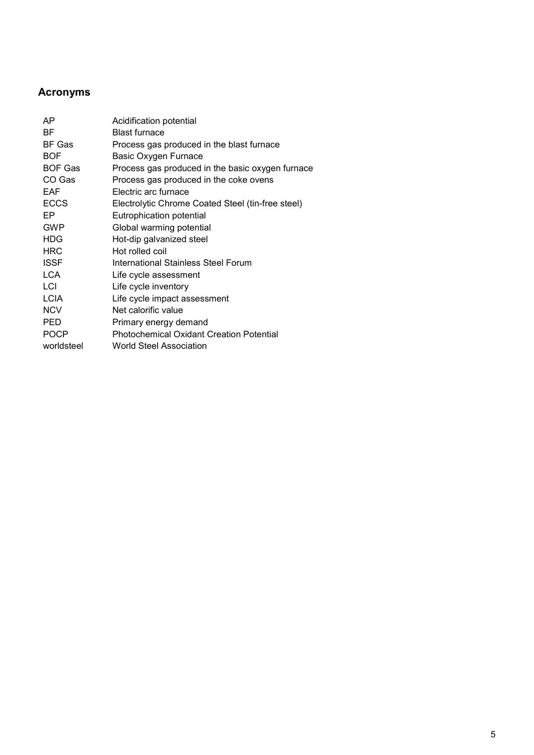## Acronyms

| | |
|---|---|
| AP | Acidification potential |
| BF | Blast furnace |
| BF Gas | Process gas produced in the blast furnace |
| BOF | Basic Oxygen Furnace |
| BOF Gas | Process gas produced in the basic oxygen furnace |
| CO Gas | Process gas produced in the coke ovens |
| EAF | Electric arc furnace |
| ECCS | Electrolytic Chrome Coated Steel (tin-free steel) |
| EP | Eutrophication potential |
| GWP | Global warming potential |
| HDG | Hot-dip galvanized steel |
| HRC | Hot rolled coil |
| ISSF | International Stainless Steel Forum |
| LCA | Life cycle assessment |
| LCI | Life cycle inventory |
| LCIA | Life cycle impact assessment |
| NCV | Net calorific value |
| PED | Primary energy demand |
| POCP | Photochemical Oxidant Creation Potential |
| worldsteel | World Steel Association |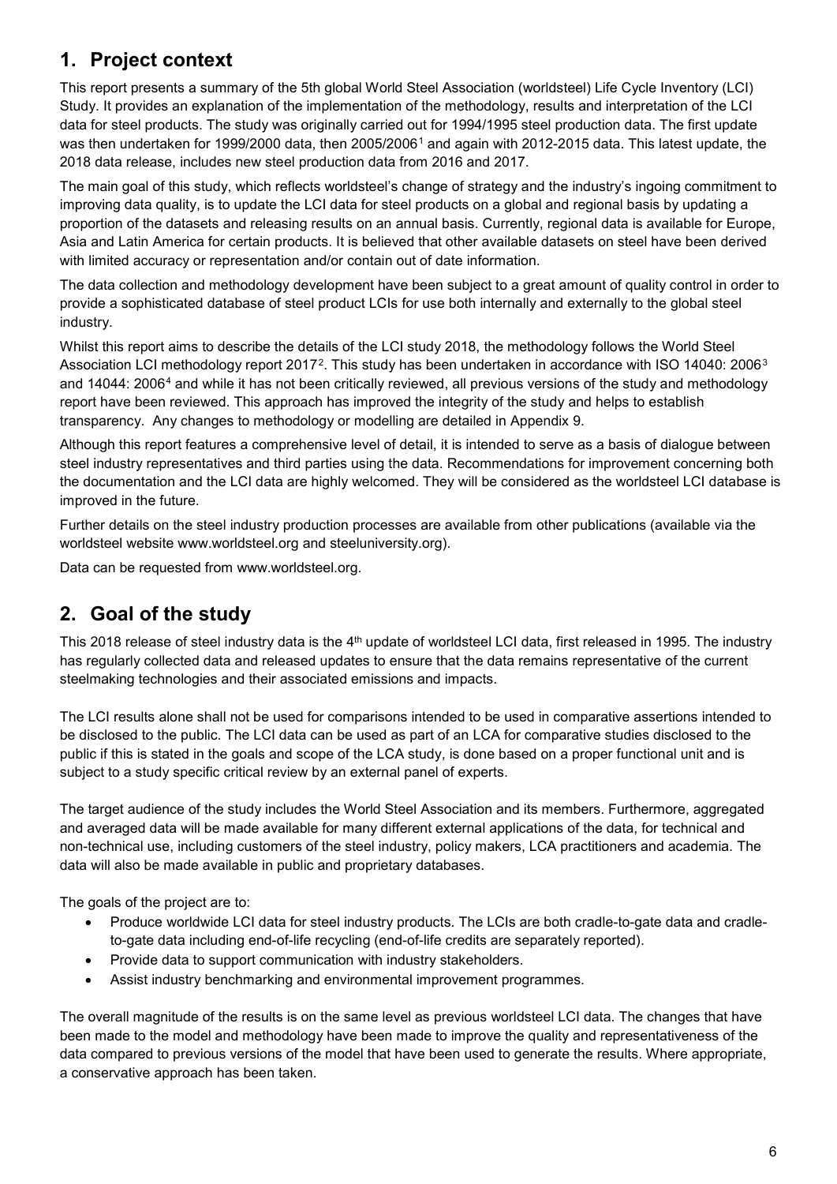## 1. Project context

This report presents a summary of the 5th global World Steel Association (worldsteel) Life Cycle Inventory (LCI) Study. It provides an explanation of the implementation of the methodology, results and interpretation of the LCI data for steel products. The study was originally carried out for 1994/1995 steel production data. The first update was then undertaken for 1999/2000 data, then 2005/2006[1] and again with 2012-2015 data. This latest update, the 2018 data release, includes new steel production data from 2016 and 2017.

The main goal of this study, which reflects worldsteel's change of strategy and the industry's ingoing commitment to improving data quality, is to update the LCI data for steel products on a global and regional basis by updating a proportion of the datasets and releasing results on an annual basis. Currently, regional data is available for Europe, Asia and Latin America for certain products. It is believed that other available datasets on steel have been derived with limited accuracy or representation and/or contain out of date information.

The data collection and methodology development have been subject to a great amount of quality control in order to provide a sophisticated database of steel product LCIs for use both internally and externally to the global steel industry.

Whilst this report aims to describe the details of the LCI study 2018, the methodology follows the World Steel Association LCI methodology report 2017[2]. This study has been undertaken in accordance with ISO 14040: 2006[3] and 14044: 2006[4] and while it has not been critically reviewed, all previous versions of the study and methodology report have been reviewed. This approach has improved the integrity of the study and helps to establish transparency. Any changes to methodology or modelling are detailed in Appendix 9.

Although this report features a comprehensive level of detail, it is intended to serve as a basis of dialogue between steel industry representatives and third parties using the data. Recommendations for improvement concerning both the documentation and the LCI data are highly welcomed. They will be considered as the worldsteel LCI database is improved in the future.

Further details on the steel industry production processes are available from other publications (available via the worldsteel website www.worldsteel.org and steeluniversity.org).

Data can be requested from www.worldsteel.org.

## 2. Goal of the study

This 2018 release of steel industry data is the 4th update of worldsteel LCI data, first released in 1995. The industry has regularly collected data and released updates to ensure that the data remains representative of the current steelmaking technologies and their associated emissions and impacts.

The LCI results alone shall not be used for comparisons intended to be used in comparative assertions intended to be disclosed to the public. The LCI data can be used as part of an LCA for comparative studies disclosed to the public if this is stated in the goals and scope of the LCA study, is done based on a proper functional unit and is subject to a study specific critical review by an external panel of experts.

The target audience of the study includes the World Steel Association and its members. Furthermore, aggregated and averaged data will be made available for many different external applications of the data, for technical and non-technical use, including customers of the steel industry, policy makers, LCA practitioners and academia. The data will also be made available in public and proprietary databases.

The goals of the project are to:

- Produce worldwide LCI data for steel industry products. The LCIs are both cradle-to-gate data and cradle-to-gate data including end-of-life recycling (end-of-life credits are separately reported).
- Provide data to support communication with industry stakeholders.
- Assist industry benchmarking and environmental improvement programmes.

The overall magnitude of the results is on the same level as previous worldsteel LCI data. The changes that have been made to the model and methodology have been made to improve the quality and representativeness of the data compared to previous versions of the model that have been used to generate the results. Where appropriate, a conservative approach has been taken.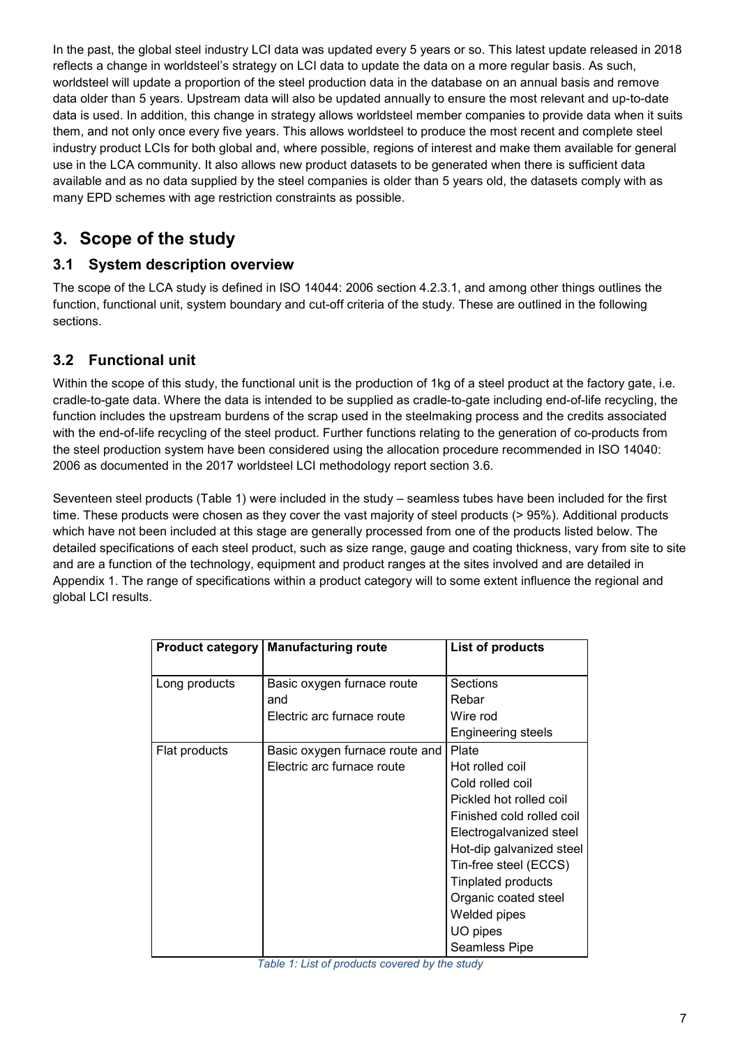In the past, the global steel industry LCI data was updated every 5 years or so. This latest update released in 2018 reflects a change in worldsteel's strategy on LCI data to update the data on a more regular basis. As such, worldsteel will update a proportion of the steel production data in the database on an annual basis and remove data older than 5 years. Upstream data will also be updated annually to ensure the most relevant and up-to-date data is used. In addition, this change in strategy allows worldsteel member companies to provide data when it suits them, and not only once every five years. This allows worldsteel to produce the most recent and complete steel industry product LCIs for both global and, where possible, regions of interest and make them available for general use in the LCA community. It also allows new product datasets to be generated when there is sufficient data available and as no data supplied by the steel companies is older than 5 years old, the datasets comply with as many EPD schemes with age restriction constraints as possible.

# 3. Scope of the study

## 3.1 System description overview

The scope of the LCA study is defined in ISO 14044: 2006 section 4.2.3.1, and among other things outlines the function, functional unit, system boundary and cut-off criteria of the study. These are outlined in the following sections.

## 3.2 Functional unit

Within the scope of this study, the functional unit is the production of 1kg of a steel product at the factory gate, i.e. cradle-to-gate data. Where the data is intended to be supplied as cradle-to-gate including end-of-life recycling, the function includes the upstream burdens of the scrap used in the steelmaking process and the credits associated with the end-of-life recycling of the steel product. Further functions relating to the generation of co-products from the steel production system have been considered using the allocation procedure recommended in ISO 14040: 2006 as documented in the 2017 worldsteel LCI methodology report section 3.6.

Seventeen steel products (Table 1) were included in the study – seamless tubes have been included for the first time. These products were chosen as they cover the vast majority of steel products (> 95%). Additional products which have not been included at this stage are generally processed from one of the products listed below. The detailed specifications of each steel product, such as size range, gauge and coating thickness, vary from site to site and are a function of the technology, equipment and product ranges at the sites involved and are detailed in Appendix 1. The range of specifications within a product category will to some extent influence the regional and global LCI results.

| Product category | Manufacturing route | List of products |
|---|---|---|
| Long products | Basic oxygen furnace route and Electric arc furnace route | Sections<br>Rebar<br>Wire rod<br>Engineering steels |
| Flat products | Basic oxygen furnace route and Electric arc furnace route | Plate<br>Hot rolled coil<br>Cold rolled coil<br>Pickled hot rolled coil<br>Finished cold rolled coil<br>Electrogalvanized steel<br>Hot-dip galvanized steel<br>Tin-free steel (ECCS)<br>Tinplated products<br>Organic coated steel<br>Welded pipes<br>UO pipes<br>Seamless Pipe |

*Table 1: List of products covered by the study*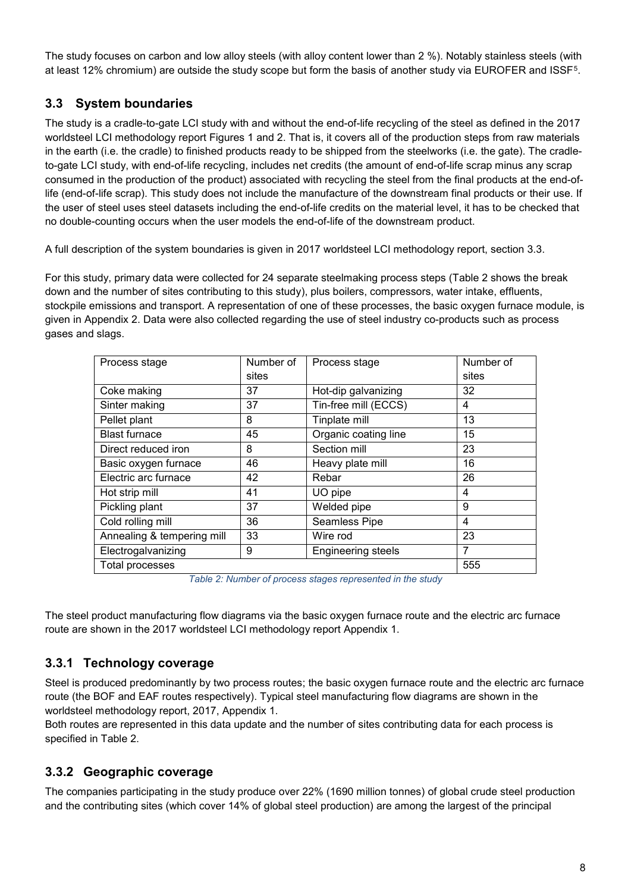The study focuses on carbon and low alloy steels (with alloy content lower than 2 %). Notably stainless steels (with at least 12% chromium) are outside the study scope but form the basis of another study via EUROFER and ISSF[5].

## 3.3 System boundaries

The study is a cradle-to-gate LCI study with and without the end-of-life recycling of the steel as defined in the 2017 worldsteel LCI methodology report Figures 1 and 2. That is, it covers all of the production steps from raw materials in the earth (i.e. the cradle) to finished products ready to be shipped from the steelworks (i.e. the gate). The cradle-to-gate LCI study, with end-of-life recycling, includes net credits (the amount of end-of-life scrap minus any scrap consumed in the production of the product) associated with recycling the steel from the final products at the end-of-life (end-of-life scrap). This study does not include the manufacture of the downstream final products or their use. If the user of steel uses steel datasets including the end-of-life credits on the material level, it has to be checked that no double-counting occurs when the user models the end-of-life of the downstream product.

A full description of the system boundaries is given in 2017 worldsteel LCI methodology report, section 3.3.

For this study, primary data were collected for 24 separate steelmaking process steps (Table 2 shows the break down and the number of sites contributing to this study), plus boilers, compressors, water intake, effluents, stockpile emissions and transport. A representation of one of these processes, the basic oxygen furnace module, is given in Appendix 2. Data were also collected regarding the use of steel industry co-products such as process gases and slags.

| Process stage | Number of sites | Process stage | Number of sites |
|---|---|---|---|
| Coke making | 37 | Hot-dip galvanizing | 32 |
| Sinter making | 37 | Tin-free mill (ECCS) | 4 |
| Pellet plant | 8 | Tinplate mill | 13 |
| Blast furnace | 45 | Organic coating line | 15 |
| Direct reduced iron | 8 | Section mill | 23 |
| Basic oxygen furnace | 46 | Heavy plate mill | 16 |
| Electric arc furnace | 42 | Rebar | 26 |
| Hot strip mill | 41 | UO pipe | 4 |
| Pickling plant | 37 | Welded pipe | 9 |
| Cold rolling mill | 36 | Seamless Pipe | 4 |
| Annealing & tempering mill | 33 | Wire rod | 23 |
| Electrogalvanizing | 9 | Engineering steels | 7 |
| Total processes | | | 555 |

*Table 2: Number of process stages represented in the study*

The steel product manufacturing flow diagrams via the basic oxygen furnace route and the electric arc furnace route are shown in the 2017 worldsteel LCI methodology report Appendix 1.

### 3.3.1 Technology coverage

Steel is produced predominantly by two process routes; the basic oxygen furnace route and the electric arc furnace route (the BOF and EAF routes respectively). Typical steel manufacturing flow diagrams are shown in the worldsteel methodology report, 2017, Appendix 1.

Both routes are represented in this data update and the number of sites contributing data for each process is specified in Table 2.

### 3.3.2 Geographic coverage

The companies participating in the study produce over 22% (1690 million tonnes) of global crude steel production and the contributing sites (which cover 14% of global steel production) are among the largest of the principal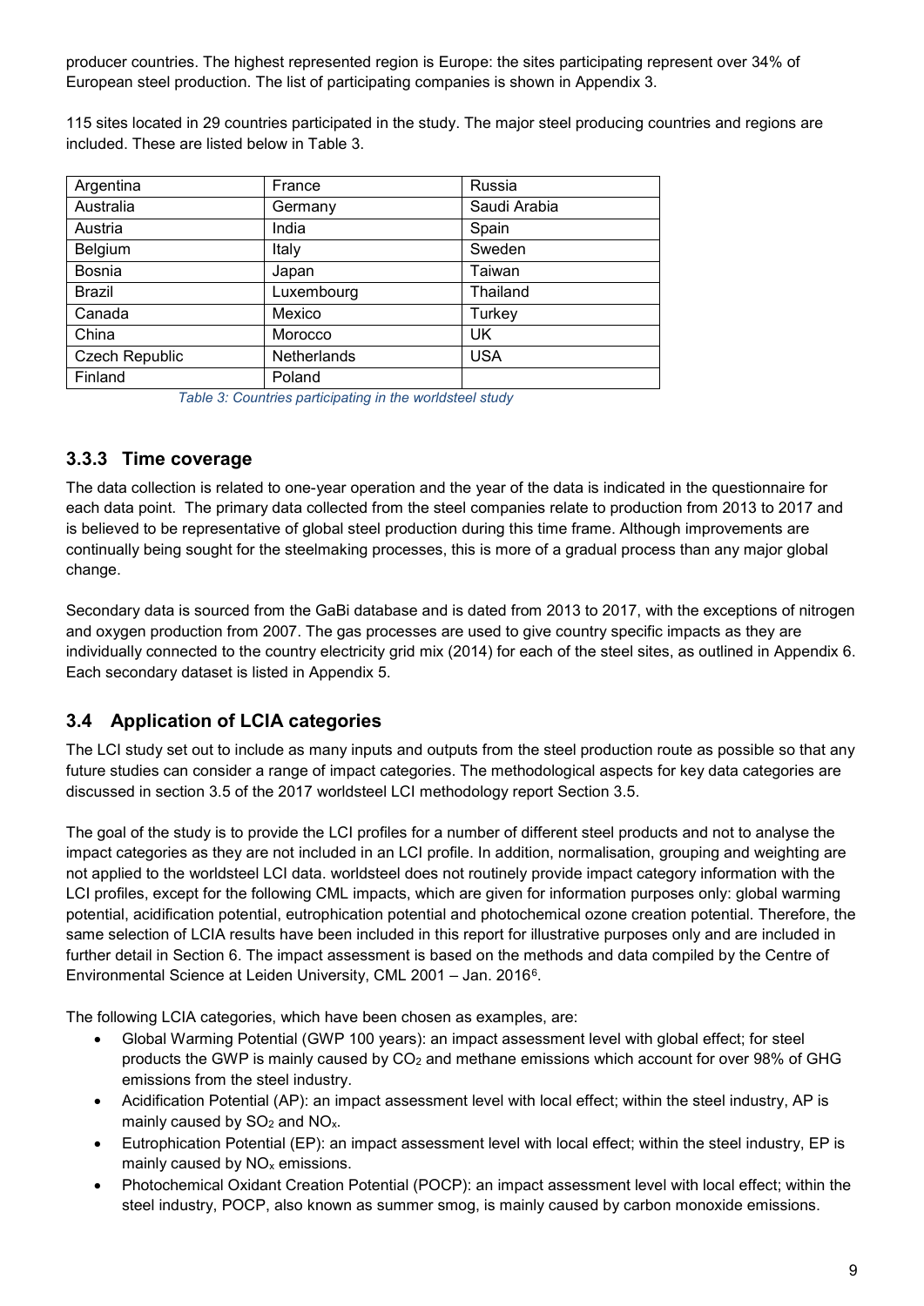producer countries. The highest represented region is Europe: the sites participating represent over 34% of European steel production. The list of participating companies is shown in Appendix 3.

115 sites located in 29 countries participated in the study. The major steel producing countries and regions are included. These are listed below in Table 3.

| | | |
|---|---|---|
| Argentina | France | Russia |
| Australia | Germany | Saudi Arabia |
| Austria | India | Spain |
| Belgium | Italy | Sweden |
| Bosnia | Japan | Taiwan |
| Brazil | Luxembourg | Thailand |
| Canada | Mexico | Turkey |
| China | Morocco | UK |
| Czech Republic | Netherlands | USA |
| Finland | Poland | |

*Table 3: Countries participating in the worldsteel study*

### 3.3.3 Time coverage

The data collection is related to one-year operation and the year of the data is indicated in the questionnaire for each data point. The primary data collected from the steel companies relate to production from 2013 to 2017 and is believed to be representative of global steel production during this time frame. Although improvements are continually being sought for the steelmaking processes, this is more of a gradual process than any major global change.

Secondary data is sourced from the GaBi database and is dated from 2013 to 2017, with the exceptions of nitrogen and oxygen production from 2007. The gas processes are used to give country specific impacts as they are individually connected to the country electricity grid mix (2014) for each of the steel sites, as outlined in Appendix 6. Each secondary dataset is listed in Appendix 5.

## 3.4 Application of LCIA categories

The LCI study set out to include as many inputs and outputs from the steel production route as possible so that any future studies can consider a range of impact categories. The methodological aspects for key data categories are discussed in section 3.5 of the 2017 worldsteel LCI methodology report Section 3.5.

The goal of the study is to provide the LCI profiles for a number of different steel products and not to analyse the impact categories as they are not included in an LCI profile. In addition, normalisation, grouping and weighting are not applied to the worldsteel LCI data. worldsteel does not routinely provide impact category information with the LCI profiles, except for the following CML impacts, which are given for information purposes only: global warming potential, acidification potential, eutrophication potential and photochemical ozone creation potential. Therefore, the same selection of LCIA results have been included in this report for illustrative purposes only and are included in further detail in Section 6. The impact assessment is based on the methods and data compiled by the Centre of Environmental Science at Leiden University, CML 2001 – Jan. 2016[6].

The following LCIA categories, which have been chosen as examples, are:

- Global Warming Potential (GWP 100 years): an impact assessment level with global effect; for steel products the GWP is mainly caused by $CO_2$ and methane emissions which account for over 98% of GHG emissions from the steel industry.
- Acidification Potential (AP): an impact assessment level with local effect; within the steel industry, AP is mainly caused by $SO_2$ and $NO_x$.
- Eutrophication Potential (EP): an impact assessment level with local effect; within the steel industry, EP is mainly caused by $NO_x$ emissions.
- Photochemical Oxidant Creation Potential (POCP): an impact assessment level with local effect; within the steel industry, POCP, also known as summer smog, is mainly caused by carbon monoxide emissions.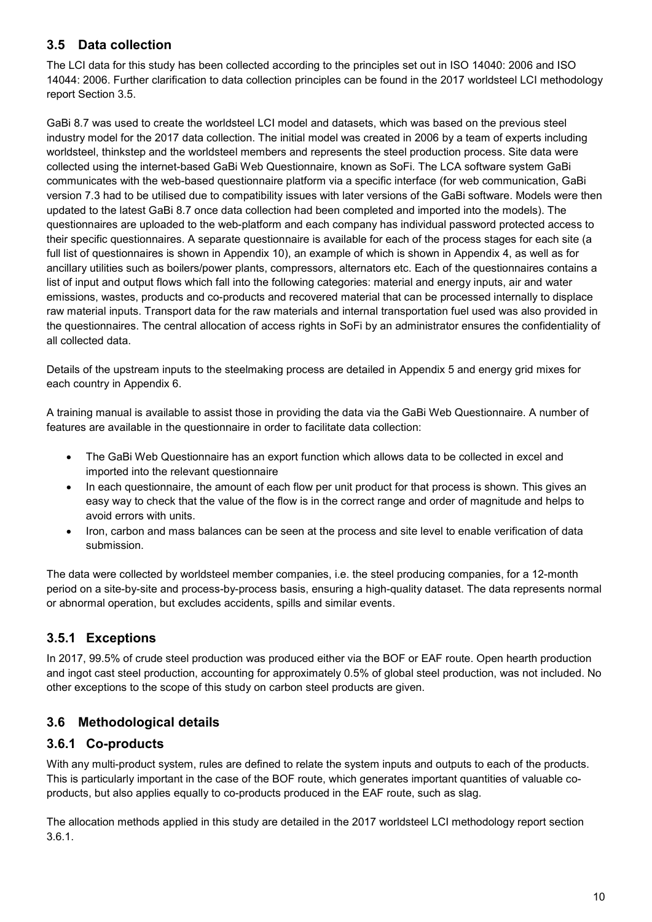## 3.5 Data collection

The LCI data for this study has been collected according to the principles set out in ISO 14040: 2006 and ISO 14044: 2006. Further clarification to data collection principles can be found in the 2017 worldsteel LCI methodology report Section 3.5.

GaBi 8.7 was used to create the worldsteel LCI model and datasets, which was based on the previous steel industry model for the 2017 data collection. The initial model was created in 2006 by a team of experts including worldsteel, thinkstep and the worldsteel members and represents the steel production process. Site data were collected using the internet-based GaBi Web Questionnaire, known as SoFi. The LCA software system GaBi communicates with the web-based questionnaire platform via a specific interface (for web communication, GaBi version 7.3 had to be utilised due to compatibility issues with later versions of the GaBi software. Models were then updated to the latest GaBi 8.7 once data collection had been completed and imported into the models). The questionnaires are uploaded to the web-platform and each company has individual password protected access to their specific questionnaires. A separate questionnaire is available for each of the process stages for each site (a full list of questionnaires is shown in Appendix 10), an example of which is shown in Appendix 4, as well as for ancillary utilities such as boilers/power plants, compressors, alternators etc. Each of the questionnaires contains a list of input and output flows which fall into the following categories: material and energy inputs, air and water emissions, wastes, products and co-products and recovered material that can be processed internally to displace raw material inputs. Transport data for the raw materials and internal transportation fuel used was also provided in the questionnaires. The central allocation of access rights in SoFi by an administrator ensures the confidentiality of all collected data.

Details of the upstream inputs to the steelmaking process are detailed in Appendix 5 and energy grid mixes for each country in Appendix 6.

A training manual is available to assist those in providing the data via the GaBi Web Questionnaire. A number of features are available in the questionnaire in order to facilitate data collection:

- The GaBi Web Questionnaire has an export function which allows data to be collected in excel and imported into the relevant questionnaire
- In each questionnaire, the amount of each flow per unit product for that process is shown. This gives an easy way to check that the value of the flow is in the correct range and order of magnitude and helps to avoid errors with units.
- Iron, carbon and mass balances can be seen at the process and site level to enable verification of data submission.

The data were collected by worldsteel member companies, i.e. the steel producing companies, for a 12-month period on a site-by-site and process-by-process basis, ensuring a high-quality dataset. The data represents normal or abnormal operation, but excludes accidents, spills and similar events.

### 3.5.1 Exceptions

In 2017, 99.5% of crude steel production was produced either via the BOF or EAF route. Open hearth production and ingot cast steel production, accounting for approximately 0.5% of global steel production, was not included. No other exceptions to the scope of this study on carbon steel products are given.

## 3.6 Methodological details

### 3.6.1 Co-products

With any multi-product system, rules are defined to relate the system inputs and outputs to each of the products. This is particularly important in the case of the BOF route, which generates important quantities of valuable co-products, but also applies equally to co-products produced in the EAF route, such as slag.

The allocation methods applied in this study are detailed in the 2017 worldsteel LCI methodology report section 3.6.1.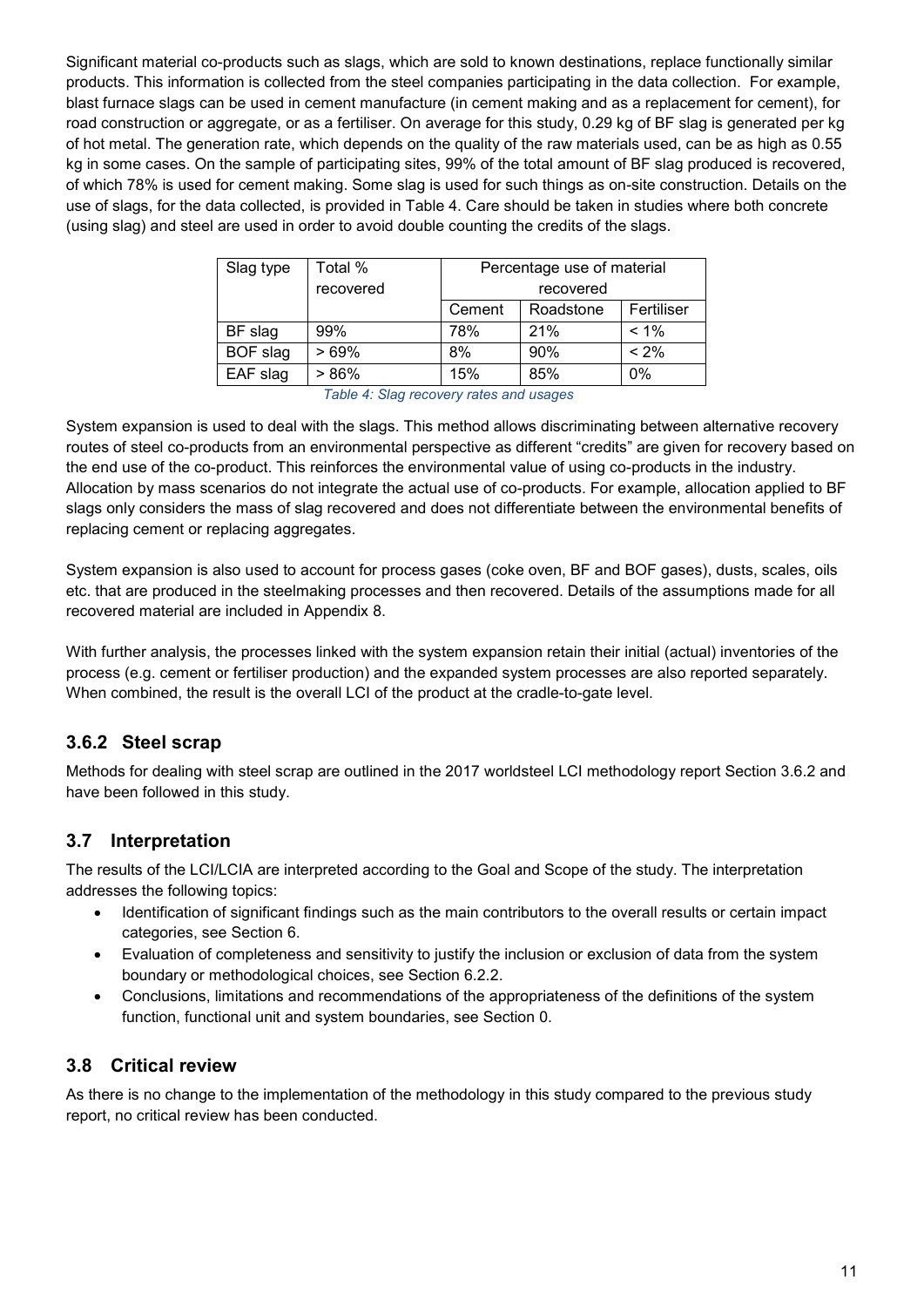Significant material co-products such as slags, which are sold to known destinations, replace functionally similar products. This information is collected from the steel companies participating in the data collection. For example, blast furnace slags can be used in cement manufacture (in cement making and as a replacement for cement), for road construction or aggregate, or as a fertiliser. On average for this study, 0.29 kg of BF slag is generated per kg of hot metal. The generation rate, which depends on the quality of the raw materials used, can be as high as 0.55 kg in some cases. On the sample of participating sites, 99% of the total amount of BF slag produced is recovered, of which 78% is used for cement making. Some slag is used for such things as on-site construction. Details on the use of slags, for the data collected, is provided in Table 4. Care should be taken in studies where both concrete (using slag) and steel are used in order to avoid double counting the credits of the slags.

| Slag type | Total % recovered | Percentage use of material recovered | | |
|---|---|---|---|---|
| | | Cement | Roadstone | Fertiliser |
| BF slag | 99% | 78% | 21% | < 1% |
| BOF slag | > 69% | 8% | 90% | < 2% |
| EAF slag | > 86% | 15% | 85% | 0% |

*Table 4: Slag recovery rates and usages*

System expansion is used to deal with the slags. This method allows discriminating between alternative recovery routes of steel co-products from an environmental perspective as different "credits" are given for recovery based on the end use of the co-product. This reinforces the environmental value of using co-products in the industry. Allocation by mass scenarios do not integrate the actual use of co-products. For example, allocation applied to BF slags only considers the mass of slag recovered and does not differentiate between the environmental benefits of replacing cement or replacing aggregates.

System expansion is also used to account for process gases (coke oven, BF and BOF gases), dusts, scales, oils etc. that are produced in the steelmaking processes and then recovered. Details of the assumptions made for all recovered material are included in Appendix 8.

With further analysis, the processes linked with the system expansion retain their initial (actual) inventories of the process (e.g. cement or fertiliser production) and the expanded system processes are also reported separately. When combined, the result is the overall LCI of the product at the cradle-to-gate level.

### 3.6.2 Steel scrap

Methods for dealing with steel scrap are outlined in the 2017 worldsteel LCI methodology report Section 3.6.2 and have been followed in this study.

## 3.7 Interpretation

The results of the LCI/LCIA are interpreted according to the Goal and Scope of the study. The interpretation addresses the following topics:

- Identification of significant findings such as the main contributors to the overall results or certain impact categories, see Section 6.
- Evaluation of completeness and sensitivity to justify the inclusion or exclusion of data from the system boundary or methodological choices, see Section 6.2.2.
- Conclusions, limitations and recommendations of the appropriateness of the definitions of the system function, functional unit and system boundaries, see Section 0.

## 3.8 Critical review

As there is no change to the implementation of the methodology in this study compared to the previous study report, no critical review has been conducted.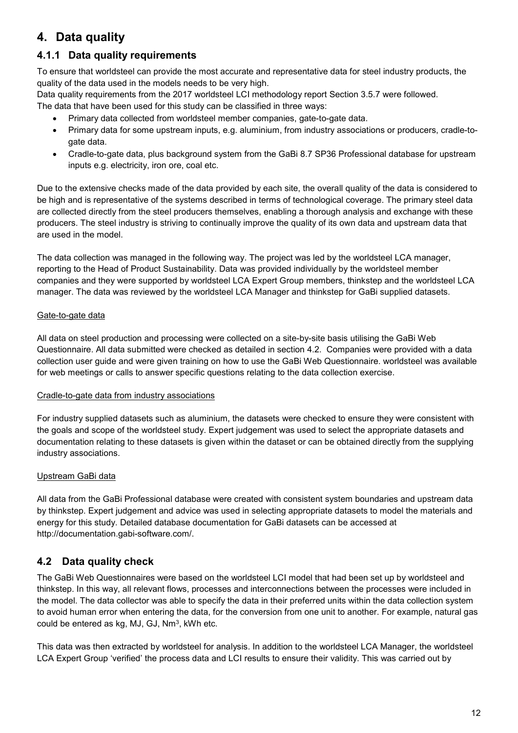# 4. Data quality

## 4.1.1 Data quality requirements

To ensure that worldsteel can provide the most accurate and representative data for steel industry products, the quality of the data used in the models needs to be very high.

Data quality requirements from the 2017 worldsteel LCI methodology report Section 3.5.7 were followed.

The data that have been used for this study can be classified in three ways:

- Primary data collected from worldsteel member companies, gate-to-gate data.
- Primary data for some upstream inputs, e.g. aluminium, from industry associations or producers, cradle-to-gate data.
- Cradle-to-gate data, plus background system from the GaBi 8.7 SP36 Professional database for upstream inputs e.g. electricity, iron ore, coal etc.

Due to the extensive checks made of the data provided by each site, the overall quality of the data is considered to be high and is representative of the systems described in terms of technological coverage. The primary steel data are collected directly from the steel producers themselves, enabling a thorough analysis and exchange with these producers. The steel industry is striving to continually improve the quality of its own data and upstream data that are used in the model.

The data collection was managed in the following way. The project was led by the worldsteel LCA manager, reporting to the Head of Product Sustainability. Data was provided individually by the worldsteel member companies and they were supported by worldsteel LCA Expert Group members, thinkstep and the worldsteel LCA manager. The data was reviewed by the worldsteel LCA Manager and thinkstep for GaBi supplied datasets.

Gate-to-gate data

All data on steel production and processing were collected on a site-by-site basis utilising the GaBi Web Questionnaire. All data submitted were checked as detailed in section 4.2. Companies were provided with a data collection user guide and were given training on how to use the GaBi Web Questionnaire. worldsteel was available for web meetings or calls to answer specific questions relating to the data collection exercise.

Cradle-to-gate data from industry associations

For industry supplied datasets such as aluminium, the datasets were checked to ensure they were consistent with the goals and scope of the worldsteel study. Expert judgement was used to select the appropriate datasets and documentation relating to these datasets is given within the dataset or can be obtained directly from the supplying industry associations.

Upstream GaBi data

All data from the GaBi Professional database were created with consistent system boundaries and upstream data by thinkstep. Expert judgement and advice was used in selecting appropriate datasets to model the materials and energy for this study. Detailed database documentation for GaBi datasets can be accessed at http://documentation.gabi-software.com/.

## 4.2 Data quality check

The GaBi Web Questionnaires were based on the worldsteel LCI model that had been set up by worldsteel and thinkstep. In this way, all relevant flows, processes and interconnections between the processes were included in the model. The data collector was able to specify the data in their preferred units within the data collection system to avoid human error when entering the data, for the conversion from one unit to another. For example, natural gas could be entered as kg, MJ, GJ, $Nm^3$, kWh etc.

This data was then extracted by worldsteel for analysis. In addition to the worldsteel LCA Manager, the worldsteel LCA Expert Group 'verified' the process data and LCI results to ensure their validity. This was carried out by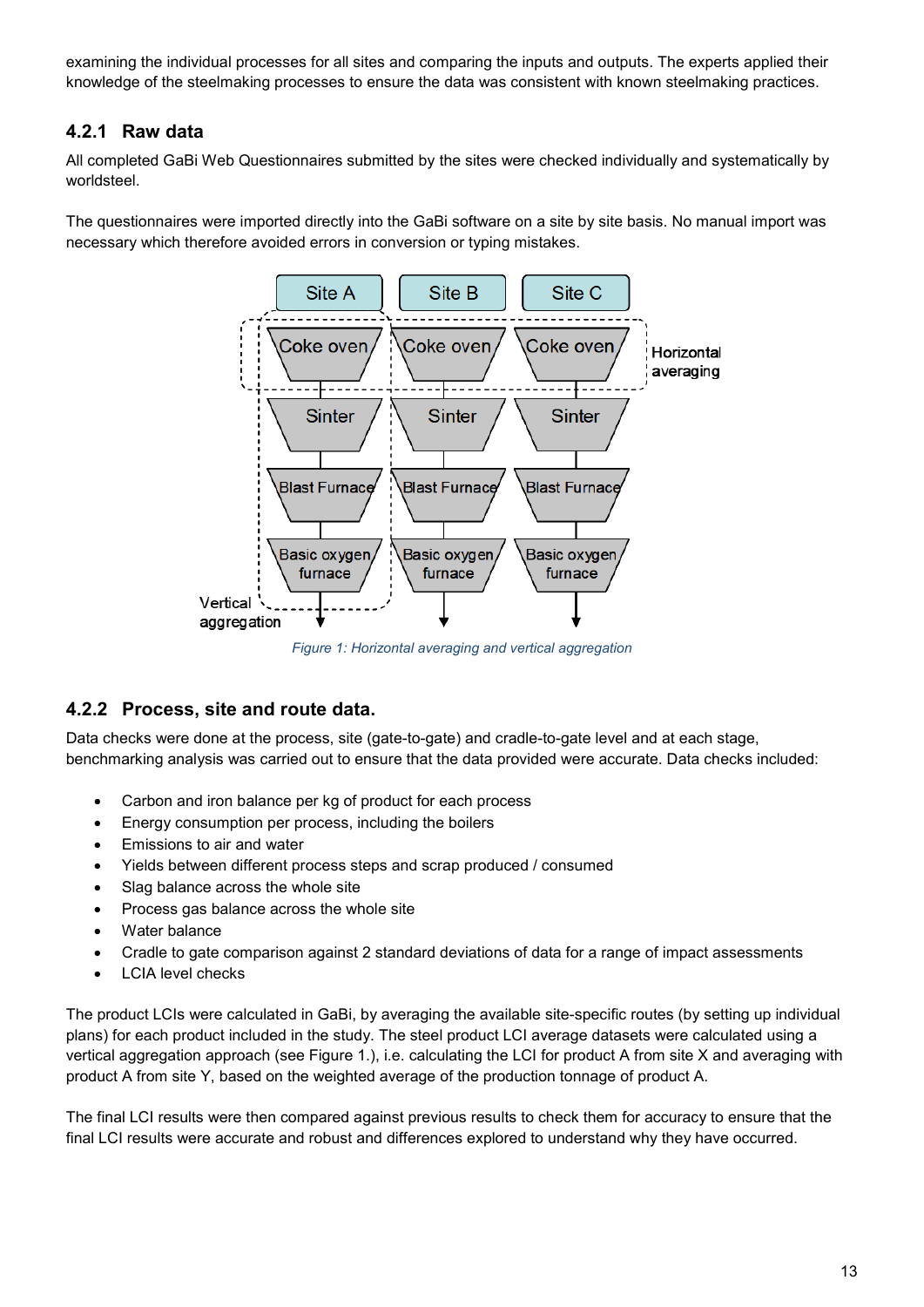examining the individual processes for all sites and comparing the inputs and outputs. The experts applied their knowledge of the steelmaking processes to ensure the data was consistent with known steelmaking practices.

### 4.2.1 Raw data

All completed GaBi Web Questionnaires submitted by the sites were checked individually and systematically by worldsteel.

The questionnaires were imported directly into the GaBi software on a site by site basis. No manual import was necessary which therefore avoided errors in conversion or typing mistakes.

*Figure 1: Horizontal averaging and vertical aggregation*

### 4.2.2 Process, site and route data.

Data checks were done at the process, site (gate-to-gate) and cradle-to-gate level and at each stage, benchmarking analysis was carried out to ensure that the data provided were accurate. Data checks included:

- Carbon and iron balance per kg of product for each process
- Energy consumption per process, including the boilers
- Emissions to air and water
- Yields between different process steps and scrap produced / consumed
- Slag balance across the whole site
- Process gas balance across the whole site
- Water balance
- Cradle to gate comparison against 2 standard deviations of data for a range of impact assessments
- LCIA level checks

The product LCIs were calculated in GaBi, by averaging the available site-specific routes (by setting up individual plans) for each product included in the study. The steel product LCI average datasets were calculated using a vertical aggregation approach (see Figure 1.), i.e. calculating the LCI for product A from site X and averaging with product A from site Y, based on the weighted average of the production tonnage of product A.

The final LCI results were then compared against previous results to check them for accuracy to ensure that the final LCI results were accurate and robust and differences explored to understand why they have occurred.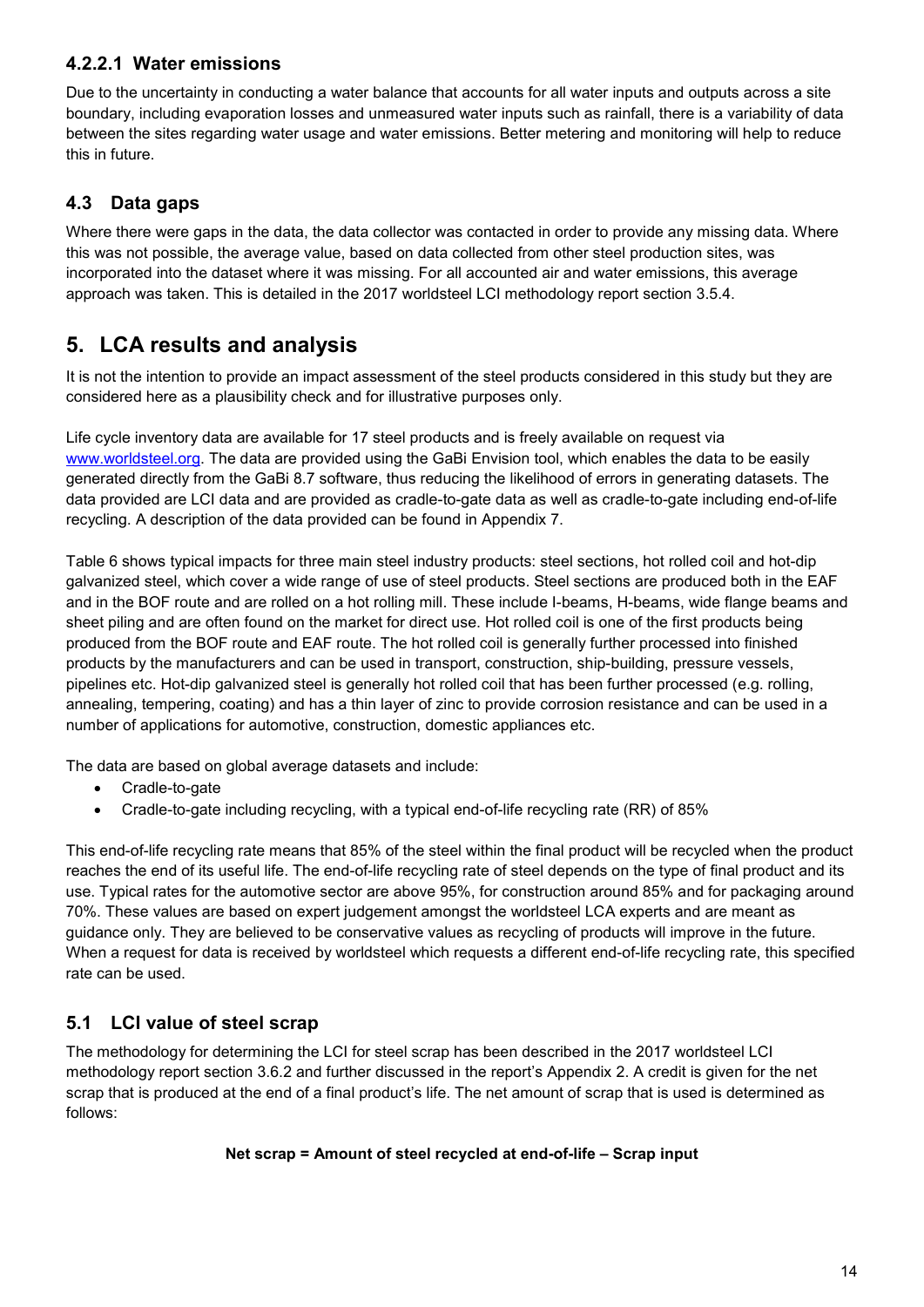#### 4.2.2.1 Water emissions

Due to the uncertainty in conducting a water balance that accounts for all water inputs and outputs across a site boundary, including evaporation losses and unmeasured water inputs such as rainfall, there is a variability of data between the sites regarding water usage and water emissions. Better metering and monitoring will help to reduce this in future.

### 4.3 Data gaps

Where there were gaps in the data, the data collector was contacted in order to provide any missing data. Where this was not possible, the average value, based on data collected from other steel production sites, was incorporated into the dataset where it was missing. For all accounted air and water emissions, this average approach was taken. This is detailed in the 2017 worldsteel LCI methodology report section 3.5.4.

## 5. LCA results and analysis

It is not the intention to provide an impact assessment of the steel products considered in this study but they are considered here as a plausibility check and for illustrative purposes only.

Life cycle inventory data are available for 17 steel products and is freely available on request via www.worldsteel.org. The data are provided using the GaBi Envision tool, which enables the data to be easily generated directly from the GaBi 8.7 software, thus reducing the likelihood of errors in generating datasets. The data provided are LCI data and are provided as cradle-to-gate data as well as cradle-to-gate including end-of-life recycling. A description of the data provided can be found in Appendix 7.

Table 6 shows typical impacts for three main steel industry products: steel sections, hot rolled coil and hot-dip galvanized steel, which cover a wide range of use of steel products. Steel sections are produced both in the EAF and in the BOF route and are rolled on a hot rolling mill. These include I-beams, H-beams, wide flange beams and sheet piling and are often found on the market for direct use. Hot rolled coil is one of the first products being produced from the BOF route and EAF route. The hot rolled coil is generally further processed into finished products by the manufacturers and can be used in transport, construction, ship-building, pressure vessels, pipelines etc. Hot-dip galvanized steel is generally hot rolled coil that has been further processed (e.g. rolling, annealing, tempering, coating) and has a thin layer of zinc to provide corrosion resistance and can be used in a number of applications for automotive, construction, domestic appliances etc.

The data are based on global average datasets and include:

- Cradle-to-gate
- Cradle-to-gate including recycling, with a typical end-of-life recycling rate (RR) of 85%

This end-of-life recycling rate means that 85% of the steel within the final product will be recycled when the product reaches the end of its useful life. The end-of-life recycling rate of steel depends on the type of final product and its use. Typical rates for the automotive sector are above 95%, for construction around 85% and for packaging around 70%. These values are based on expert judgement amongst the worldsteel LCA experts and are meant as guidance only. They are believed to be conservative values as recycling of products will improve in the future. When a request for data is received by worldsteel which requests a different end-of-life recycling rate, this specified rate can be used.

### 5.1 LCI value of steel scrap

The methodology for determining the LCI for steel scrap has been described in the 2017 worldsteel LCI methodology report section 3.6.2 and further discussed in the report's Appendix 2. A credit is given for the net scrap that is produced at the end of a final product's life. The net amount of scrap that is used is determined as follows:

**Net scrap = Amount of steel recycled at end-of-life – Scrap input**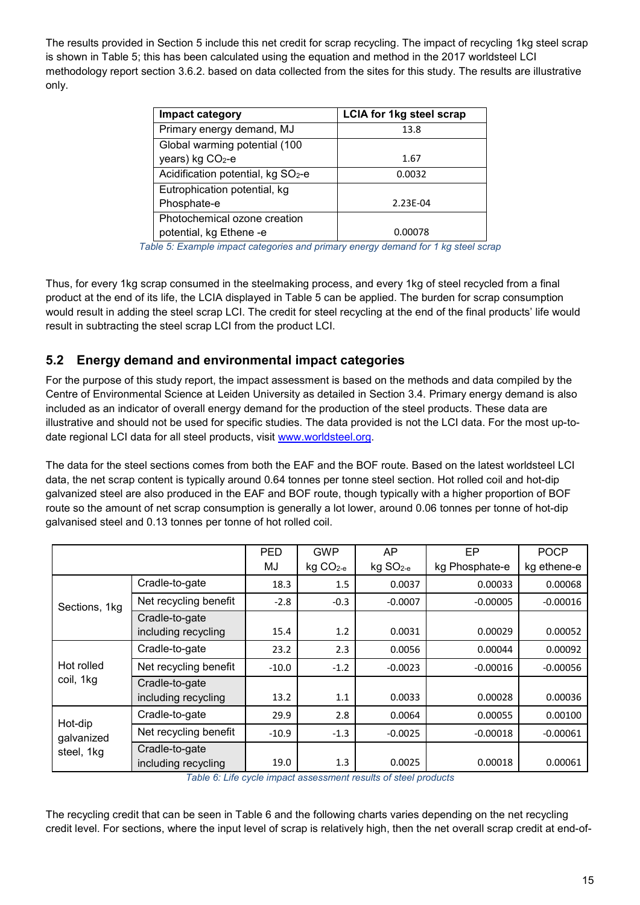The results provided in Section 5 include this net credit for scrap recycling. The impact of recycling 1kg steel scrap is shown in Table 5; this has been calculated using the equation and method in the 2017 worldsteel LCI methodology report section 3.6.2. based on data collected from the sites for this study. The results are illustrative only.

| Impact category | LCIA for 1kg steel scrap |
|---|---|
| Primary energy demand, MJ | 13.8 |
| Global warming potential (100 years) kg $CO_2$-e | 1.67 |
| Acidification potential, kg $SO_2$-e | 0.0032 |
| Eutrophication potential, kg Phosphate-e | 2.23E-04 |
| Photochemical ozone creation potential, kg Ethene -e | 0.00078 |

*Table 5: Example impact categories and primary energy demand for 1 kg steel scrap*

Thus, for every 1kg scrap consumed in the steelmaking process, and every 1kg of steel recycled from a final product at the end of its life, the LCIA displayed in Table 5 can be applied. The burden for scrap consumption would result in adding the steel scrap LCI. The credit for steel recycling at the end of the final products' life would result in subtracting the steel scrap LCI from the product LCI.

## 5.2 Energy demand and environmental impact categories

For the purpose of this study report, the impact assessment is based on the methods and data compiled by the Centre of Environmental Science at Leiden University as detailed in Section 3.4. Primary energy demand is also included as an indicator of overall energy demand for the production of the steel products. These data are illustrative and should not be used for specific studies. The data provided is not the LCI data. For the most up-to-date regional LCI data for all steel products, visit www.worldsteel.org.

The data for the steel sections comes from both the EAF and the BOF route. Based on the latest worldsteel LCI data, the net scrap content is typically around 0.64 tonnes per tonne steel section. Hot rolled coil and hot-dip galvanized steel are also produced in the EAF and BOF route, though typically with a higher proportion of BOF route so the amount of net scrap consumption is generally a lot lower, around 0.06 tonnes per tonne of hot-dip galvanised steel and 0.13 tonnes per tonne of hot rolled coil.

| | | PED MJ | GWP kg $CO_{2\text{-}e}$ | AP kg $SO_{2\text{-}e}$ | EP kg Phosphate-e | POCP kg ethene-e |
|---|---|---|---|---|---|---|
| Sections, 1kg | Cradle-to-gate | 18.3 | 1.5 | 0.0037 | 0.00033 | 0.00068 |
| | Net recycling benefit | -2.8 | -0.3 | -0.0007 | -0.00005 | -0.00016 |
| | Cradle-to-gate including recycling | 15.4 | 1.2 | 0.0031 | 0.00029 | 0.00052 |
| Hot rolled coil, 1kg | Cradle-to-gate | 23.2 | 2.3 | 0.0056 | 0.00044 | 0.00092 |
| | Net recycling benefit | -10.0 | -1.2 | -0.0023 | -0.00016 | -0.00056 |
| | Cradle-to-gate including recycling | 13.2 | 1.1 | 0.0033 | 0.00028 | 0.00036 |
| Hot-dip galvanized steel, 1kg | Cradle-to-gate | 29.9 | 2.8 | 0.0064 | 0.00055 | 0.00100 |
| | Net recycling benefit | -10.9 | -1.3 | -0.0025 | -0.00018 | -0.00061 |
| | Cradle-to-gate including recycling | 19.0 | 1.3 | 0.0025 | 0.00018 | 0.00061 |

*Table 6: Life cycle impact assessment results of steel products*

The recycling credit that can be seen in Table 6 and the following charts varies depending on the net recycling credit level. For sections, where the input level of scrap is relatively high, then the net overall scrap credit at end-of-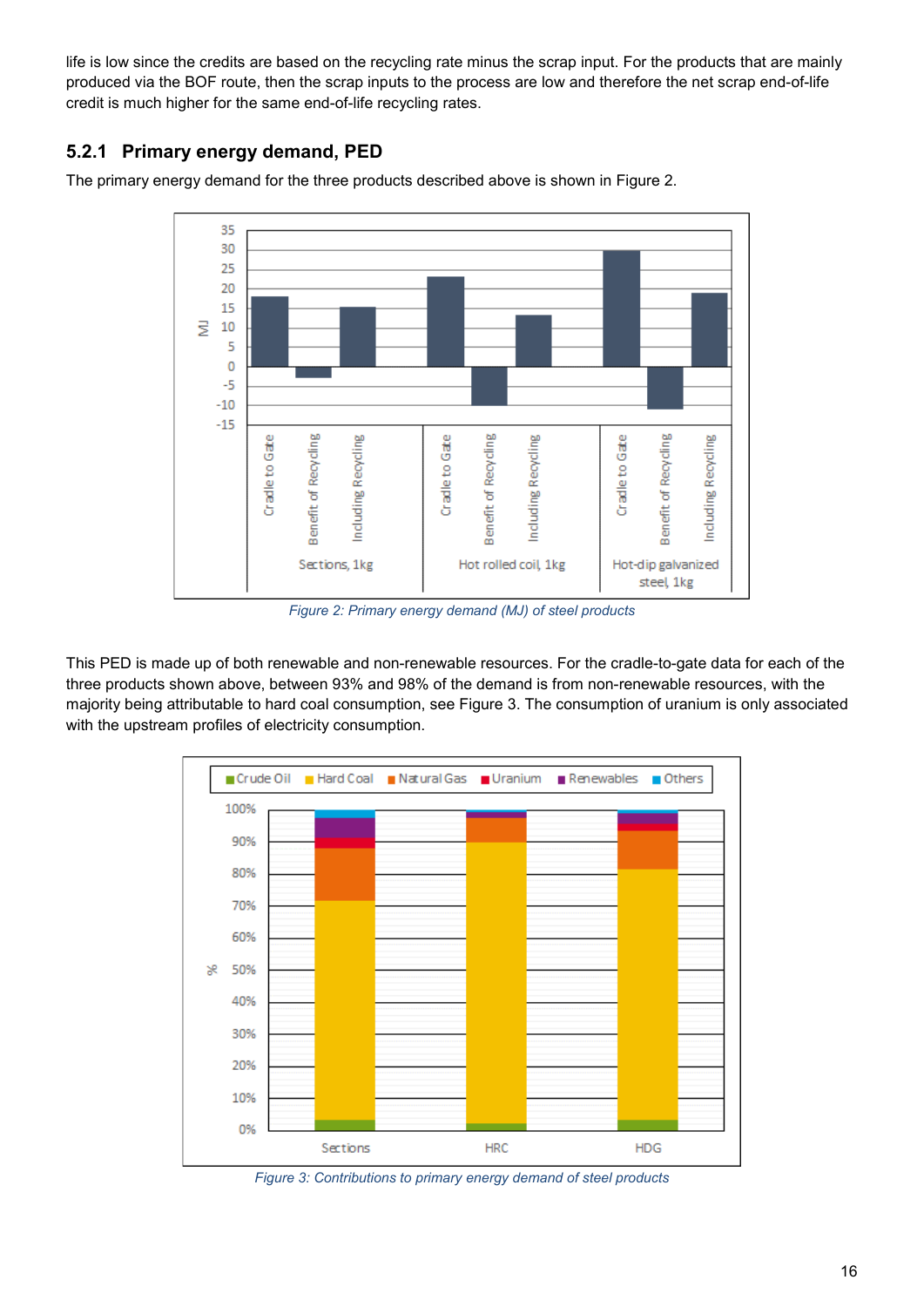life is low since the credits are based on the recycling rate minus the scrap input. For the products that are mainly produced via the BOF route, then the scrap inputs to the process are low and therefore the net scrap end-of-life credit is much higher for the same end-of-life recycling rates.

### 5.2.1 Primary energy demand, PED

The primary energy demand for the three products described above is shown in Figure 2.

*Figure 2: Primary energy demand (MJ) of steel products*

This PED is made up of both renewable and non-renewable resources. For the cradle-to-gate data for each of the three products shown above, between 93% and 98% of the demand is from non-renewable resources, with the majority being attributable to hard coal consumption, see Figure 3. The consumption of uranium is only associated with the upstream profiles of electricity consumption.

*Figure 3: Contributions to primary energy demand of steel products*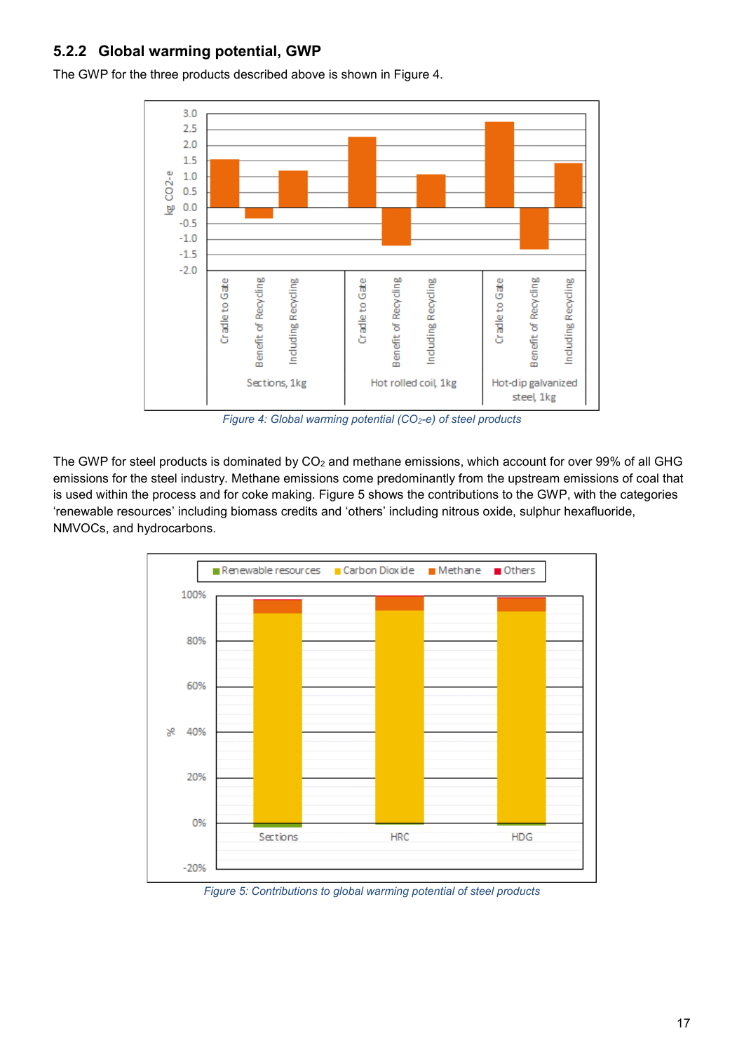### 5.2.2 Global warming potential, GWP

The GWP for the three products described above is shown in Figure 4.

*Figure 4: Global warming potential ($CO_2$-e) of steel products*

The GWP for steel products is dominated by $CO_2$ and methane emissions, which account for over 99% of all GHG emissions for the steel industry. Methane emissions come predominantly from the upstream emissions of coal that is used within the process and for coke making. Figure 5 shows the contributions to the GWP, with the categories 'renewable resources' including biomass credits and 'others' including nitrous oxide, sulphur hexafluoride, NMVOCs, and hydrocarbons.

*Figure 5: Contributions to global warming potential of steel products*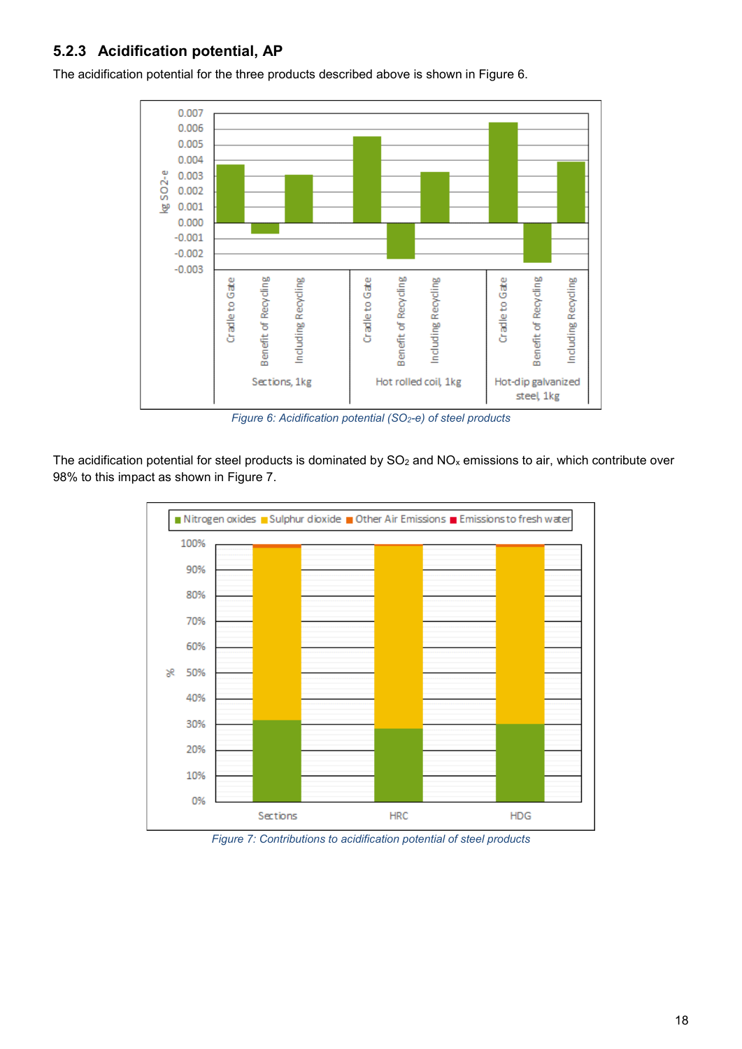### 5.2.3 Acidification potential, AP

The acidification potential for the three products described above is shown in Figure 6.

*Figure 6: Acidification potential ($SO_2$-e) of steel products*

The acidification potential for steel products is dominated by $SO_2$ and $NO_x$ emissions to air, which contribute over 98% to this impact as shown in Figure 7.

*Figure 7: Contributions to acidification potential of steel products*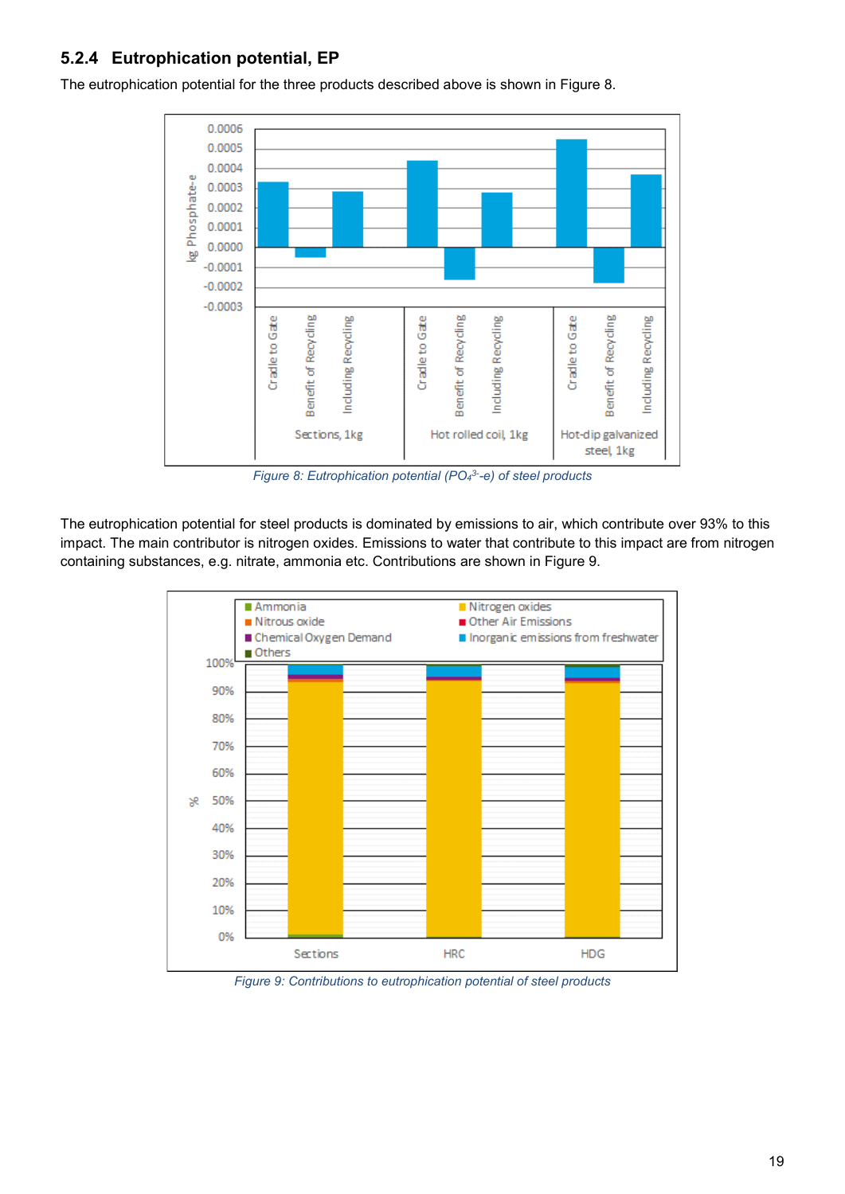### 5.2.4 Eutrophication potential, EP

The eutrophication potential for the three products described above is shown in Figure 8.

*Figure 8: Eutrophication potential ($PO_4^{3-}$-e) of steel products*

The eutrophication potential for steel products is dominated by emissions to air, which contribute over 93% to this impact. The main contributor is nitrogen oxides. Emissions to water that contribute to this impact are from nitrogen containing substances, e.g. nitrate, ammonia etc. Contributions are shown in Figure 9.

*Figure 9: Contributions to eutrophication potential of steel products*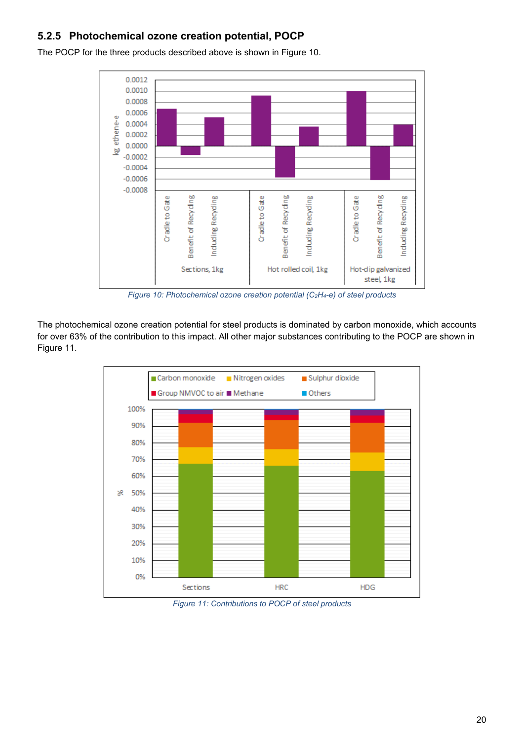### 5.2.5 Photochemical ozone creation potential, POCP

The POCP for the three products described above is shown in Figure 10.

*Figure 10: Photochemical ozone creation potential ($C_2H_4$-e) of steel products*

The photochemical ozone creation potential for steel products is dominated by carbon monoxide, which accounts for over 63% of the contribution to this impact. All other major substances contributing to the POCP are shown in Figure 11.

*Figure 11: Contributions to POCP of steel products*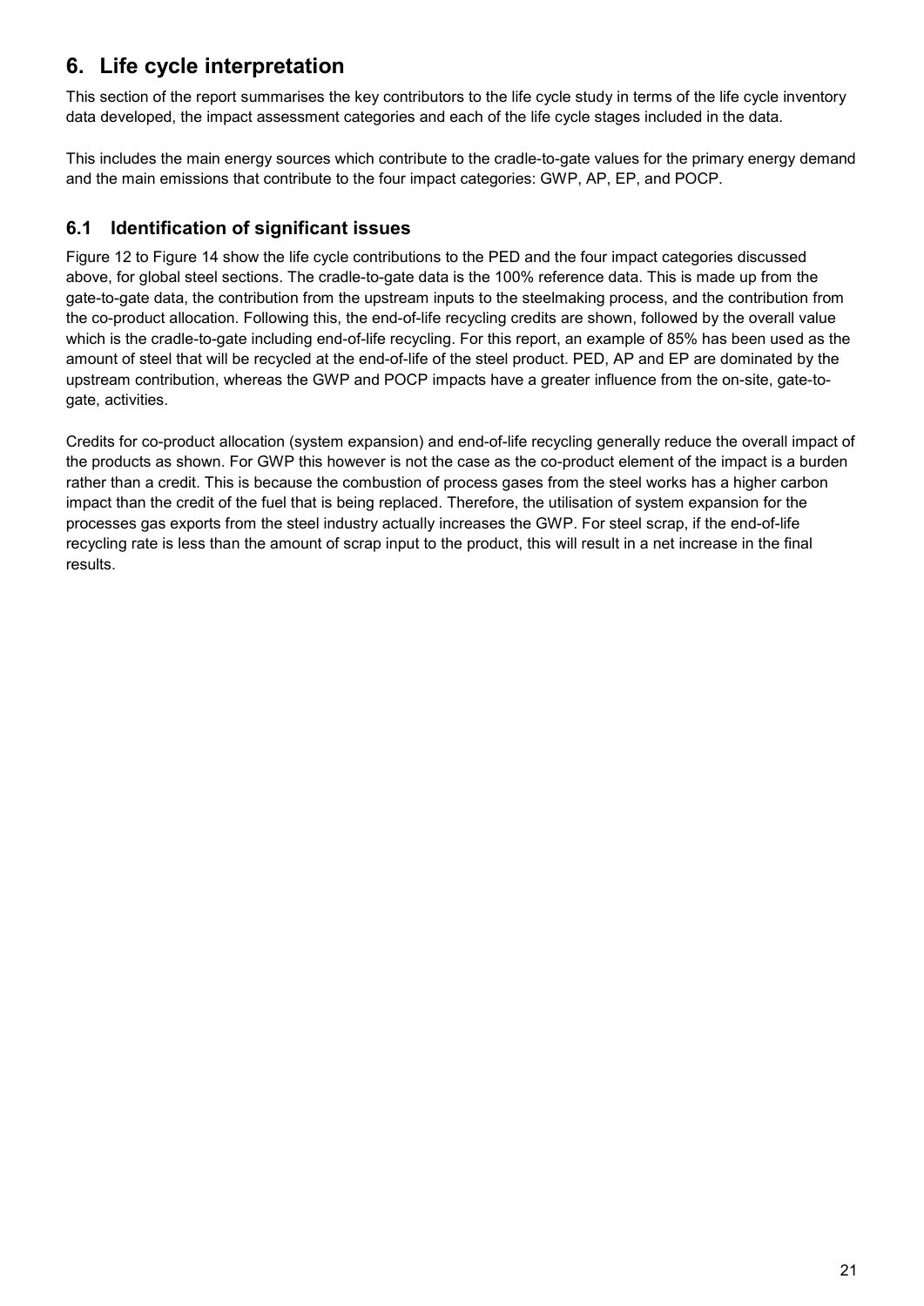# 6. Life cycle interpretation

This section of the report summarises the key contributors to the life cycle study in terms of the life cycle inventory data developed, the impact assessment categories and each of the life cycle stages included in the data.

This includes the main energy sources which contribute to the cradle-to-gate values for the primary energy demand and the main emissions that contribute to the four impact categories: GWP, AP, EP, and POCP.

## 6.1 Identification of significant issues

Figure 12 to Figure 14 show the life cycle contributions to the PED and the four impact categories discussed above, for global steel sections. The cradle-to-gate data is the 100% reference data. This is made up from the gate-to-gate data, the contribution from the upstream inputs to the steelmaking process, and the contribution from the co-product allocation. Following this, the end-of-life recycling credits are shown, followed by the overall value which is the cradle-to-gate including end-of-life recycling. For this report, an example of 85% has been used as the amount of steel that will be recycled at the end-of-life of the steel product. PED, AP and EP are dominated by the upstream contribution, whereas the GWP and POCP impacts have a greater influence from the on-site, gate-to-gate, activities.

Credits for co-product allocation (system expansion) and end-of-life recycling generally reduce the overall impact of the products as shown. For GWP this however is not the case as the co-product element of the impact is a burden rather than a credit. This is because the combustion of process gases from the steel works has a higher carbon impact than the credit of the fuel that is being replaced. Therefore, the utilisation of system expansion for the processes gas exports from the steel industry actually increases the GWP. For steel scrap, if the end-of-life recycling rate is less than the amount of scrap input to the product, this will result in a net increase in the final results.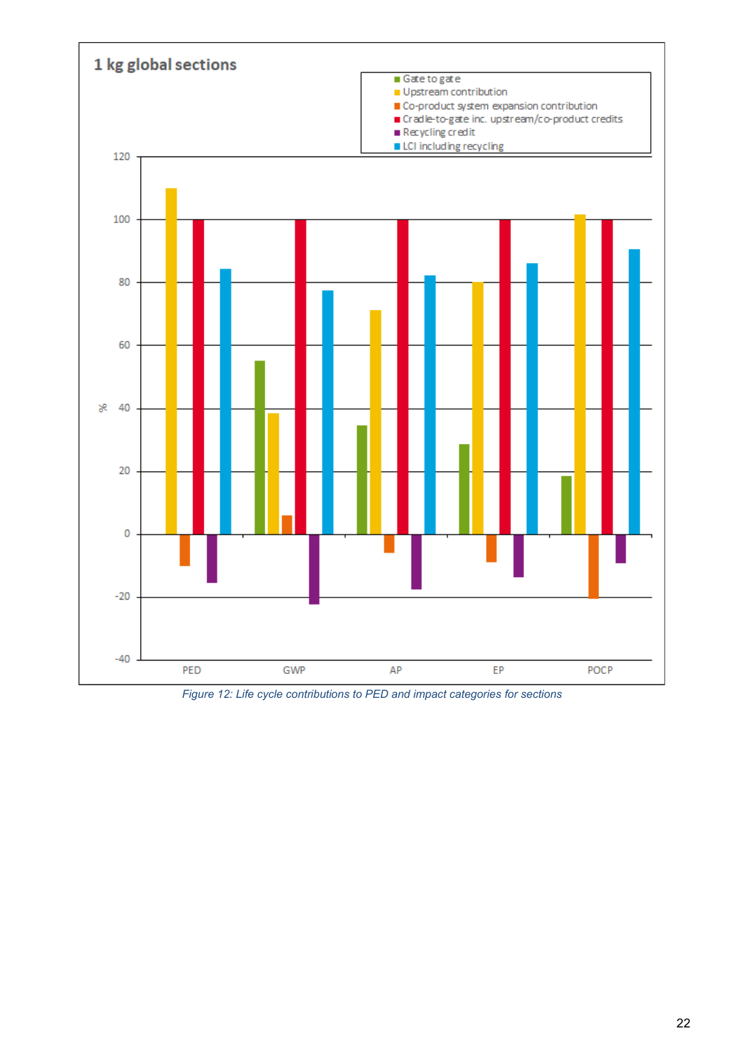**1 kg global sections**

- Gate to gate
- Upstream contribution
- Co-product system expansion contribution
- Cradle-to-gate inc. upstream/co-product credits
- Recycling credit
- LCI including recycling

Figure 12: Life cycle contributions to PED and impact categories for sections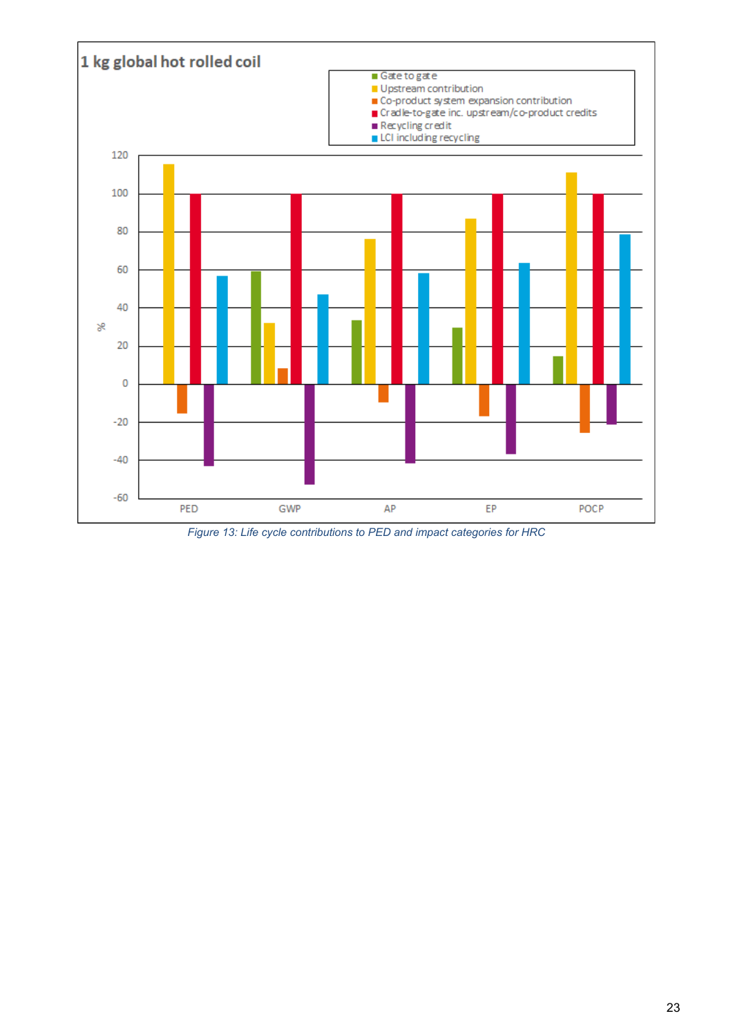**1 kg global hot rolled coil**

- Gate to gate
- Upstream contribution
- Co-product system expansion contribution
- Cradle-to-gate inc. upstream/co-product credits
- Recycling credit
- LCI including recycling

*Figure 13: Life cycle contributions to PED and impact categories for HRC*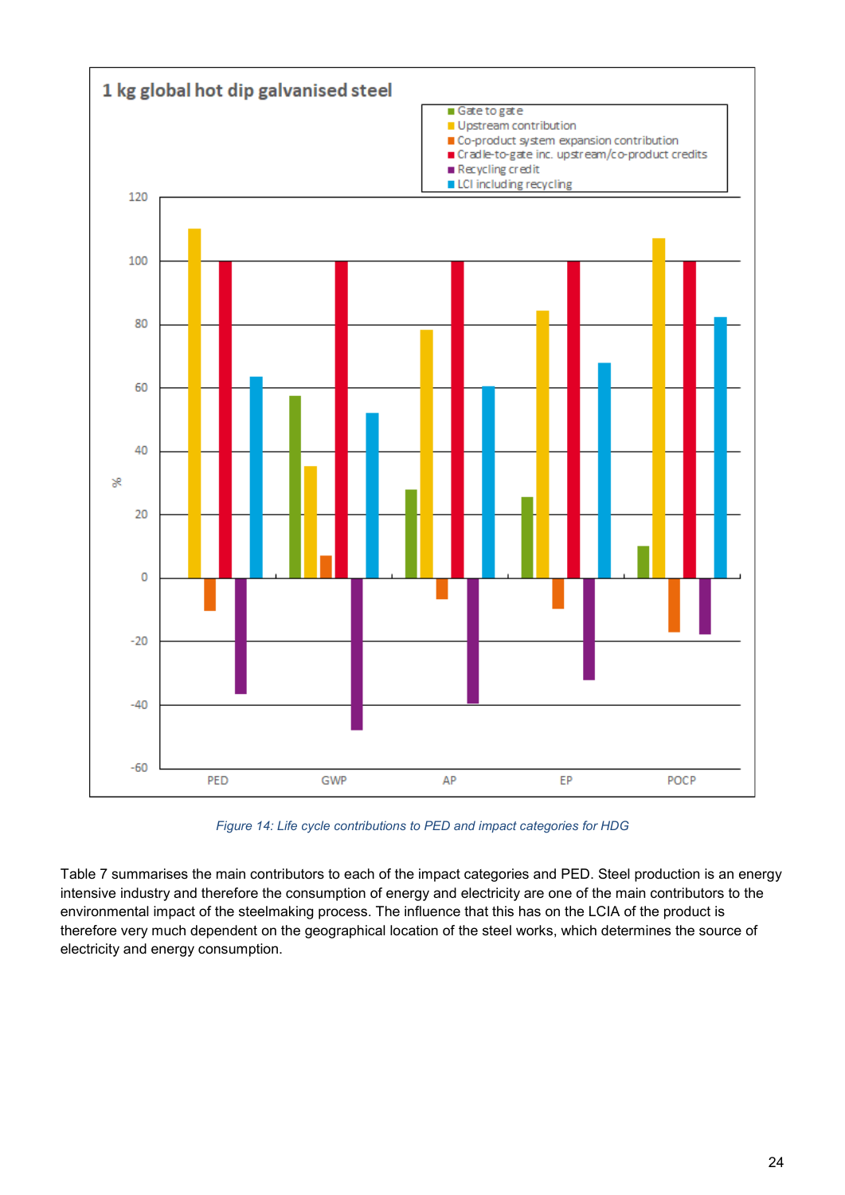Figure 14: Life cycle contributions to PED and impact categories for HDG

Table 7 summarises the main contributors to each of the impact categories and PED. Steel production is an energy intensive industry and therefore the consumption of energy and electricity are one of the main contributors to the environmental impact of the steelmaking process. The influence that this has on the LCIA of the product is therefore very much dependent on the geographical location of the steel works, which determines the source of electricity and energy consumption.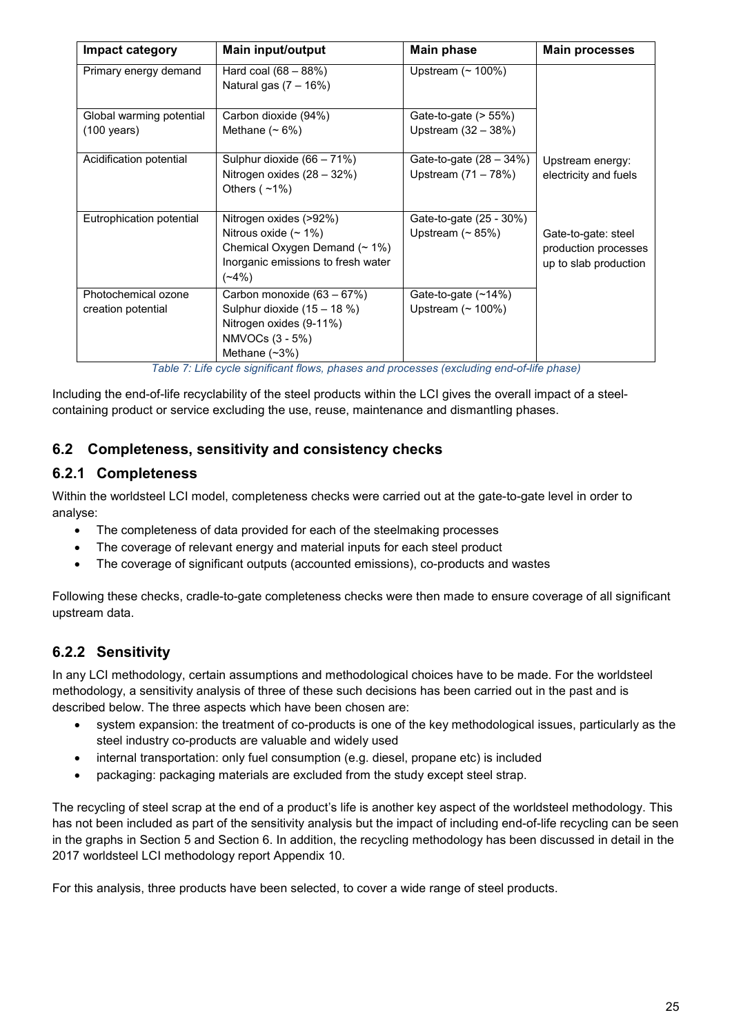| Impact category | Main input/output | Main phase | Main processes |
|---|---|---|---|
| Primary energy demand | Hard coal (68 – 88%)<br>Natural gas (7 – 16%) | Upstream (~ 100%) | Upstream energy: electricity and fuels<br><br>Gate-to-gate: steel production processes up to slab production |
| Global warming potential (100 years) | Carbon dioxide (94%)<br>Methane (~ 6%) | Gate-to-gate (> 55%)<br>Upstream (32 – 38%) | |
| Acidification potential | Sulphur dioxide (66 – 71%)<br>Nitrogen oxides (28 – 32%)<br>Others ( ~1%) | Gate-to-gate (28 – 34%)<br>Upstream (71 – 78%) | |
| Eutrophication potential | Nitrogen oxides (>92%)<br>Nitrous oxide (~ 1%)<br>Chemical Oxygen Demand (~ 1%)<br>Inorganic emissions to fresh water (~4%) | Gate-to-gate (25 - 30%)<br>Upstream (~ 85%) | |
| Photochemical ozone creation potential | Carbon monoxide (63 – 67%)<br>Sulphur dioxide (15 – 18 %)<br>Nitrogen oxides (9-11%)<br>NMVOCs (3 - 5%)<br>Methane (~3%) | Gate-to-gate (~14%)<br>Upstream (~ 100%) | |

*Table 7: Life cycle significant flows, phases and processes (excluding end-of-life phase)*

Including the end-of-life recyclability of the steel products within the LCI gives the overall impact of a steel-containing product or service excluding the use, reuse, maintenance and dismantling phases.

## 6.2 Completeness, sensitivity and consistency checks

### 6.2.1 Completeness

Within the worldsteel LCI model, completeness checks were carried out at the gate-to-gate level in order to analyse:

- The completeness of data provided for each of the steelmaking processes
- The coverage of relevant energy and material inputs for each steel product
- The coverage of significant outputs (accounted emissions), co-products and wastes

Following these checks, cradle-to-gate completeness checks were then made to ensure coverage of all significant upstream data.

### 6.2.2 Sensitivity

In any LCI methodology, certain assumptions and methodological choices have to be made. For the worldsteel methodology, a sensitivity analysis of three of these such decisions has been carried out in the past and is described below. The three aspects which have been chosen are:

- system expansion: the treatment of co-products is one of the key methodological issues, particularly as the steel industry co-products are valuable and widely used
- internal transportation: only fuel consumption (e.g. diesel, propane etc) is included
- packaging: packaging materials are excluded from the study except steel strap.

The recycling of steel scrap at the end of a product's life is another key aspect of the worldsteel methodology. This has not been included as part of the sensitivity analysis but the impact of including end-of-life recycling can be seen in the graphs in Section 5 and Section 6. In addition, the recycling methodology has been discussed in detail in the 2017 worldsteel LCI methodology report Appendix 10.

For this analysis, three products have been selected, to cover a wide range of steel products.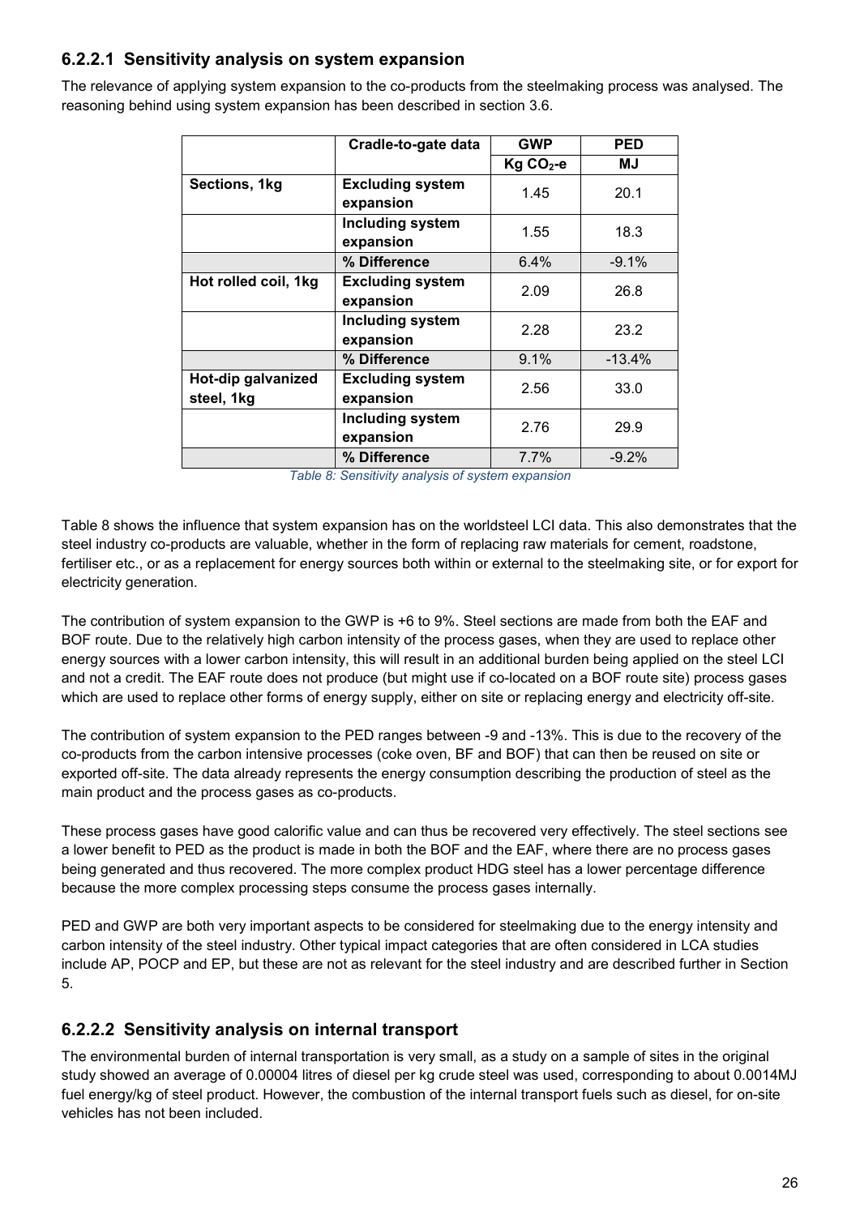### 6.2.2.1 Sensitivity analysis on system expansion

The relevance of applying system expansion to the co-products from the steelmaking process was analysed. The reasoning behind using system expansion has been described in section 3.6.

| | Cradle-to-gate data | GWP | PED |
|---|---|---|---|
| | | Kg $CO_2$-e | MJ |
| **Sections, 1kg** | **Excluding system expansion** | 1.45 | 20.1 |
| | **Including system expansion** | 1.55 | 18.3 |
| | **% Difference** | 6.4% | -9.1% |
| **Hot rolled coil, 1kg** | **Excluding system expansion** | 2.09 | 26.8 |
| | **Including system expansion** | 2.28 | 23.2 |
| | **% Difference** | 9.1% | -13.4% |
| **Hot-dip galvanized steel, 1kg** | **Excluding system expansion** | 2.56 | 33.0 |
| | **Including system expansion** | 2.76 | 29.9 |
| | **% Difference** | 7.7% | -9.2% |

*Table 8: Sensitivity analysis of system expansion*

Table 8 shows the influence that system expansion has on the worldsteel LCI data. This also demonstrates that the steel industry co-products are valuable, whether in the form of replacing raw materials for cement, roadstone, fertiliser etc., or as a replacement for energy sources both within or external to the steelmaking site, or for export for electricity generation.

The contribution of system expansion to the GWP is +6 to 9%. Steel sections are made from both the EAF and BOF route. Due to the relatively high carbon intensity of the process gases, when they are used to replace other energy sources with a lower carbon intensity, this will result in an additional burden being applied on the steel LCI and not a credit. The EAF route does not produce (but might use if co-located on a BOF route site) process gases which are used to replace other forms of energy supply, either on site or replacing energy and electricity off-site.

The contribution of system expansion to the PED ranges between -9 and -13%. This is due to the recovery of the co-products from the carbon intensive processes (coke oven, BF and BOF) that can then be reused on site or exported off-site. The data already represents the energy consumption describing the production of steel as the main product and the process gases as co-products.

These process gases have good calorific value and can thus be recovered very effectively. The steel sections see a lower benefit to PED as the product is made in both the BOF and the EAF, where there are no process gases being generated and thus recovered. The more complex product HDG steel has a lower percentage difference because the more complex processing steps consume the process gases internally.

PED and GWP are both very important aspects to be considered for steelmaking due to the energy intensity and carbon intensity of the steel industry. Other typical impact categories that are often considered in LCA studies include AP, POCP and EP, but these are not as relevant for the steel industry and are described further in Section 5.

### 6.2.2.2 Sensitivity analysis on internal transport

The environmental burden of internal transportation is very small, as a study on a sample of sites in the original study showed an average of 0.00004 litres of diesel per kg crude steel was used, corresponding to about 0.0014MJ fuel energy/kg of steel product. However, the combustion of the internal transport fuels such as diesel, for on-site vehicles has not been included.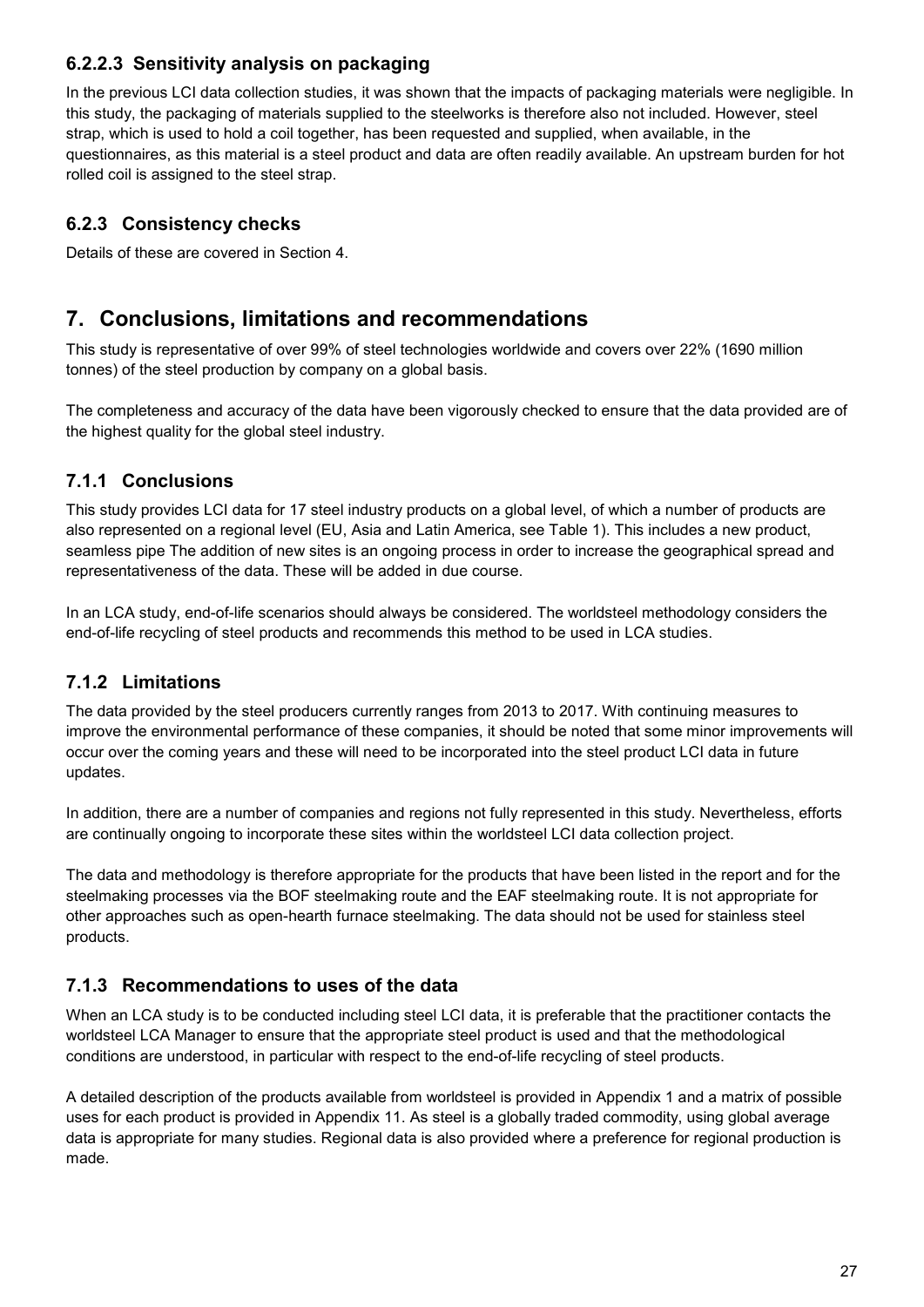#### 6.2.2.3 Sensitivity analysis on packaging

In the previous LCI data collection studies, it was shown that the impacts of packaging materials were negligible. In this study, the packaging of materials supplied to the steelworks is therefore also not included. However, steel strap, which is used to hold a coil together, has been requested and supplied, when available, in the questionnaires, as this material is a steel product and data are often readily available. An upstream burden for hot rolled coil is assigned to the steel strap.

### 6.2.3 Consistency checks

Details of these are covered in Section 4.

# 7. Conclusions, limitations and recommendations

This study is representative of over 99% of steel technologies worldwide and covers over 22% (1690 million tonnes) of the steel production by company on a global basis.

The completeness and accuracy of the data have been vigorously checked to ensure that the data provided are of the highest quality for the global steel industry.

### 7.1.1 Conclusions

This study provides LCI data for 17 steel industry products on a global level, of which a number of products are also represented on a regional level (EU, Asia and Latin America, see Table 1). This includes a new product, seamless pipe The addition of new sites is an ongoing process in order to increase the geographical spread and representativeness of the data. These will be added in due course.

In an LCA study, end-of-life scenarios should always be considered. The worldsteel methodology considers the end-of-life recycling of steel products and recommends this method to be used in LCA studies.

### 7.1.2 Limitations

The data provided by the steel producers currently ranges from 2013 to 2017. With continuing measures to improve the environmental performance of these companies, it should be noted that some minor improvements will occur over the coming years and these will need to be incorporated into the steel product LCI data in future updates.

In addition, there are a number of companies and regions not fully represented in this study. Nevertheless, efforts are continually ongoing to incorporate these sites within the worldsteel LCI data collection project.

The data and methodology is therefore appropriate for the products that have been listed in the report and for the steelmaking processes via the BOF steelmaking route and the EAF steelmaking route. It is not appropriate for other approaches such as open-hearth furnace steelmaking. The data should not be used for stainless steel products.

### 7.1.3 Recommendations to uses of the data

When an LCA study is to be conducted including steel LCI data, it is preferable that the practitioner contacts the worldsteel LCA Manager to ensure that the appropriate steel product is used and that the methodological conditions are understood, in particular with respect to the end-of-life recycling of steel products.

A detailed description of the products available from worldsteel is provided in Appendix 1 and a matrix of possible uses for each product is provided in Appendix 11. As steel is a globally traded commodity, using global average data is appropriate for many studies. Regional data is also provided where a preference for regional production is made.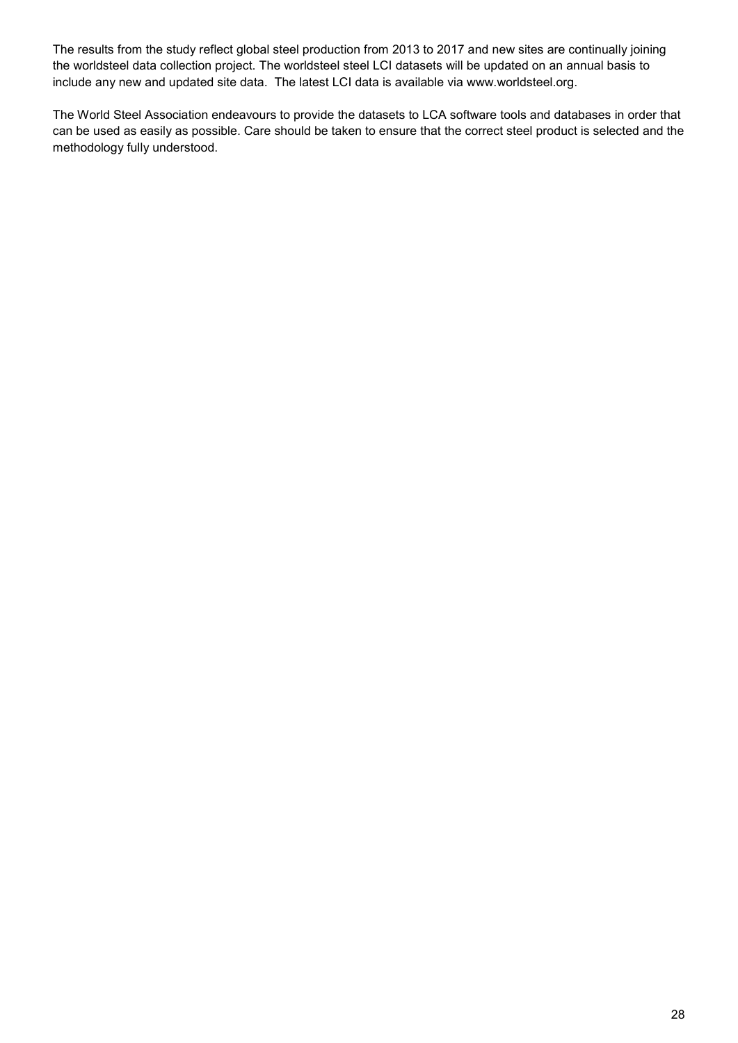The results from the study reflect global steel production from 2013 to 2017 and new sites are continually joining the worldsteel data collection project. The worldsteel steel LCI datasets will be updated on an annual basis to include any new and updated site data. The latest LCI data is available via www.worldsteel.org.

The World Steel Association endeavours to provide the datasets to LCA software tools and databases in order that can be used as easily as possible. Care should be taken to ensure that the correct steel product is selected and the methodology fully understood.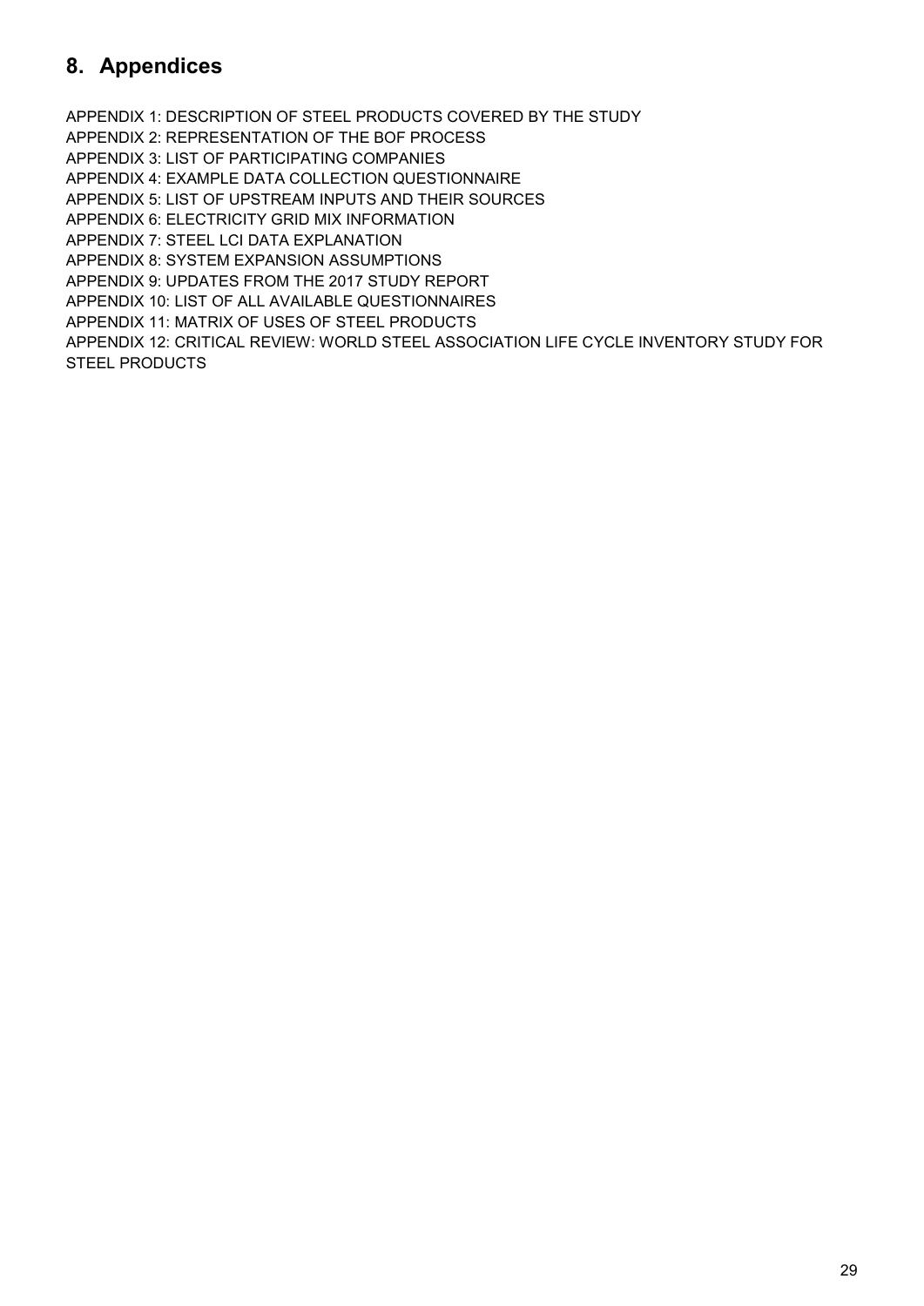## 8. Appendices

APPENDIX 1: DESCRIPTION OF STEEL PRODUCTS COVERED BY THE STUDY
APPENDIX 2: REPRESENTATION OF THE BOF PROCESS
APPENDIX 3: LIST OF PARTICIPATING COMPANIES
APPENDIX 4: EXAMPLE DATA COLLECTION QUESTIONNAIRE
APPENDIX 5: LIST OF UPSTREAM INPUTS AND THEIR SOURCES
APPENDIX 6: ELECTRICITY GRID MIX INFORMATION
APPENDIX 7: STEEL LCI DATA EXPLANATION
APPENDIX 8: SYSTEM EXPANSION ASSUMPTIONS
APPENDIX 9: UPDATES FROM THE 2017 STUDY REPORT
APPENDIX 10: LIST OF ALL AVAILABLE QUESTIONNAIRES
APPENDIX 11: MATRIX OF USES OF STEEL PRODUCTS
APPENDIX 12: CRITICAL REVIEW: WORLD STEEL ASSOCIATION LIFE CYCLE INVENTORY STUDY FOR STEEL PRODUCTS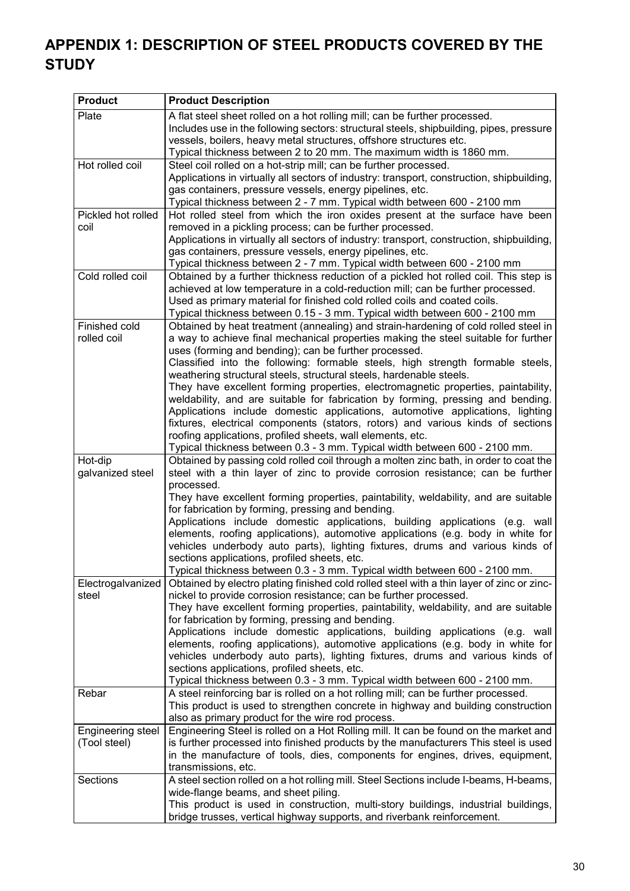# APPENDIX 1: DESCRIPTION OF STEEL PRODUCTS COVERED BY THE STUDY

| Product | Product Description |
|---|---|
| Plate | A flat steel sheet rolled on a hot rolling mill; can be further processed.<br>Includes use in the following sectors: structural steels, shipbuilding, pipes, pressure vessels, boilers, heavy metal structures, offshore structures etc.<br>Typical thickness between 2 to 20 mm. The maximum width is 1860 mm. |
| Hot rolled coil | Steel coil rolled on a hot-strip mill; can be further processed.<br>Applications in virtually all sectors of industry: transport, construction, shipbuilding, gas containers, pressure vessels, energy pipelines, etc.<br>Typical thickness between 2 - 7 mm. Typical width between 600 - 2100 mm |
| Pickled hot rolled coil | Hot rolled steel from which the iron oxides present at the surface have been removed in a pickling process; can be further processed.<br>Applications in virtually all sectors of industry: transport, construction, shipbuilding, gas containers, pressure vessels, energy pipelines, etc.<br>Typical thickness between 2 - 7 mm. Typical width between 600 - 2100 mm |
| Cold rolled coil | Obtained by a further thickness reduction of a pickled hot rolled coil. This step is achieved at low temperature in a cold-reduction mill; can be further processed.<br>Used as primary material for finished cold rolled coils and coated coils.<br>Typical thickness between 0.15 - 3 mm. Typical width between 600 - 2100 mm |
| Finished cold rolled coil | Obtained by heat treatment (annealing) and strain-hardening of cold rolled steel in a way to achieve final mechanical properties making the steel suitable for further uses (forming and bending); can be further processed.<br>Classified into the following: formable steels, high strength formable steels, weathering structural steels, structural steels, hardenable steels.<br>They have excellent forming properties, electromagnetic properties, paintability, weldability, and are suitable for fabrication by forming, pressing and bending. Applications include domestic applications, automotive applications, lighting fixtures, electrical components (stators, rotors) and various kinds of sections roofing applications, profiled sheets, wall elements, etc.<br>Typical thickness between 0.3 - 3 mm. Typical width between 600 - 2100 mm. |
| Hot-dip galvanized steel | Obtained by passing cold rolled coil through a molten zinc bath, in order to coat the steel with a thin layer of zinc to provide corrosion resistance; can be further processed.<br>They have excellent forming properties, paintability, weldability, and are suitable for fabrication by forming, pressing and bending.<br>Applications include domestic applications, building applications (e.g. wall elements, roofing applications), automotive applications (e.g. body in white for vehicles underbody auto parts), lighting fixtures, drums and various kinds of sections applications, profiled sheets, etc.<br>Typical thickness between 0.3 - 3 mm. Typical width between 600 - 2100 mm. |
| Electrogalvanized steel | Obtained by electro plating finished cold rolled steel with a thin layer of zinc or zinc-nickel to provide corrosion resistance; can be further processed.<br>They have excellent forming properties, paintability, weldability, and are suitable for fabrication by forming, pressing and bending.<br>Applications include domestic applications, building applications (e.g. wall elements, roofing applications), automotive applications (e.g. body in white for vehicles underbody auto parts), lighting fixtures, drums and various kinds of sections applications, profiled sheets, etc.<br>Typical thickness between 0.3 - 3 mm. Typical width between 600 - 2100 mm. |
| Rebar | A steel reinforcing bar is rolled on a hot rolling mill; can be further processed.<br>This product is used to strengthen concrete in highway and building construction also as primary product for the wire rod process. |
| Engineering steel (Tool steel) | Engineering Steel is rolled on a Hot Rolling mill. It can be found on the market and is further processed into finished products by the manufacturers This steel is used in the manufacture of tools, dies, components for engines, drives, equipment, transmissions, etc. |
| Sections | A steel section rolled on a hot rolling mill. Steel Sections include I-beams, H-beams, wide-flange beams, and sheet piling.<br>This product is used in construction, multi-story buildings, industrial buildings, bridge trusses, vertical highway supports, and riverbank reinforcement. |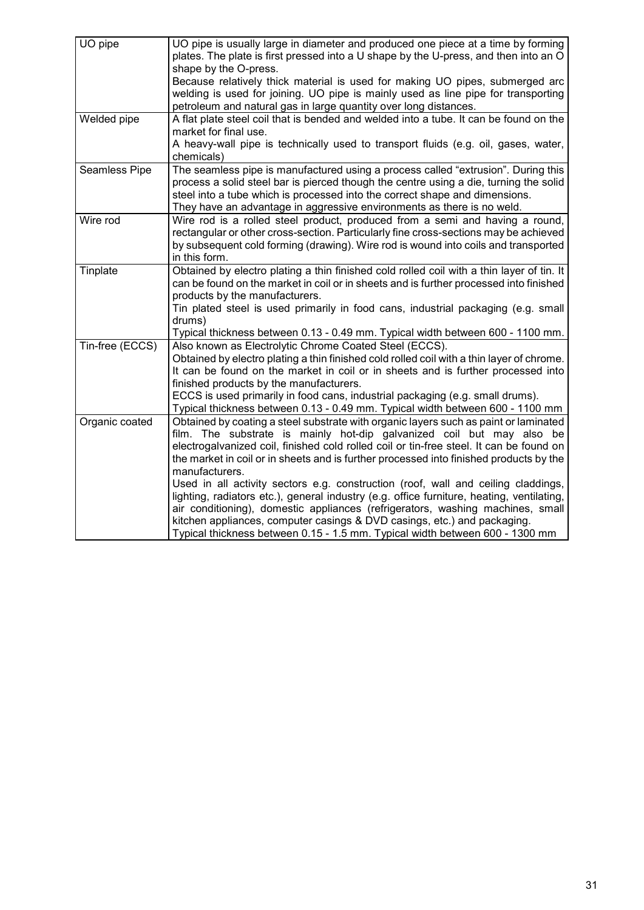| | |
|---|---|
| UO pipe | UO pipe is usually large in diameter and produced one piece at a time by forming plates. The plate is first pressed into a U shape by the U-press, and then into an O shape by the O-press.<br>Because relatively thick material is used for making UO pipes, submerged arc welding is used for joining. UO pipe is mainly used as line pipe for transporting petroleum and natural gas in large quantity over long distances. |
| Welded pipe | A flat plate steel coil that is bended and welded into a tube. It can be found on the market for final use.<br>A heavy-wall pipe is technically used to transport fluids (e.g. oil, gases, water, chemicals) |
| Seamless Pipe | The seamless pipe is manufactured using a process called "extrusion". During this process a solid steel bar is pierced though the centre using a die, turning the solid steel into a tube which is processed into the correct shape and dimensions.<br>They have an advantage in aggressive environments as there is no weld. |
| Wire rod | Wire rod is a rolled steel product, produced from a semi and having a round, rectangular or other cross-section. Particularly fine cross-sections may be achieved by subsequent cold forming (drawing). Wire rod is wound into coils and transported in this form. |
| Tinplate | Obtained by electro plating a thin finished cold rolled coil with a thin layer of tin. It can be found on the market in coil or in sheets and is further processed into finished products by the manufacturers.<br>Tin plated steel is used primarily in food cans, industrial packaging (e.g. small drums)<br>Typical thickness between 0.13 - 0.49 mm. Typical width between 600 - 1100 mm. |
| Tin-free (ECCS) | Also known as Electrolytic Chrome Coated Steel (ECCS).<br>Obtained by electro plating a thin finished cold rolled coil with a thin layer of chrome. It can be found on the market in coil or in sheets and is further processed into finished products by the manufacturers.<br>ECCS is used primarily in food cans, industrial packaging (e.g. small drums).<br>Typical thickness between 0.13 - 0.49 mm. Typical width between 600 - 1100 mm |
| Organic coated | Obtained by coating a steel substrate with organic layers such as paint or laminated film. The substrate is mainly hot-dip galvanized coil but may also be electrogalvanized coil, finished cold rolled coil or tin-free steel. It can be found on the market in coil or in sheets and is further processed into finished products by the manufacturers.<br>Used in all activity sectors e.g. construction (roof, wall and ceiling claddings, lighting, radiators etc.), general industry (e.g. office furniture, heating, ventilating, air conditioning), domestic appliances (refrigerators, washing machines, small kitchen appliances, computer casings & DVD casings, etc.) and packaging.<br>Typical thickness between 0.15 - 1.5 mm. Typical width between 600 - 1300 mm |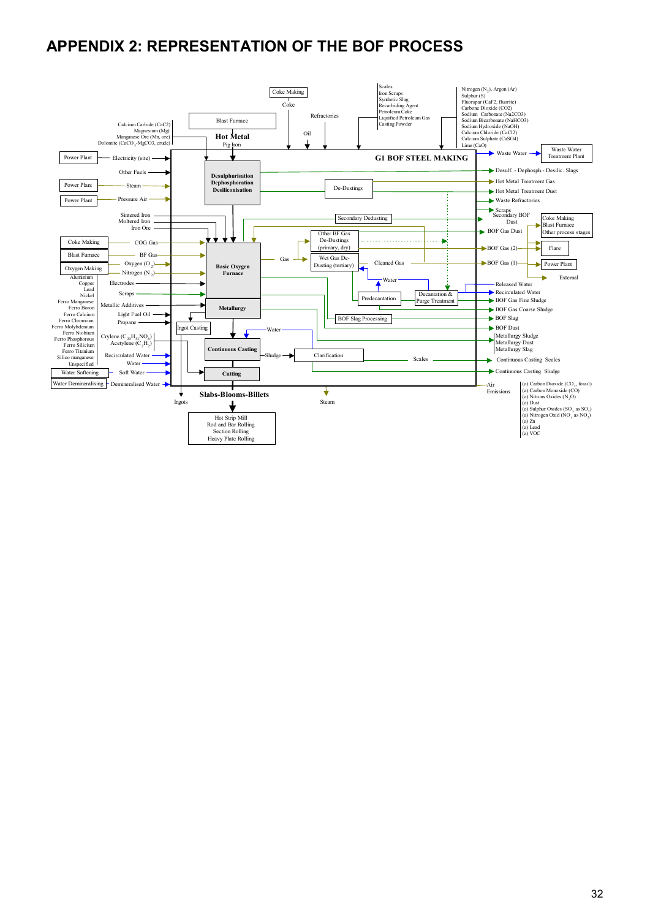# APPENDIX 2: REPRESENTATION OF THE BOF PROCESS

**G1 BOF STEEL MAKING**

**Inputs (upstream):**

- Coke Making → Coke
- Blast Furnace → Hot Metal (Pig Iron)
- Refractories
- Oil
- Scales, Iron Scraps, Synthetic Slag, Recarbiding Agent, Petroleum Coke, Liquified Petroleum Gas, Casting Powder
- Nitrogen ($N_2$), Argon (Ar), Sulphur (S), Fluorspar ($CaF_2$, fluorite), Carbone Dioxide ($CO_2$), Sodium Carbonate ($Na_2CO_3$), Sodium Bicarbonate ($NaHCO_3$), Sodium Hydroxide (NaOH), Calcium Chloride ($CaCl_2$), Calcium Sulphate ($CaSO_4$), Lime (CaO)
- Calcium Carbide ($CaC_2$), Magnesium (Mg), Manganese Ore (Mn, ore), Dolomite ($CaCO_3$-$MgCO_3$, crude)

**Inputs (left side):**

- Power Plant → Electricity (site)
- Other Fuels
- Power Plant → Steam
- Power Plant → Pressure Air
- Sintered Iron, Moltered Iron, Iron Ore
- Coke Making → COG Gas
- Blast Furnace → BF Gas
- Oxygen Making → Oxygen ($O_2$), Nitrogen ($N_2$)
- Electrodes
- Scraps
- Aluminium, Copper, Lead, Nickel, Ferro Manganese, Ferro Boron, Ferro Calcium, Ferro Chromium, Ferro Molybdenium, Ferro Niobium, Ferro Phosphorous, Ferro Silicium, Ferro Titanium, Silico manganese, Unspecified → Metallic Additives
- Light Fuel Oil
- Propane
- Crylene ($C_{20}H_{31}NO_6$), Acetylene ($C_2H_2$)
- Recirculated Water
- Water
- Water Softening → Soft Water
- Water Demineralising → Demineralised Water

**Process stages:**

- Desulphurisation, Dephosphoration, Desiliconisation
- De-Dustings
- Secondary Dedusting
- Basic Oxygen Furnace
- Other BF Gas De-Dustings (primary, dry)
- Gas → Wet Gas De-Dusting (tertiary) → Cleaned Gas
- Water → Predecantation → Decantation & Purge Treatment
- Metallurgy
- BOF Slag Processing
- Ingot Casting → Ingots
- Continuous Casting → Sludge → Clarification
- Cutting
- Slabs-Blooms-Billets → Hot Strip Mill, Rod and Bar Rolling, Section Rolling, Heavy Plate Rolling
- Steam

**Outputs:**

- Waste Water → Waste Water Treatment Plant
- Desulf. - Dephosph.- Desilic. Slags
- Hot Metal Treatment Gas
- Hot Metal Treatment Dust
- Waste Refractories
- Scraps
- Secondary BOF Dust → Coke Making, Blast Furnace, Other process stages
- BOF Gas Dust
- BOF Gas (2) → Flare
- BOF Gas (1) → Power Plant
- External
- Released Water
- Recirculated Water
- BOF Gas Fine Sludge
- BOF Gas Coarse Sludge
- BOF Slag
- BOF Dust
- Metallurgy Sludge, Metallurgy Dust, Metallurgy Slag
- Scales → Continuous Casting Scales
- Continuous Casting Sludge
- Air Emissions: (a) Carbon Dioxide ($CO_2$, fossil), (a) Carbon Monoxide (CO), (a) Nitrous Oxides ($N_2O$), (a) Dust, (a) Sulphur Oxides ($SO_x$ as $SO_2$), (a) Nitrogen Oxid ($NO_x$ as $NO_2$), (a) Zn, (a) Lead, (a) VOC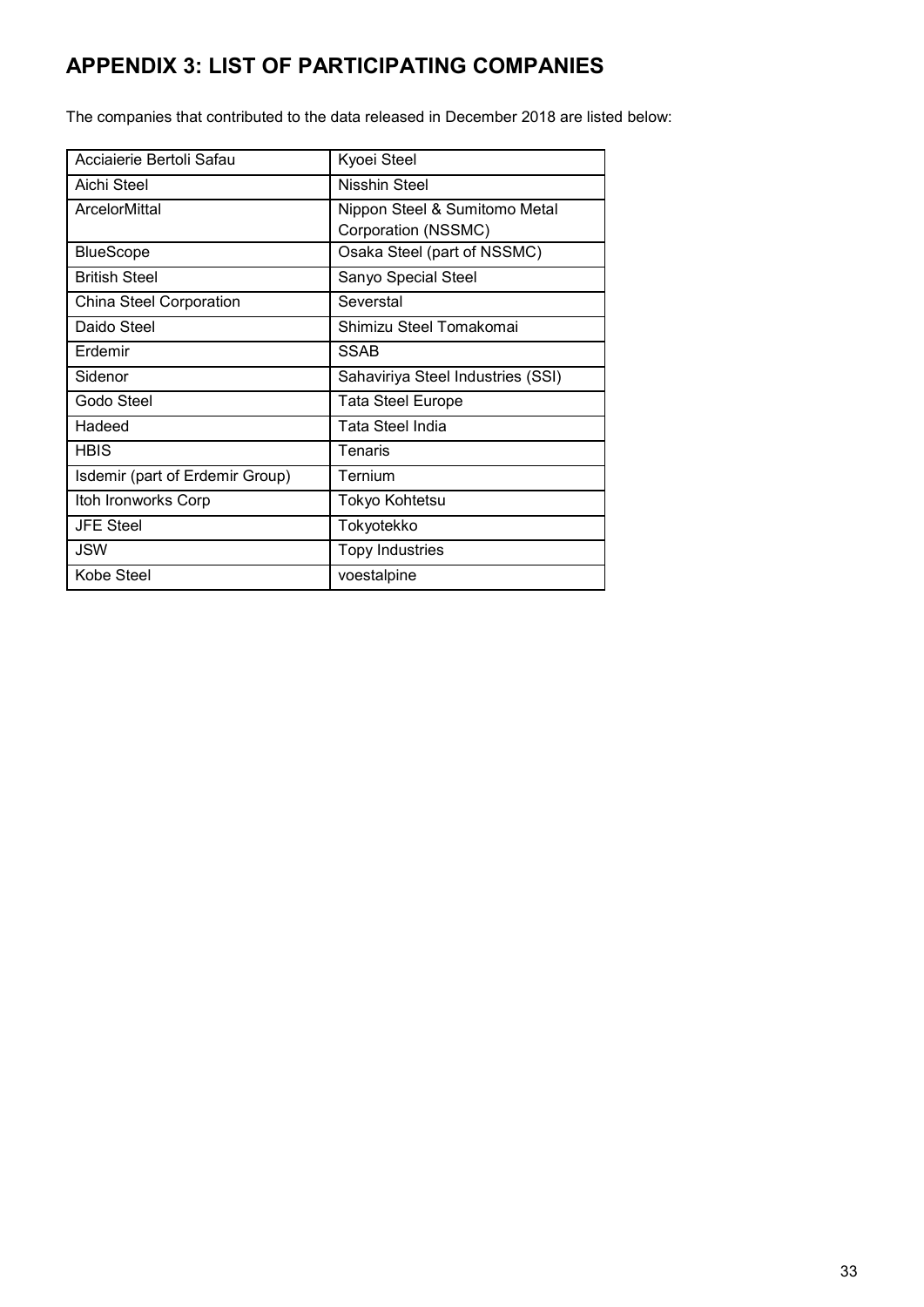# APPENDIX 3: LIST OF PARTICIPATING COMPANIES

The companies that contributed to the data released in December 2018 are listed below:

| | |
|---|---|
| Acciaierie Bertoli Safau | Kyoei Steel |
| Aichi Steel | Nisshin Steel |
| ArcelorMittal | Nippon Steel & Sumitomo Metal Corporation (NSSMC) |
| BlueScope | Osaka Steel (part of NSSMC) |
| British Steel | Sanyo Special Steel |
| China Steel Corporation | Severstal |
| Daido Steel | Shimizu Steel Tomakomai |
| Erdemir | SSAB |
| Sidenor | Sahaviriya Steel Industries (SSI) |
| Godo Steel | Tata Steel Europe |
| Hadeed | Tata Steel India |
| HBIS | Tenaris |
| Isdemir (part of Erdemir Group) | Ternium |
| Itoh Ironworks Corp | Tokyo Kohtetsu |
| JFE Steel | Tokyotekko |
| JSW | Topy Industries |
| Kobe Steel | voestalpine |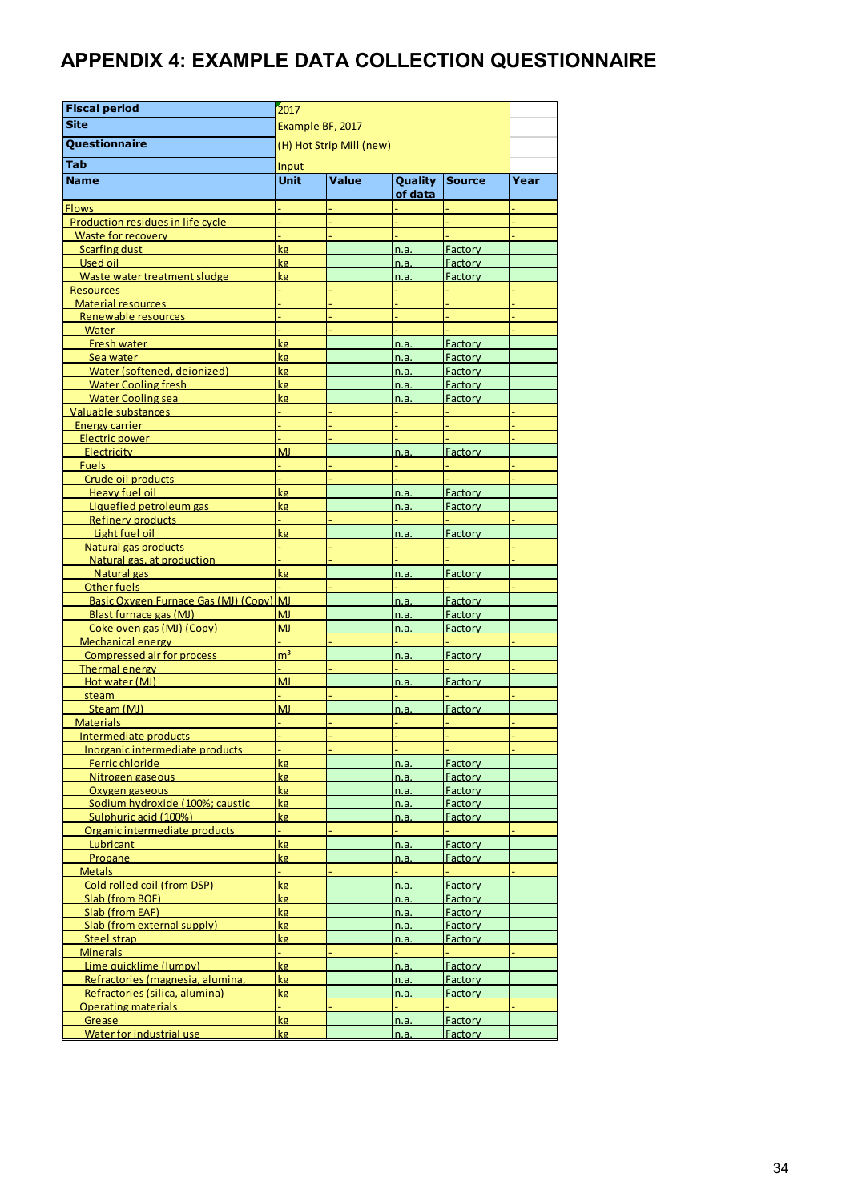## APPENDIX 4: EXAMPLE DATA COLLECTION QUESTIONNAIRE

| Fiscal period | 2017 | | | | |
|---|---|---|---|---|---|
| Site | Example BF, 2017 | | | | |
| Questionnaire | (H) Hot Strip Mill (new) | | | | |
| Tab | Input | | | | |
| **Name** | **Unit** | **Value** | **Quality of data** | **Source** | **Year** |
| Flows | - | - | - | - | - |
| Production residues in life cycle | - | - | - | - | - |
| Waste for recovery | - | - | - | - | - |
| Scarfing dust | kg | | n.a. | Factory | |
| Used oil | kg | | n.a. | Factory | |
| Waste water treatment sludge | kg | | n.a. | Factory | |
| Resources | - | - | - | - | - |
| Material resources | - | - | - | - | - |
| Renewable resources | - | - | - | - | - |
| Water | - | - | - | - | - |
| Fresh water | kg | | n.a. | Factory | |
| Sea water | kg | | n.a. | Factory | |
| Water (softened, deionized) | kg | | n.a. | Factory | |
| Water Cooling fresh | kg | | n.a. | Factory | |
| Water Cooling sea | kg | | n.a. | Factory | |
| Valuable substances | - | - | - | - | - |
| Energy carrier | - | - | - | - | - |
| Electric power | - | - | - | - | - |
| Electricity | MJ | | n.a. | Factory | |
| Fuels | - | - | - | - | - |
| Crude oil products | - | - | - | - | - |
| Heavy fuel oil | kg | | n.a. | Factory | |
| Liquefied petroleum gas | kg | | n.a. | Factory | |
| Refinery products | - | - | - | - | - |
| Light fuel oil | kg | | n.a. | Factory | |
| Natural gas products | - | - | - | - | - |
| Natural gas, at production | - | - | - | - | - |
| Natural gas | kg | | n.a. | Factory | |
| Other fuels | - | - | - | - | - |
| Basic Oxygen Furnace Gas (MJ) (Copy) | MJ | | n.a. | Factory | |
| Blast furnace gas (MJ) | MJ | | n.a. | Factory | |
| Coke oven gas (MJ) (Copy) | MJ | | n.a. | Factory | |
| Mechanical energy | - | - | - | - | - |
| Compressed air for process | $m^3$ | | n.a. | Factory | |
| Thermal energy | - | - | - | - | - |
| Hot water (MJ) | MJ | | n.a. | Factory | |
| steam | - | - | - | - | - |
| Steam (MJ) | MJ | | n.a. | Factory | |
| Materials | - | - | - | - | - |
| Intermediate products | - | - | - | - | - |
| Inorganic intermediate products | - | - | - | - | - |
| Ferric chloride | kg | | n.a. | Factory | |
| Nitrogen gaseous | kg | | n.a. | Factory | |
| Oxygen gaseous | kg | | n.a. | Factory | |
| Sodium hydroxide (100%; caustic | kg | | n.a. | Factory | |
| Sulphuric acid (100%) | kg | | n.a. | Factory | |
| Organic intermediate products | - | - | - | - | - |
| Lubricant | kg | | n.a. | Factory | |
| Propane | kg | | n.a. | Factory | |
| Metals | - | - | - | - | - |
| Cold rolled coil (from DSP) | kg | | n.a. | Factory | |
| Slab (from BOF) | kg | | n.a. | Factory | |
| Slab (from EAF) | kg | | n.a. | Factory | |
| Slab (from external supply) | kg | | n.a. | Factory | |
| Steel strap | kg | | n.a. | Factory | |
| Minerals | - | - | - | - | - |
| Lime quicklime (lumpy) | kg | | n.a. | Factory | |
| Refractories (magnesia, alumina, | kg | | n.a. | Factory | |
| Refractories (silica, alumina) | kg | | n.a. | Factory | |
| Operating materials | - | - | - | - | - |
| Grease | kg | | n.a. | Factory | |
| Water for industrial use | kg | | n.a. | Factory | |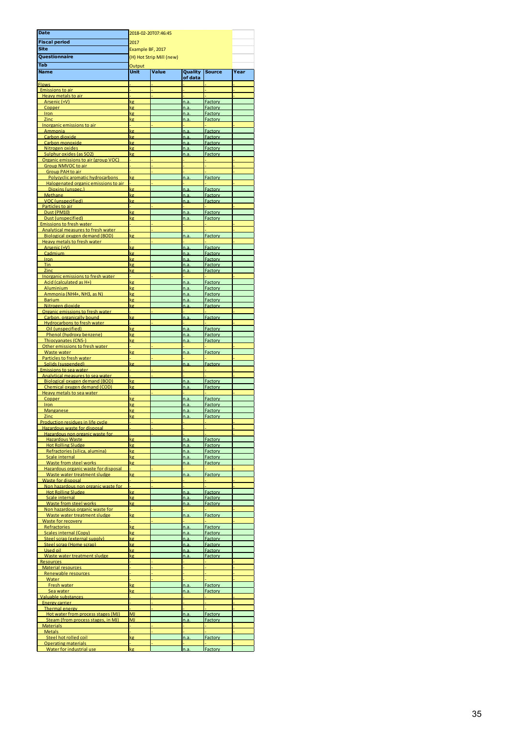| Date | 2018-02-20T07:46:45 | | | | |
|---|---|---|---|---|---|
| Fiscal period | 2017 | | | | |
| Site | Example BF, 2017 | | | | |
| Questionnaire | (H) Hot Strip Mill (new) | | | | |
| Tab | Output | | | | |
| **Name** | **Unit** | **Value** | **Quality of data** | **Source** | **Year** |
| Flows | - | - | - | - | - |
| Emissions to air | - | - | - | - | - |
| Heavy metals to air | - | - | - | - | - |
| Arsenic (+V) | kg | | n.a. | Factory | |
| Copper | kg | | n.a. | Factory | |
| Iron | kg | | n.a. | Factory | |
| Zinc | kg | | n.a. | Factory | |
| Inorganic emissions to air | - | - | - | - | - |
| Ammonia | kg | | n.a. | Factory | |
| Carbon dioxide | kg | | n.a. | Factory | |
| Carbon monoxide | kg | | n.a. | Factory | |
| Nitrogen oxides | kg | | n.a. | Factory | |
| Sulphur oxides (as SO2) | kg | | n.a. | Factory | |
| Organic emissions to air (group VOC) | - | - | - | - | - |
| Group NMVOC to air | - | - | - | - | - |
| Group PAH to air | - | - | - | - | - |
| Polycyclic aromatic hydrocarbons | kg | | n.a. | Factory | |
| Halogenated organic emissions to air | - | - | - | - | - |
| Dioxins (unspec.) | kg | | n.a. | Factory | |
| Methane | kg | | n.a. | Factory | |
| VOC (unspecified) | kg | | n.a. | Factory | |
| Particles to air | - | - | - | - | - |
| Dust (PM10) | kg | | n.a. | Factory | |
| Dust (unspecified) | kg | | n.a. | Factory | |
| Emissions to fresh water | - | - | - | - | - |
| Analytical measures to fresh water | - | - | - | - | - |
| Biological oxygen demand (BOD) | kg | | n.a. | Factory | |
| Heavy metals to fresh water | - | - | - | - | - |
| Arsenic (+V) | kg | | n.a. | Factory | |
| Cadmium | kg | | n.a. | Factory | |
| Iron | kg | | n.a. | Factory | |
| Tin | kg | | n.a. | Factory | |
| Zinc | kg | | n.a. | Factory | |
| Inorganic emissions to fresh water | - | - | - | - | - |
| Acid (calculated as H+) | kg | | n.a. | Factory | |
| Aluminium | kg | | n.a. | Factory | |
| Ammonia (NH4+, NH3, as N) | kg | | n.a. | Factory | |
| Barium | kg | | n.a. | Factory | |
| Nitrogen dioxide | kg | | n.a. | Factory | |
| Organic emissions to fresh water | - | - | - | - | - |
| Carbon, organically bound | kg | | n.a. | Factory | |
| Hydrocarbons to fresh water | - | - | - | - | - |
| Oil (unspecified) | kg | | n.a. | Factory | |
| Phenol (hydroxy benzene) | kg | | n.a. | Factory | |
| Thiocyanates (CNS-) | kg | | n.a. | Factory | |
| Other emissions to fresh water | - | - | - | - | - |
| Waste water | kg | | n.a. | Factory | |
| Particles to fresh water | - | - | - | - | - |
| Solids (suspended) | kg | | n.a. | Factory | |
| Emissions to sea water | - | - | - | - | - |
| Analytical measures to sea water | - | - | - | - | - |
| Biological oxygen demand (BOD) | kg | | n.a. | Factory | |
| Chemical oxygen demand (COD) | kg | | n.a. | Factory | |
| Heavy metals to sea water | - | - | - | - | - |
| Copper | kg | | n.a. | Factory | |
| Iron | kg | | n.a. | Factory | |
| Manganese | kg | | n.a. | Factory | |
| Zinc | kg | | n.a. | Factory | |
| Production residues in life cycle | - | - | - | - | - |
| Hazardous waste for disposal | - | - | - | - | - |
| Hazardous non organic waste for | - | - | - | - | - |
| Hazardous Waste | kg | | n.a. | Factory | |
| Hot Rolling Sludge | kg | | n.a. | Factory | |
| Refractories (silica, alumina) | kg | | n.a. | Factory | |
| Scale internal | kg | | n.a. | Factory | |
| Waste from steel works | kg | | n.a. | Factory | |
| Hazardous organic waste for disposal | - | - | - | - | - |
| Waste water treatment sludge | kg | | n.a. | Factory | |
| Waste for disposal | - | - | - | - | - |
| Non hazardous non organic waste for | - | - | - | - | - |
| Hot Rolling Sludge | kg | | n.a. | Factory | |
| Scale internal | kg | | n.a. | Factory | |
| Waste from steel works | kg | | n.a. | Factory | |
| Non hazardous organic waste for | - | - | - | - | - |
| Waste water treatment sludge | kg | | n.a. | Factory | |
| Waste for recovery | - | - | - | - | - |
| Refractories | kg | | n.a. | Factory | |
| Scales internal (Copy) | kg | | n.a. | Factory | |
| Steel scrap (external supply) | kg | | n.a. | Factory | |
| Steel scrap (Home scrap) | kg | | n.a. | Factory | |
| Used oil | kg | | n.a. | Factory | |
| Waste water treatment sludge | kg | | n.a. | Factory | |
| Resources | - | - | - | - | - |
| Material resources | - | - | - | - | - |
| Renewable resources | - | - | - | - | - |
| Water | - | - | - | - | - |
| Fresh water | kg | | n.a. | Factory | |
| Sea water | kg | | n.a. | Factory | |
| Valuable substances | - | - | - | - | - |
| Energy carrier | - | - | - | - | - |
| Thermal energy | - | - | - | - | - |
| Hot water from process stages (MJ) | MJ | | n.a. | Factory | |
| Steam (from process stages, in MJ) | MJ | | n.a. | Factory | |
| Materials | - | - | - | - | - |
| Metals | - | - | - | - | - |
| Steel hot rolled coil | kg | | n.a. | Factory | |
| Operating materials | - | - | - | - | - |
| Water for industrial use | kg | | n.a. | Factory | |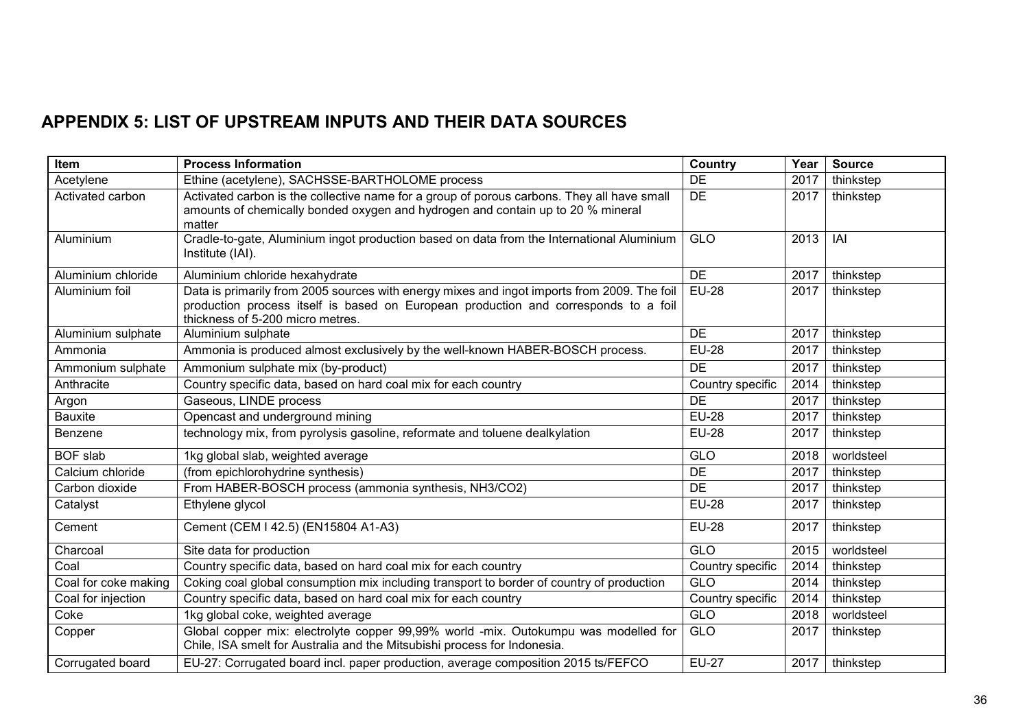## APPENDIX 5: LIST OF UPSTREAM INPUTS AND THEIR DATA SOURCES

| Item | Process Information | Country | Year | Source |
|---|---|---|---|---|
| Acetylene | Ethine (acetylene), SACHSSE-BARTHOLOME process | DE | 2017 | thinkstep |
| Activated carbon | Activated carbon is the collective name for a group of porous carbons. They all have small amounts of chemically bonded oxygen and hydrogen and contain up to 20 % mineral matter | DE | 2017 | thinkstep |
| Aluminium | Cradle-to-gate, Aluminium ingot production based on data from the International Aluminium Institute (IAI). | GLO | 2013 | IAI |
| Aluminium chloride | Aluminium chloride hexahydrate | DE | 2017 | thinkstep |
| Aluminium foil | Data is primarily from 2005 sources with energy mixes and ingot imports from 2009. The foil production process itself is based on European production and corresponds to a foil thickness of 5-200 micro metres. | EU-28 | 2017 | thinkstep |
| Aluminium sulphate | Aluminium sulphate | DE | 2017 | thinkstep |
| Ammonia | Ammonia is produced almost exclusively by the well-known HABER-BOSCH process. | EU-28 | 2017 | thinkstep |
| Ammonium sulphate | Ammonium sulphate mix (by-product) | DE | 2017 | thinkstep |
| Anthracite | Country specific data, based on hard coal mix for each country | Country specific | 2014 | thinkstep |
| Argon | Gaseous, LINDE process | DE | 2017 | thinkstep |
| Bauxite | Opencast and underground mining | EU-28 | 2017 | thinkstep |
| Benzene | technology mix, from pyrolysis gasoline, reformate and toluene dealkylation | EU-28 | 2017 | thinkstep |
| BOF slab | 1kg global slab, weighted average | GLO | 2018 | worldsteel |
| Calcium chloride | (from epichlorohydrine synthesis) | DE | 2017 | thinkstep |
| Carbon dioxide | From HABER-BOSCH process (ammonia synthesis, NH3/CO2) | DE | 2017 | thinkstep |
| Catalyst | Ethylene glycol | EU-28 | 2017 | thinkstep |
| Cement | Cement (CEM I 42.5) (EN15804 A1-A3) | EU-28 | 2017 | thinkstep |
| Charcoal | Site data for production | GLO | 2015 | worldsteel |
| Coal | Country specific data, based on hard coal mix for each country | Country specific | 2014 | thinkstep |
| Coal for coke making | Coking coal global consumption mix including transport to border of country of production | GLO | 2014 | thinkstep |
| Coal for injection | Country specific data, based on hard coal mix for each country | Country specific | 2014 | thinkstep |
| Coke | 1kg global coke, weighted average | GLO | 2018 | worldsteel |
| Copper | Global copper mix: electrolyte copper 99,99% world -mix. Outokumpu was modelled for Chile, ISA smelt for Australia and the Mitsubishi process for Indonesia. | GLO | 2017 | thinkstep |
| Corrugated board | EU-27: Corrugated board incl. paper production, average composition 2015 ts/FEFCO | EU-27 | 2017 | thinkstep |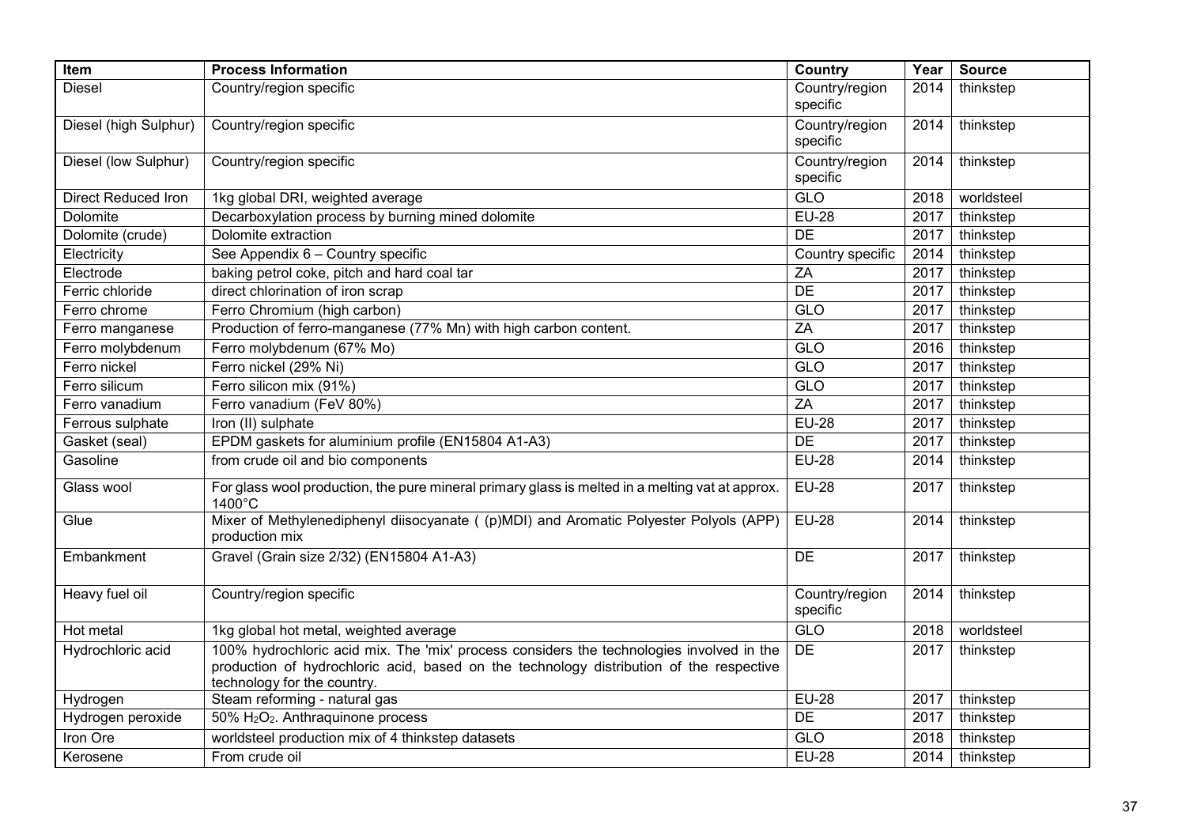| Item | Process Information | Country | Year | Source |
| --- | --- | --- | --- | --- |
| Diesel | Country/region specific | Country/region specific | 2014 | thinkstep |
| Diesel (high Sulphur) | Country/region specific | Country/region specific | 2014 | thinkstep |
| Diesel (low Sulphur) | Country/region specific | Country/region specific | 2014 | thinkstep |
| Direct Reduced Iron | 1kg global DRI, weighted average | GLO | 2018 | worldsteel |
| Dolomite | Decarboxylation process by burning mined dolomite | EU-28 | 2017 | thinkstep |
| Dolomite (crude) | Dolomite extraction | DE | 2017 | thinkstep |
| Electricity | See Appendix 6 – Country specific | Country specific | 2014 | thinkstep |
| Electrode | baking petrol coke, pitch and hard coal tar | ZA | 2017 | thinkstep |
| Ferric chloride | direct chlorination of iron scrap | DE | 2017 | thinkstep |
| Ferro chrome | Ferro Chromium (high carbon) | GLO | 2017 | thinkstep |
| Ferro manganese | Production of ferro-manganese (77% Mn) with high carbon content. | ZA | 2017 | thinkstep |
| Ferro molybdenum | Ferro molybdenum (67% Mo) | GLO | 2016 | thinkstep |
| Ferro nickel | Ferro nickel (29% Ni) | GLO | 2017 | thinkstep |
| Ferro silicum | Ferro silicon mix (91%) | GLO | 2017 | thinkstep |
| Ferro vanadium | Ferro vanadium (FeV 80%) | ZA | 2017 | thinkstep |
| Ferrous sulphate | Iron (II) sulphate | EU-28 | 2017 | thinkstep |
| Gasket (seal) | EPDM gaskets for aluminium profile (EN15804 A1-A3) | DE | 2017 | thinkstep |
| Gasoline | from crude oil and bio components | EU-28 | 2014 | thinkstep |
| Glass wool | For glass wool production, the pure mineral primary glass is melted in a melting vat at approx. 1400°C | EU-28 | 2017 | thinkstep |
| Glue | Mixer of Methylenediphenyl diisocyanate ( (p)MDI) and Aromatic Polyester Polyols (APP) production mix | EU-28 | 2014 | thinkstep |
| Embankment | Gravel (Grain size 2/32) (EN15804 A1-A3) | DE | 2017 | thinkstep |
| Heavy fuel oil | Country/region specific | Country/region specific | 2014 | thinkstep |
| Hot metal | 1kg global hot metal, weighted average | GLO | 2018 | worldsteel |
| Hydrochloric acid | 100% hydrochloric acid mix. The 'mix' process considers the technologies involved in the production of hydrochloric acid, based on the technology distribution of the respective technology for the country. | DE | 2017 | thinkstep |
| Hydrogen | Steam reforming - natural gas | EU-28 | 2017 | thinkstep |
| Hydrogen peroxide | 50% $H_2O_2$. Anthraquinone process | DE | 2017 | thinkstep |
| Iron Ore | worldsteel production mix of 4 thinkstep datasets | GLO | 2018 | thinkstep |
| Kerosene | From crude oil | EU-28 | 2014 | thinkstep |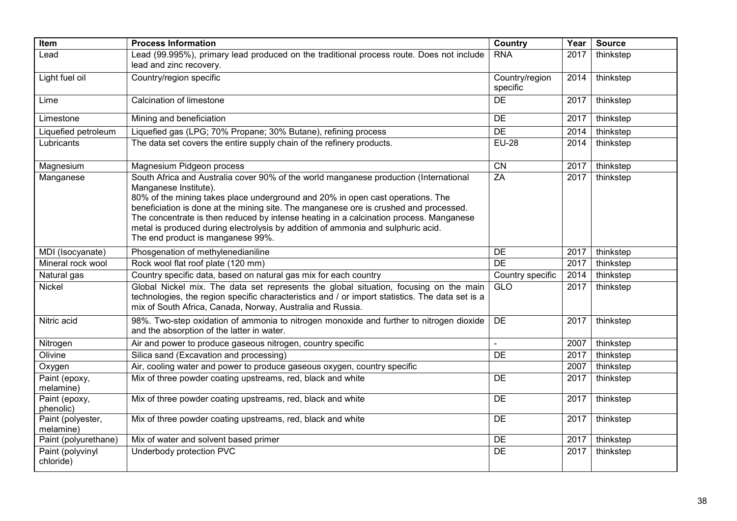| Item | Process Information | Country | Year | Source |
|---|---|---|---|---|
| Lead | Lead (99.995%), primary lead produced on the traditional process route. Does not include lead and zinc recovery. | RNA | 2017 | thinkstep |
| Light fuel oil | Country/region specific | Country/region specific | 2014 | thinkstep |
| Lime | Calcination of limestone | DE | 2017 | thinkstep |
| Limestone | Mining and beneficiation | DE | 2017 | thinkstep |
| Liquefied petroleum | Liquefied gas (LPG; 70% Propane; 30% Butane), refining process | DE | 2014 | thinkstep |
| Lubricants | The data set covers the entire supply chain of the refinery products. | EU-28 | 2014 | thinkstep |
| Magnesium | Magnesium Pidgeon process | CN | 2017 | thinkstep |
| Manganese | South Africa and Australia cover 90% of the world manganese production (International Manganese Institute).<br>80% of the mining takes place underground and 20% in open cast operations. The beneficiation is done at the mining site. The manganese ore is crushed and processed. The concentrate is then reduced by intense heating in a calcination process. Manganese metal is produced during electrolysis by addition of ammonia and sulphuric acid.<br>The end product is manganese 99%. | ZA | 2017 | thinkstep |
| MDI (Isocyanate) | Phosgenation of methylenedianiline | DE | 2017 | thinkstep |
| Mineral rock wool | Rock wool flat roof plate (120 mm) | DE | 2017 | thinkstep |
| Natural gas | Country specific data, based on natural gas mix for each country | Country specific | 2014 | thinkstep |
| Nickel | Global Nickel mix. The data set represents the global situation, focusing on the main technologies, the region specific characteristics and / or import statistics. The data set is a mix of South Africa, Canada, Norway, Australia and Russia. | GLO | 2017 | thinkstep |
| Nitric acid | 98%. Two-step oxidation of ammonia to nitrogen monoxide and further to nitrogen dioxide and the absorption of the latter in water. | DE | 2017 | thinkstep |
| Nitrogen | Air and power to produce gaseous nitrogen, country specific | - | 2007 | thinkstep |
| Olivine | Silica sand (Excavation and processing) | DE | 2017 | thinkstep |
| Oxygen | Air, cooling water and power to produce gaseous oxygen, country specific | | 2007 | thinkstep |
| Paint (epoxy, melamine) | Mix of three powder coating upstreams, red, black and white | DE | 2017 | thinkstep |
| Paint (epoxy, phenolic) | Mix of three powder coating upstreams, red, black and white | DE | 2017 | thinkstep |
| Paint (polyester, melamine) | Mix of three powder coating upstreams, red, black and white | DE | 2017 | thinkstep |
| Paint (polyurethane) | Mix of water and solvent based primer | DE | 2017 | thinkstep |
| Paint (polyvinyl chloride) | Underbody protection PVC | DE | 2017 | thinkstep |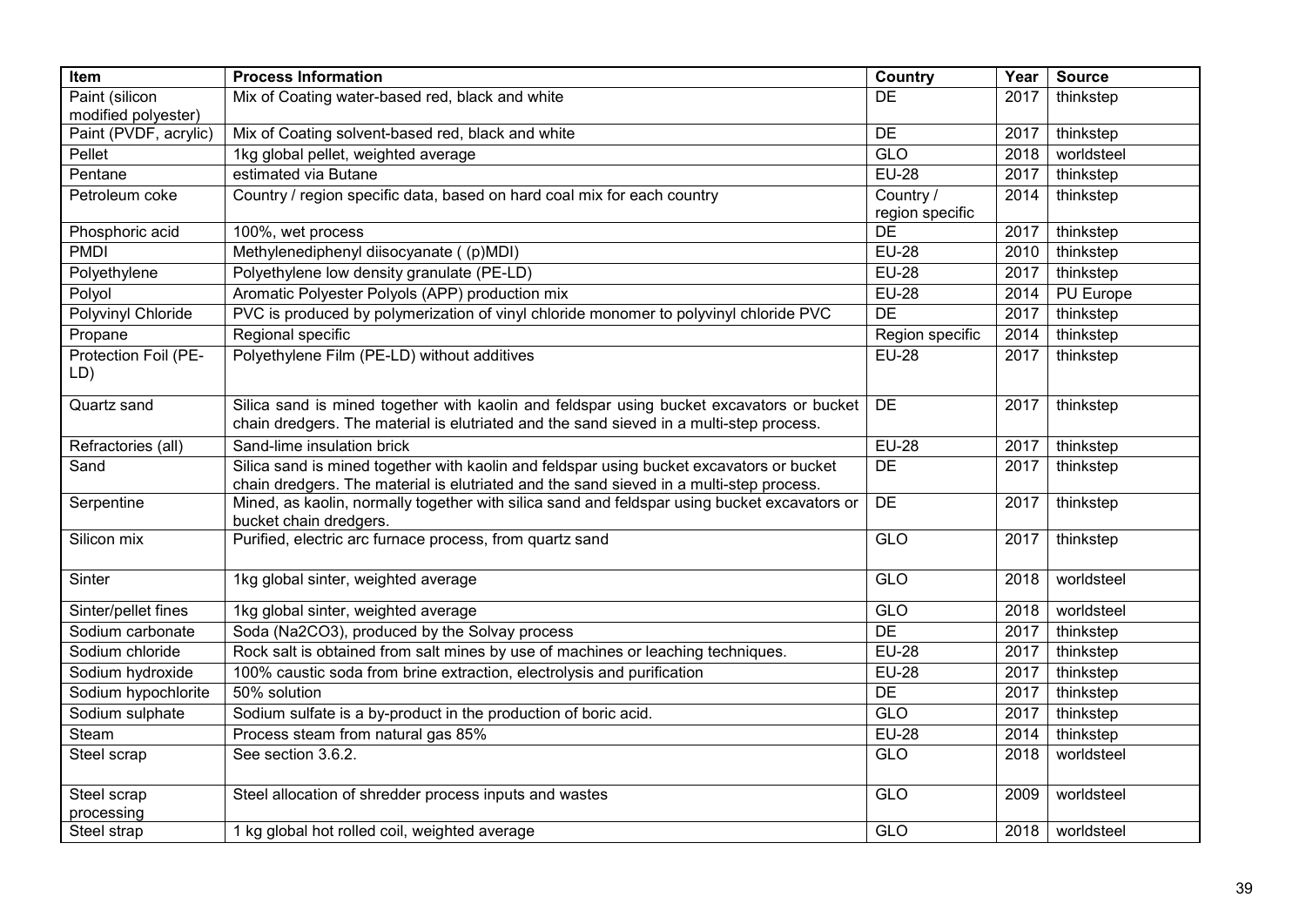| Item | Process Information | Country | Year | Source |
|---|---|---|---|---|
| Paint (silicon modified polyester) | Mix of Coating water-based red, black and white | DE | 2017 | thinkstep |
| Paint (PVDF, acrylic) | Mix of Coating solvent-based red, black and white | DE | 2017 | thinkstep |
| Pellet | 1kg global pellet, weighted average | GLO | 2018 | worldsteel |
| Pentane | estimated via Butane | EU-28 | 2017 | thinkstep |
| Petroleum coke | Country / region specific data, based on hard coal mix for each country | Country / region specific | 2014 | thinkstep |
| Phosphoric acid | 100%, wet process | DE | 2017 | thinkstep |
| PMDI | Methylenediphenyl diisocyanate ( (p)MDI) | EU-28 | 2010 | thinkstep |
| Polyethylene | Polyethylene low density granulate (PE-LD) | EU-28 | 2017 | thinkstep |
| Polyol | Aromatic Polyester Polyols (APP) production mix | EU-28 | 2014 | PU Europe |
| Polyvinyl Chloride | PVC is produced by polymerization of vinyl chloride monomer to polyvinyl chloride PVC | DE | 2017 | thinkstep |
| Propane | Regional specific | Region specific | 2014 | thinkstep |
| Protection Foil (PE-LD) | Polyethylene Film (PE-LD) without additives | EU-28 | 2017 | thinkstep |
| Quartz sand | Silica sand is mined together with kaolin and feldspar using bucket excavators or bucket chain dredgers. The material is elutriated and the sand sieved in a multi-step process. | DE | 2017 | thinkstep |
| Refractories (all) | Sand-lime insulation brick | EU-28 | 2017 | thinkstep |
| Sand | Silica sand is mined together with kaolin and feldspar using bucket excavators or bucket chain dredgers. The material is elutriated and the sand sieved in a multi-step process. | DE | 2017 | thinkstep |
| Serpentine | Mined, as kaolin, normally together with silica sand and feldspar using bucket excavators or bucket chain dredgers. | DE | 2017 | thinkstep |
| Silicon mix | Purified, electric arc furnace process, from quartz sand | GLO | 2017 | thinkstep |
| Sinter | 1kg global sinter, weighted average | GLO | 2018 | worldsteel |
| Sinter/pellet fines | 1kg global sinter, weighted average | GLO | 2018 | worldsteel |
| Sodium carbonate | Soda ($Na_2CO_3$), produced by the Solvay process | DE | 2017 | thinkstep |
| Sodium chloride | Rock salt is obtained from salt mines by use of machines or leaching techniques. | EU-28 | 2017 | thinkstep |
| Sodium hydroxide | 100% caustic soda from brine extraction, electrolysis and purification | EU-28 | 2017 | thinkstep |
| Sodium hypochlorite | 50% solution | DE | 2017 | thinkstep |
| Sodium sulphate | Sodium sulfate is a by-product in the production of boric acid. | GLO | 2017 | thinkstep |
| Steam | Process steam from natural gas 85% | EU-28 | 2014 | thinkstep |
| Steel scrap | See section 3.6.2. | GLO | 2018 | worldsteel |
| Steel scrap processing | Steel allocation of shredder process inputs and wastes | GLO | 2009 | worldsteel |
| Steel strap | 1 kg global hot rolled coil, weighted average | GLO | 2018 | worldsteel |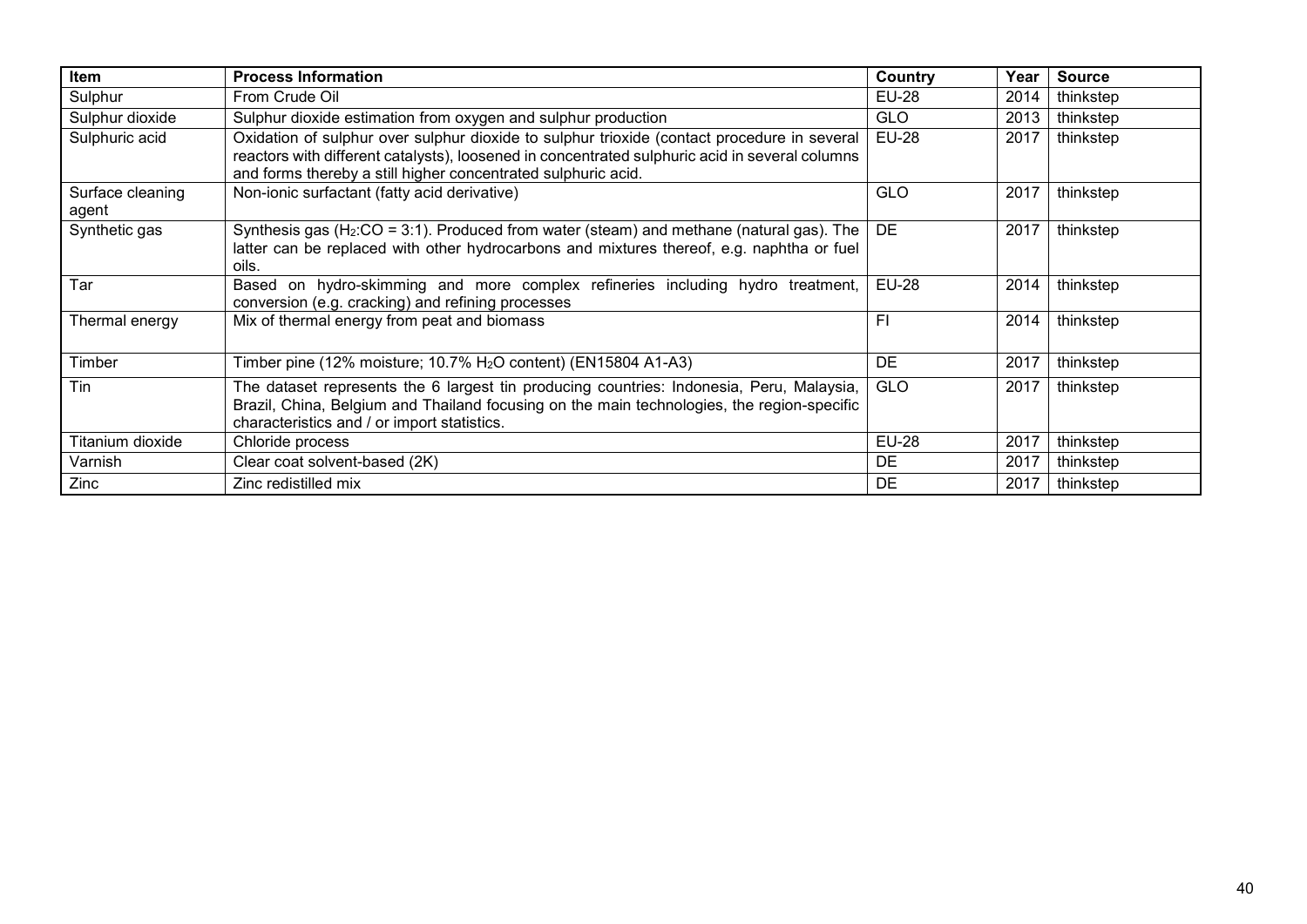| Item | Process Information | Country | Year | Source |
|---|---|---|---|---|
| Sulphur | From Crude Oil | EU-28 | 2014 | thinkstep |
| Sulphur dioxide | Sulphur dioxide estimation from oxygen and sulphur production | GLO | 2013 | thinkstep |
| Sulphuric acid | Oxidation of sulphur over sulphur dioxide to sulphur trioxide (contact procedure in several reactors with different catalysts), loosened in concentrated sulphuric acid in several columns and forms thereby a still higher concentrated sulphuric acid. | EU-28 | 2017 | thinkstep |
| Surface cleaning agent | Non-ionic surfactant (fatty acid derivative) | GLO | 2017 | thinkstep |
| Synthetic gas | Synthesis gas ($H_2$:CO = 3:1). Produced from water (steam) and methane (natural gas). The latter can be replaced with other hydrocarbons and mixtures thereof, e.g. naphtha or fuel oils. | DE | 2017 | thinkstep |
| Tar | Based on hydro-skimming and more complex refineries including hydro treatment, conversion (e.g. cracking) and refining processes | EU-28 | 2014 | thinkstep |
| Thermal energy | Mix of thermal energy from peat and biomass | FI | 2014 | thinkstep |
| Timber | Timber pine (12% moisture; 10.7% $H_2O$ content) (EN15804 A1-A3) | DE | 2017 | thinkstep |
| Tin | The dataset represents the 6 largest tin producing countries: Indonesia, Peru, Malaysia, Brazil, China, Belgium and Thailand focusing on the main technologies, the region-specific characteristics and / or import statistics. | GLO | 2017 | thinkstep |
| Titanium dioxide | Chloride process | EU-28 | 2017 | thinkstep |
| Varnish | Clear coat solvent-based (2K) | DE | 2017 | thinkstep |
| Zinc | Zinc redistilled mix | DE | 2017 | thinkstep |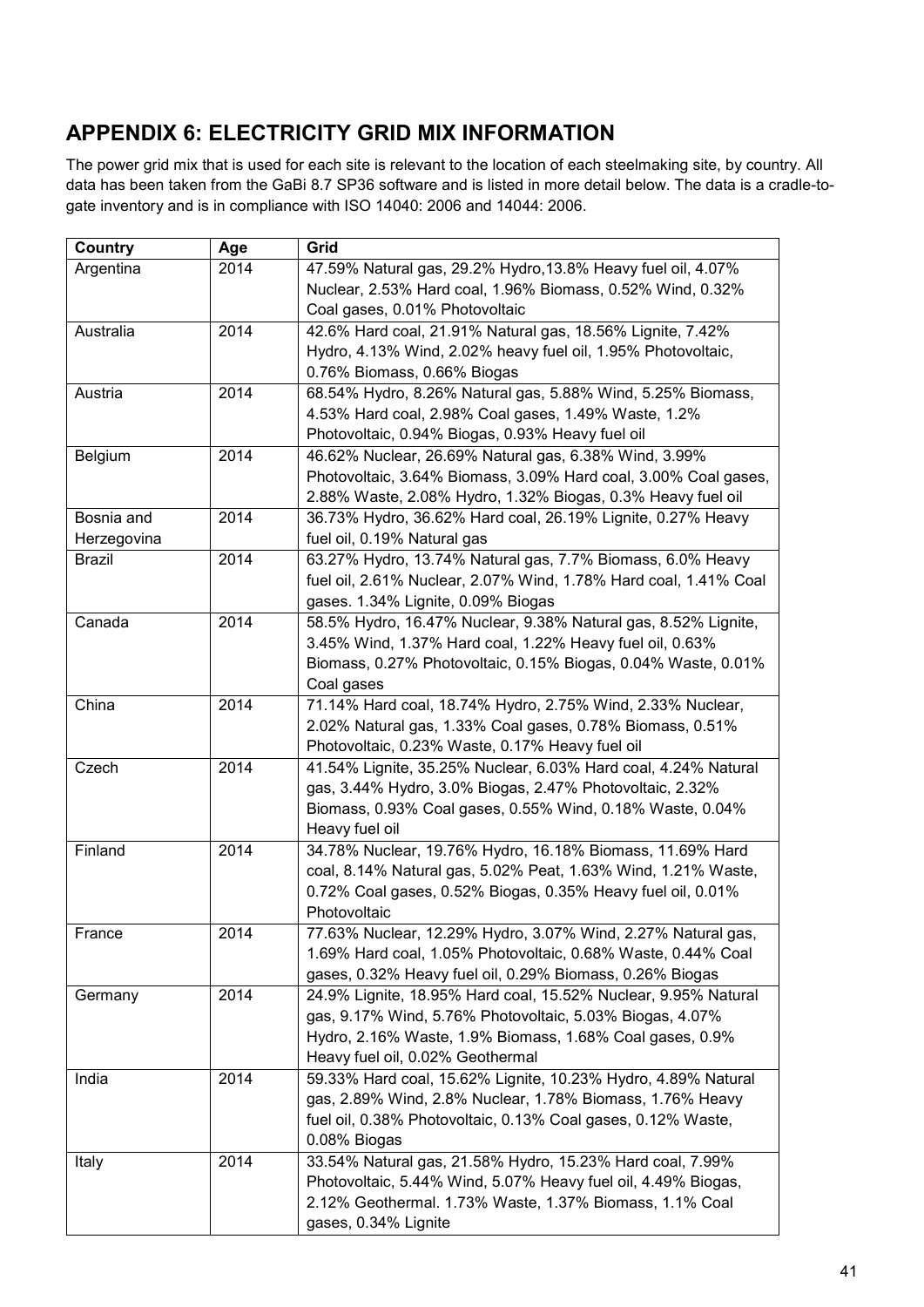## APPENDIX 6: ELECTRICITY GRID MIX INFORMATION

The power grid mix that is used for each site is relevant to the location of each steelmaking site, by country. All data has been taken from the GaBi 8.7 SP36 software and is listed in more detail below. The data is a cradle-to-gate inventory and is in compliance with ISO 14040: 2006 and 14044: 2006.

| Country | Age | Grid |
|---|---|---|
| Argentina | 2014 | 47.59% Natural gas, 29.2% Hydro,13.8% Heavy fuel oil, 4.07% Nuclear, 2.53% Hard coal, 1.96% Biomass, 0.52% Wind, 0.32% Coal gases, 0.01% Photovoltaic |
| Australia | 2014 | 42.6% Hard coal, 21.91% Natural gas, 18.56% Lignite, 7.42% Hydro, 4.13% Wind, 2.02% heavy fuel oil, 1.95% Photovoltaic, 0.76% Biomass, 0.66% Biogas |
| Austria | 2014 | 68.54% Hydro, 8.26% Natural gas, 5.88% Wind, 5.25% Biomass, 4.53% Hard coal, 2.98% Coal gases, 1.49% Waste, 1.2% Photovoltaic, 0.94% Biogas, 0.93% Heavy fuel oil |
| Belgium | 2014 | 46.62% Nuclear, 26.69% Natural gas, 6.38% Wind, 3.99% Photovoltaic, 3.64% Biomass, 3.09% Hard coal, 3.00% Coal gases, 2.88% Waste, 2.08% Hydro, 1.32% Biogas, 0.3% Heavy fuel oil |
| Bosnia and Herzegovina | 2014 | 36.73% Hydro, 36.62% Hard coal, 26.19% Lignite, 0.27% Heavy fuel oil, 0.19% Natural gas |
| Brazil | 2014 | 63.27% Hydro, 13.74% Natural gas, 7.7% Biomass, 6.0% Heavy fuel oil, 2.61% Nuclear, 2.07% Wind, 1.78% Hard coal, 1.41% Coal gases. 1.34% Lignite, 0.09% Biogas |
| Canada | 2014 | 58.5% Hydro, 16.47% Nuclear, 9.38% Natural gas, 8.52% Lignite, 3.45% Wind, 1.37% Hard coal, 1.22% Heavy fuel oil, 0.63% Biomass, 0.27% Photovoltaic, 0.15% Biogas, 0.04% Waste, 0.01% Coal gases |
| China | 2014 | 71.14% Hard coal, 18.74% Hydro, 2.75% Wind, 2.33% Nuclear, 2.02% Natural gas, 1.33% Coal gases, 0.78% Biomass, 0.51% Photovoltaic, 0.23% Waste, 0.17% Heavy fuel oil |
| Czech | 2014 | 41.54% Lignite, 35.25% Nuclear, 6.03% Hard coal, 4.24% Natural gas, 3.44% Hydro, 3.0% Biogas, 2.47% Photovoltaic, 2.32% Biomass, 0.93% Coal gases, 0.55% Wind, 0.18% Waste, 0.04% Heavy fuel oil |
| Finland | 2014 | 34.78% Nuclear, 19.76% Hydro, 16.18% Biomass, 11.69% Hard coal, 8.14% Natural gas, 5.02% Peat, 1.63% Wind, 1.21% Waste, 0.72% Coal gases, 0.52% Biogas, 0.35% Heavy fuel oil, 0.01% Photovoltaic |
| France | 2014 | 77.63% Nuclear, 12.29% Hydro, 3.07% Wind, 2.27% Natural gas, 1.69% Hard coal, 1.05% Photovoltaic, 0.68% Waste, 0.44% Coal gases, 0.32% Heavy fuel oil, 0.29% Biomass, 0.26% Biogas |
| Germany | 2014 | 24.9% Lignite, 18.95% Hard coal, 15.52% Nuclear, 9.95% Natural gas, 9.17% Wind, 5.76% Photovoltaic, 5.03% Biogas, 4.07% Hydro, 2.16% Waste, 1.9% Biomass, 1.68% Coal gases, 0.9% Heavy fuel oil, 0.02% Geothermal |
| India | 2014 | 59.33% Hard coal, 15.62% Lignite, 10.23% Hydro, 4.89% Natural gas, 2.89% Wind, 2.8% Nuclear, 1.78% Biomass, 1.76% Heavy fuel oil, 0.38% Photovoltaic, 0.13% Coal gases, 0.12% Waste, 0.08% Biogas |
| Italy | 2014 | 33.54% Natural gas, 21.58% Hydro, 15.23% Hard coal, 7.99% Photovoltaic, 5.44% Wind, 5.07% Heavy fuel oil, 4.49% Biogas, 2.12% Geothermal. 1.73% Waste, 1.37% Biomass, 1.1% Coal gases, 0.34% Lignite |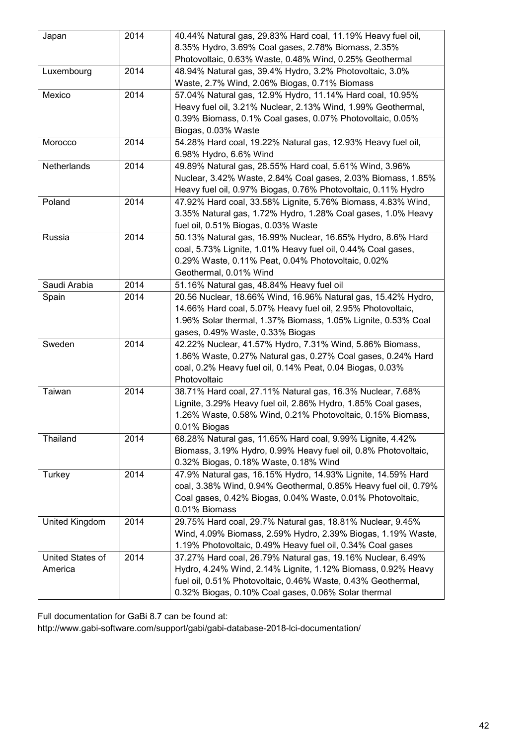| Japan | 2014 | 40.44% Natural gas, 29.83% Hard coal, 11.19% Heavy fuel oil, 8.35% Hydro, 3.69% Coal gases, 2.78% Biomass, 2.35% Photovoltaic, 0.63% Waste, 0.48% Wind, 0.25% Geothermal |
|---|---|---|
| Luxembourg | 2014 | 48.94% Natural gas, 39.4% Hydro, 3.2% Photovoltaic, 3.0% Waste, 2.7% Wind, 2.06% Biogas, 0.71% Biomass |
| Mexico | 2014 | 57.04% Natural gas, 12.9% Hydro, 11.14% Hard coal, 10.95% Heavy fuel oil, 3.21% Nuclear, 2.13% Wind, 1.99% Geothermal, 0.39% Biomass, 0.1% Coal gases, 0.07% Photovoltaic, 0.05% Biogas, 0.03% Waste |
| Morocco | 2014 | 54.28% Hard coal, 19.22% Natural gas, 12.93% Heavy fuel oil, 6.98% Hydro, 6.6% Wind |
| Netherlands | 2014 | 49.89% Natural gas, 28.55% Hard coal, 5.61% Wind, 3.96% Nuclear, 3.42% Waste, 2.84% Coal gases, 2.03% Biomass, 1.85% Heavy fuel oil, 0.97% Biogas, 0.76% Photovoltaic, 0.11% Hydro |
| Poland | 2014 | 47.92% Hard coal, 33.58% Lignite, 5.76% Biomass, 4.83% Wind, 3.35% Natural gas, 1.72% Hydro, 1.28% Coal gases, 1.0% Heavy fuel oil, 0.51% Biogas, 0.03% Waste |
| Russia | 2014 | 50.13% Natural gas, 16.99% Nuclear, 16.65% Hydro, 8.6% Hard coal, 5.73% Lignite, 1.01% Heavy fuel oil, 0.44% Coal gases, 0.29% Waste, 0.11% Peat, 0.04% Photovoltaic, 0.02% Geothermal, 0.01% Wind |
| Saudi Arabia | 2014 | 51.16% Natural gas, 48.84% Heavy fuel oil |
| Spain | 2014 | 20.56 Nuclear, 18.66% Wind, 16.96% Natural gas, 15.42% Hydro, 14.66% Hard coal, 5.07% Heavy fuel oil, 2.95% Photovoltaic, 1.96% Solar thermal, 1.37% Biomass, 1.05% Lignite, 0.53% Coal gases, 0.49% Waste, 0.33% Biogas |
| Sweden | 2014 | 42.22% Nuclear, 41.57% Hydro, 7.31% Wind, 5.86% Biomass, 1.86% Waste, 0.27% Natural gas, 0.27% Coal gases, 0.24% Hard coal, 0.2% Heavy fuel oil, 0.14% Peat, 0.04 Biogas, 0.03% Photovoltaic |
| Taiwan | 2014 | 38.71% Hard coal, 27.11% Natural gas, 16.3% Nuclear, 7.68% Lignite, 3.29% Heavy fuel oil, 2.86% Hydro, 1.85% Coal gases, 1.26% Waste, 0.58% Wind, 0.21% Photovoltaic, 0.15% Biomass, 0.01% Biogas |
| Thailand | 2014 | 68.28% Natural gas, 11.65% Hard coal, 9.99% Lignite, 4.42% Biomass, 3.19% Hydro, 0.99% Heavy fuel oil, 0.8% Photovoltaic, 0.32% Biogas, 0.18% Waste, 0.18% Wind |
| Turkey | 2014 | 47.9% Natural gas, 16.15% Hydro, 14.93% Lignite, 14.59% Hard coal, 3.38% Wind, 0.94% Geothermal, 0.85% Heavy fuel oil, 0.79% Coal gases, 0.42% Biogas, 0.04% Waste, 0.01% Photovoltaic, 0.01% Biomass |
| United Kingdom | 2014 | 29.75% Hard coal, 29.7% Natural gas, 18.81% Nuclear, 9.45% Wind, 4.09% Biomass, 2.59% Hydro, 2.39% Biogas, 1.19% Waste, 1.19% Photovoltaic, 0.49% Heavy fuel oil, 0.34% Coal gases |
| United States of America | 2014 | 37.27% Hard coal, 26.79% Natural gas, 19.16% Nuclear, 6.49% Hydro, 4.24% Wind, 2.14% Lignite, 1.12% Biomass, 0.92% Heavy fuel oil, 0.51% Photovoltaic, 0.46% Waste, 0.43% Geothermal, 0.32% Biogas, 0.10% Coal gases, 0.06% Solar thermal |

Full documentation for GaBi 8.7 can be found at:
http://www.gabi-software.com/support/gabi/gabi-database-2018-lci-documentation/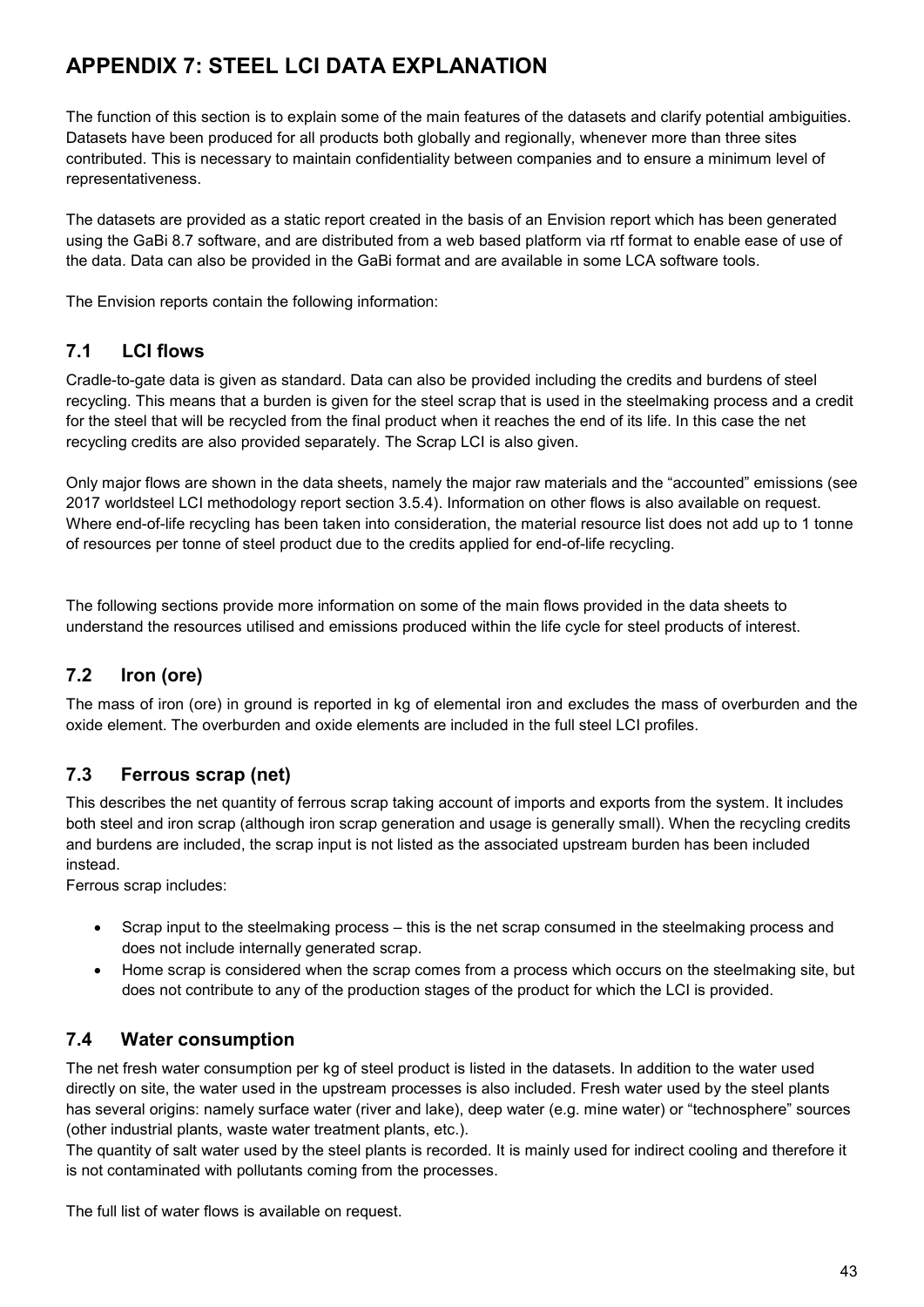# APPENDIX 7: STEEL LCI DATA EXPLANATION

The function of this section is to explain some of the main features of the datasets and clarify potential ambiguities. Datasets have been produced for all products both globally and regionally, whenever more than three sites contributed. This is necessary to maintain confidentiality between companies and to ensure a minimum level of representativeness.

The datasets are provided as a static report created in the basis of an Envision report which has been generated using the GaBi 8.7 software, and are distributed from a web based platform via rtf format to enable ease of use of the data. Data can also be provided in the GaBi format and are available in some LCA software tools.

The Envision reports contain the following information:

## 7.1 LCI flows

Cradle-to-gate data is given as standard. Data can also be provided including the credits and burdens of steel recycling. This means that a burden is given for the steel scrap that is used in the steelmaking process and a credit for the steel that will be recycled from the final product when it reaches the end of its life. In this case the net recycling credits are also provided separately. The Scrap LCI is also given.

Only major flows are shown in the data sheets, namely the major raw materials and the "accounted" emissions (see 2017 worldsteel LCI methodology report section 3.5.4). Information on other flows is also available on request. Where end-of-life recycling has been taken into consideration, the material resource list does not add up to 1 tonne of resources per tonne of steel product due to the credits applied for end-of-life recycling.

The following sections provide more information on some of the main flows provided in the data sheets to understand the resources utilised and emissions produced within the life cycle for steel products of interest.

## 7.2 Iron (ore)

The mass of iron (ore) in ground is reported in kg of elemental iron and excludes the mass of overburden and the oxide element. The overburden and oxide elements are included in the full steel LCI profiles.

## 7.3 Ferrous scrap (net)

This describes the net quantity of ferrous scrap taking account of imports and exports from the system. It includes both steel and iron scrap (although iron scrap generation and usage is generally small). When the recycling credits and burdens are included, the scrap input is not listed as the associated upstream burden has been included instead.

Ferrous scrap includes:

- Scrap input to the steelmaking process – this is the net scrap consumed in the steelmaking process and does not include internally generated scrap.
- Home scrap is considered when the scrap comes from a process which occurs on the steelmaking site, but does not contribute to any of the production stages of the product for which the LCI is provided.

## 7.4 Water consumption

The net fresh water consumption per kg of steel product is listed in the datasets. In addition to the water used directly on site, the water used in the upstream processes is also included. Fresh water used by the steel plants has several origins: namely surface water (river and lake), deep water (e.g. mine water) or "technosphere" sources (other industrial plants, waste water treatment plants, etc.).

The quantity of salt water used by the steel plants is recorded. It is mainly used for indirect cooling and therefore it is not contaminated with pollutants coming from the processes.

The full list of water flows is available on request.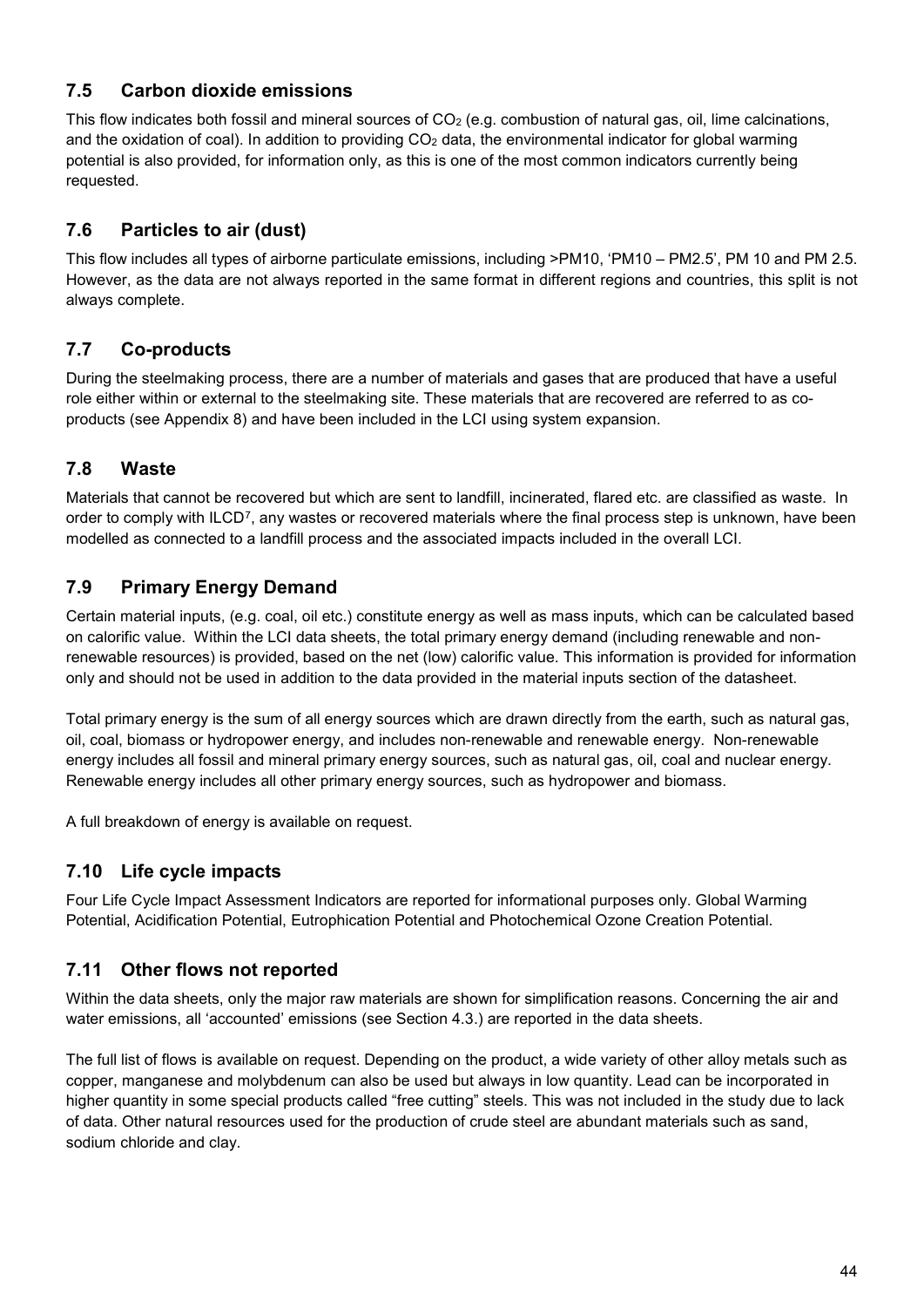## 7.5 Carbon dioxide emissions

This flow indicates both fossil and mineral sources of $CO_2$ (e.g. combustion of natural gas, oil, lime calcinations, and the oxidation of coal). In addition to providing $CO_2$ data, the environmental indicator for global warming potential is also provided, for information only, as this is one of the most common indicators currently being requested.

## 7.6 Particles to air (dust)

This flow includes all types of airborne particulate emissions, including >PM10, 'PM10 – PM2.5', PM 10 and PM 2.5. However, as the data are not always reported in the same format in different regions and countries, this split is not always complete.

## 7.7 Co-products

During the steelmaking process, there are a number of materials and gases that are produced that have a useful role either within or external to the steelmaking site. These materials that are recovered are referred to as co-products (see Appendix 8) and have been included in the LCI using system expansion.

## 7.8 Waste

Materials that cannot be recovered but which are sent to landfill, incinerated, flared etc. are classified as waste. In order to comply with ILCD[7], any wastes or recovered materials where the final process step is unknown, have been modelled as connected to a landfill process and the associated impacts included in the overall LCI.

## 7.9 Primary Energy Demand

Certain material inputs, (e.g. coal, oil etc.) constitute energy as well as mass inputs, which can be calculated based on calorific value. Within the LCI data sheets, the total primary energy demand (including renewable and non-renewable resources) is provided, based on the net (low) calorific value. This information is provided for information only and should not be used in addition to the data provided in the material inputs section of the datasheet.

Total primary energy is the sum of all energy sources which are drawn directly from the earth, such as natural gas, oil, coal, biomass or hydropower energy, and includes non-renewable and renewable energy. Non-renewable energy includes all fossil and mineral primary energy sources, such as natural gas, oil, coal and nuclear energy. Renewable energy includes all other primary energy sources, such as hydropower and biomass.

A full breakdown of energy is available on request.

## 7.10 Life cycle impacts

Four Life Cycle Impact Assessment Indicators are reported for informational purposes only. Global Warming Potential, Acidification Potential, Eutrophication Potential and Photochemical Ozone Creation Potential.

## 7.11 Other flows not reported

Within the data sheets, only the major raw materials are shown for simplification reasons. Concerning the air and water emissions, all 'accounted' emissions (see Section 4.3.) are reported in the data sheets.

The full list of flows is available on request. Depending on the product, a wide variety of other alloy metals such as copper, manganese and molybdenum can also be used but always in low quantity. Lead can be incorporated in higher quantity in some special products called "free cutting" steels. This was not included in the study due to lack of data. Other natural resources used for the production of crude steel are abundant materials such as sand, sodium chloride and clay.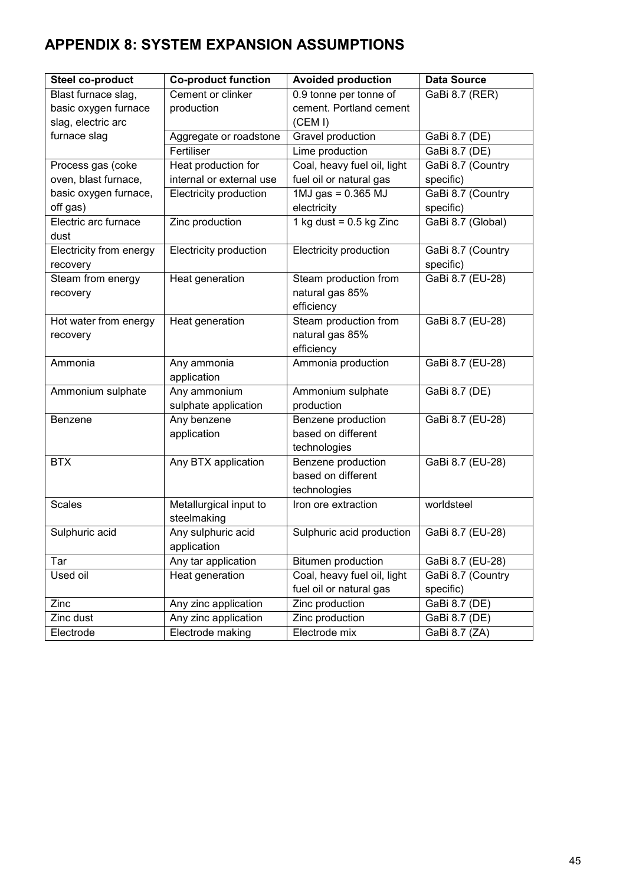# APPENDIX 8: SYSTEM EXPANSION ASSUMPTIONS

| Steel co-product | Co-product function | Avoided production | Data Source |
|---|---|---|---|
| Blast furnace slag, basic oxygen furnace slag, electric arc furnace slag | Cement or clinker production | 0.9 tonne per tonne of cement. Portland cement (CEM I) | GaBi 8.7 (RER) |
| | Aggregate or roadstone | Gravel production | GaBi 8.7 (DE) |
| | Fertiliser | Lime production | GaBi 8.7 (DE) |
| Process gas (coke oven, blast furnace, basic oxygen furnace, off gas) | Heat production for internal or external use | Coal, heavy fuel oil, light fuel oil or natural gas | GaBi 8.7 (Country specific) |
| | Electricity production | 1MJ gas = 0.365 MJ electricity | GaBi 8.7 (Country specific) |
| Electric arc furnace dust | Zinc production | 1 kg dust = 0.5 kg Zinc | GaBi 8.7 (Global) |
| Electricity from energy recovery | Electricity production | Electricity production | GaBi 8.7 (Country specific) |
| Steam from energy recovery | Heat generation | Steam production from natural gas 85% efficiency | GaBi 8.7 (EU-28) |
| Hot water from energy recovery | Heat generation | Steam production from natural gas 85% efficiency | GaBi 8.7 (EU-28) |
| Ammonia | Any ammonia application | Ammonia production | GaBi 8.7 (EU-28) |
| Ammonium sulphate | Any ammonium sulphate application | Ammonium sulphate production | GaBi 8.7 (DE) |
| Benzene | Any benzene application | Benzene production based on different technologies | GaBi 8.7 (EU-28) |
| BTX | Any BTX application | Benzene production based on different technologies | GaBi 8.7 (EU-28) |
| Scales | Metallurgical input to steelmaking | Iron ore extraction | worldsteel |
| Sulphuric acid | Any sulphuric acid application | Sulphuric acid production | GaBi 8.7 (EU-28) |
| Tar | Any tar application | Bitumen production | GaBi 8.7 (EU-28) |
| Used oil | Heat generation | Coal, heavy fuel oil, light fuel oil or natural gas | GaBi 8.7 (Country specific) |
| Zinc | Any zinc application | Zinc production | GaBi 8.7 (DE) |
| Zinc dust | Any zinc application | Zinc production | GaBi 8.7 (DE) |
| Electrode | Electrode making | Electrode mix | GaBi 8.7 (ZA) |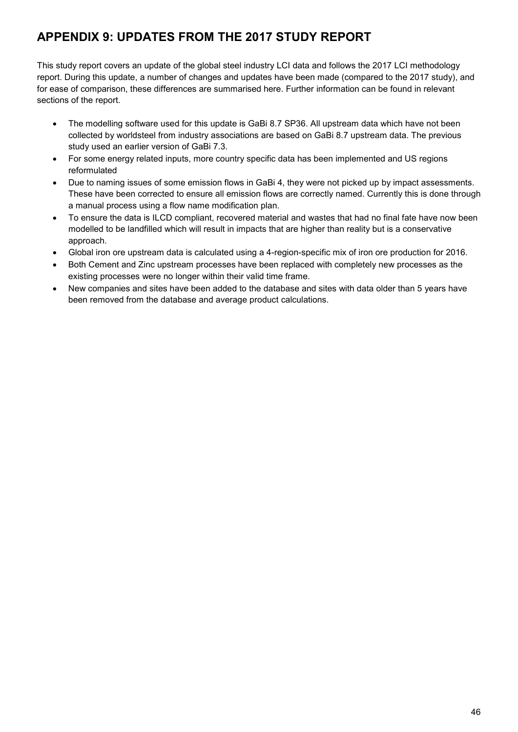## APPENDIX 9: UPDATES FROM THE 2017 STUDY REPORT

This study report covers an update of the global steel industry LCI data and follows the 2017 LCI methodology report. During this update, a number of changes and updates have been made (compared to the 2017 study), and for ease of comparison, these differences are summarised here. Further information can be found in relevant sections of the report.

- The modelling software used for this update is GaBi 8.7 SP36. All upstream data which have not been collected by worldsteel from industry associations are based on GaBi 8.7 upstream data. The previous study used an earlier version of GaBi 7.3.
- For some energy related inputs, more country specific data has been implemented and US regions reformulated
- Due to naming issues of some emission flows in GaBi 4, they were not picked up by impact assessments. These have been corrected to ensure all emission flows are correctly named. Currently this is done through a manual process using a flow name modification plan.
- To ensure the data is ILCD compliant, recovered material and wastes that had no final fate have now been modelled to be landfilled which will result in impacts that are higher than reality but is a conservative approach.
- Global iron ore upstream data is calculated using a 4-region-specific mix of iron ore production for 2016.
- Both Cement and Zinc upstream processes have been replaced with completely new processes as the existing processes were no longer within their valid time frame.
- New companies and sites have been added to the database and sites with data older than 5 years have been removed from the database and average product calculations.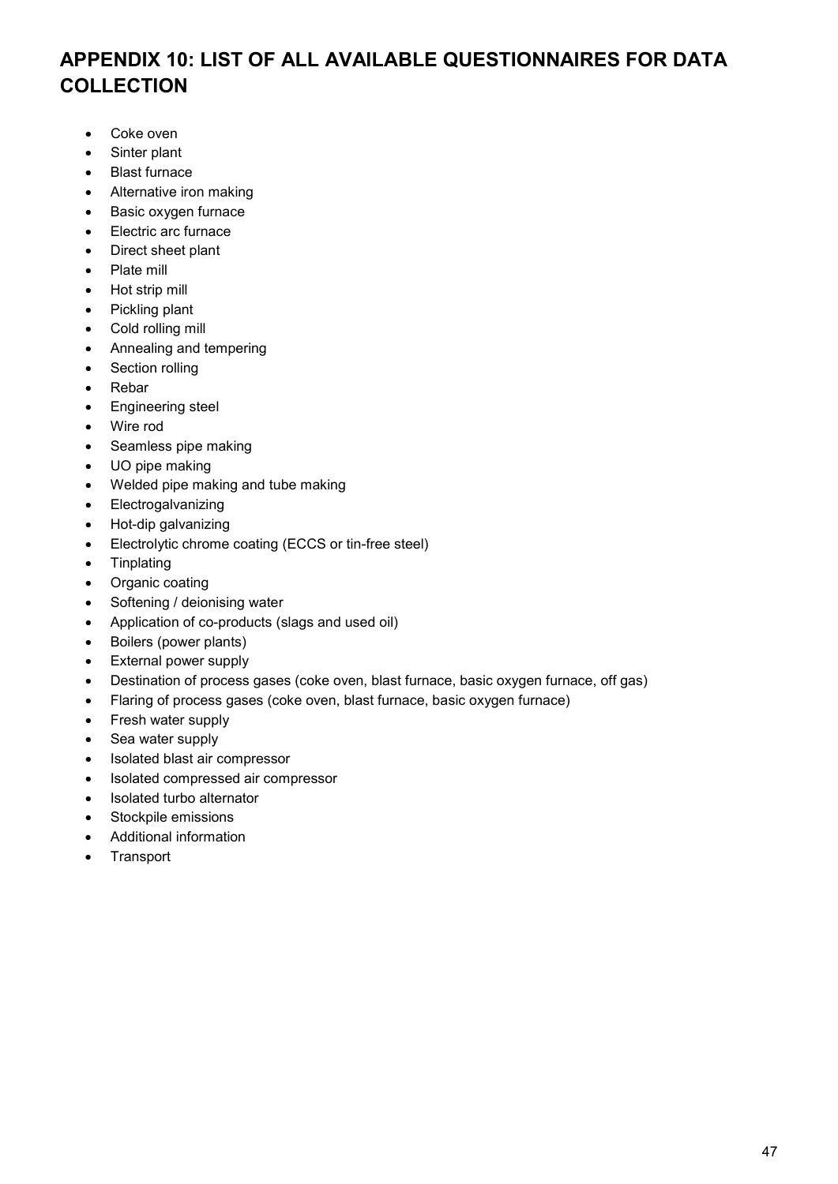# APPENDIX 10: LIST OF ALL AVAILABLE QUESTIONNAIRES FOR DATA COLLECTION

- Coke oven
- Sinter plant
- Blast furnace
- Alternative iron making
- Basic oxygen furnace
- Electric arc furnace
- Direct sheet plant
- Plate mill
- Hot strip mill
- Pickling plant
- Cold rolling mill
- Annealing and tempering
- Section rolling
- Rebar
- Engineering steel
- Wire rod
- Seamless pipe making
- UO pipe making
- Welded pipe making and tube making
- Electrogalvanizing
- Hot-dip galvanizing
- Electrolytic chrome coating (ECCS or tin-free steel)
- Tinplating
- Organic coating
- Softening / deionising water
- Application of co-products (slags and used oil)
- Boilers (power plants)
- External power supply
- Destination of process gases (coke oven, blast furnace, basic oxygen furnace, off gas)
- Flaring of process gases (coke oven, blast furnace, basic oxygen furnace)
- Fresh water supply
- Sea water supply
- Isolated blast air compressor
- Isolated compressed air compressor
- Isolated turbo alternator
- Stockpile emissions
- Additional information
- Transport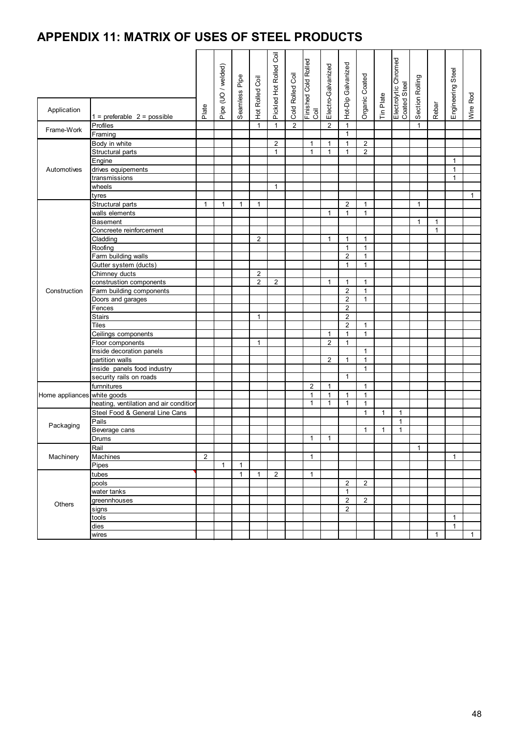## APPENDIX 11: MATRIX OF USES OF STEEL PRODUCTS

| Application | 1 = preferable 2 = possible | Plate | Pipe (UO / welded) | Seamless Pipe | Hot Rolled Coil | Pickled Hot Rolled Coil | Cold Rolled Coil | Finished Cold Rolled Coil | Electro-Galvanized | Hot-Dip Galvanized | Organic Coated | Tin Plate | Electrolytic Chromed Coated Steel | Section Rolling | Rebar | Engineering Steel | Wire Rod |
|---|---|---|---|---|---|---|---|---|---|---|---|---|---|---|---|---|---|
| Frame-Work | Profiles | | | | 1 | 1 | 2 | | 2 | 1 | | | | 1 | | | |
| | Framing | | | | | | | | | 1 | | | | | | | |
| Automotives | Body in white | | | | | 2 | | 1 | 1 | 1 | 2 | | | | | | |
| | Structural parts | | | | | 1 | | 1 | 1 | 1 | 2 | | | | | | |
| | Engine | | | | | | | | | | | | | | | 1 | |
| | drives equipements | | | | | | | | | | | | | | | 1 | |
| | transmissions | | | | | | | | | | | | | | | 1 | |
| | wheels | | | | | 1 | | | | | | | | | | | |
| | tyres | | | | | | | | | | | | | | | | 1 |
| Construction | Structural parts | 1 | 1 | 1 | 1 | | | | | 2 | 1 | | | 1 | | | |
| | walls elements | | | | | | | | 1 | 1 | 1 | | | | | | |
| | Basement | | | | | | | | | | | | | 1 | 1 | | |
| | Concreete reinforcement | | | | | | | | | | | | | | 1 | | |
| | Cladding | | | | 2 | | | | 1 | 1 | 1 | | | | | | |
| | Roofing | | | | | | | | | 1 | 1 | | | | | | |
| | Farm building walls | | | | | | | | | 2 | 1 | | | | | | |
| | Gutter system (ducts) | | | | | | | | | 1 | 1 | | | | | | |
| | Chimney ducts | | | | 2 | | | | | | | | | | | | |
| | construstion components | | | | 2 | 2 | | | 1 | 1 | 1 | | | | | | |
| | Farm building components | | | | | | | | | 2 | 1 | | | | | | |
| | Doors and garages | | | | | | | | | 2 | 1 | | | | | | |
| | Fences | | | | | | | | | 2 | | | | | | | |
| | Stairs | | | | 1 | | | | | 2 | | | | | | | |
| | Tiles | | | | | | | | | 2 | 1 | | | | | | |
| | Ceilings components | | | | | | | | 1 | 1 | 1 | | | | | | |
| | Floor components | | | | 1 | | | | 2 | 1 | | | | | | | |
| | Inside decoration panels | | | | | | | | | | 1 | | | | | | |
| | partition walls | | | | | | | | 2 | 1 | 1 | | | | | | |
| | inside panels food industry | | | | | | | | | | 1 | | | | | | |
| | security rails on roads | | | | | | | | | 1 | | | | | | | |
| Home appliances | furnnitures | | | | | | | 2 | 1 | | 1 | | | | | | |
| | white goods | | | | | | | 1 | 1 | 1 | 1 | | | | | | |
| | heating, ventilation and air condition | | | | | | | 1 | 1 | 1 | 1 | | | | | | |
| Packaging | Steel Food & General Line Cans | | | | | | | | | | 1 | 1 | 1 | | | | |
| | Pails | | | | | | | | | | | | 1 | | | | |
| | Beverage cans | | | | | | | | | | 1 | 1 | 1 | | | | |
| | Drums | | | | | | | 1 | 1 | | | | | | | | |
| Machinery | Rail | | | | | | | | | | | | | 1 | | | |
| | Machines | 2 | | | | | | 1 | | | | | | | | 1 | |
| | Pipes | | 1 | 1 | | | | | | | | | | | | | |
| Others | tubes | | | 1 | 1 | 2 | | 1 | | | | | | | | | |
| | pools | | | | | | | | | 2 | 2 | | | | | | |
| | water tanks | | | | | | | | | 1 | | | | | | | |
| | greennhouses | | | | | | | | | 2 | 2 | | | | | | |
| | signs | | | | | | | | | 2 | | | | | | | |
| | tools | | | | | | | | | | | | | | | 1 | |
| | dies | | | | | | | | | | | | | | | 1 | |
| | wires | | | | | | | | | | | | | | 1 | | 1 |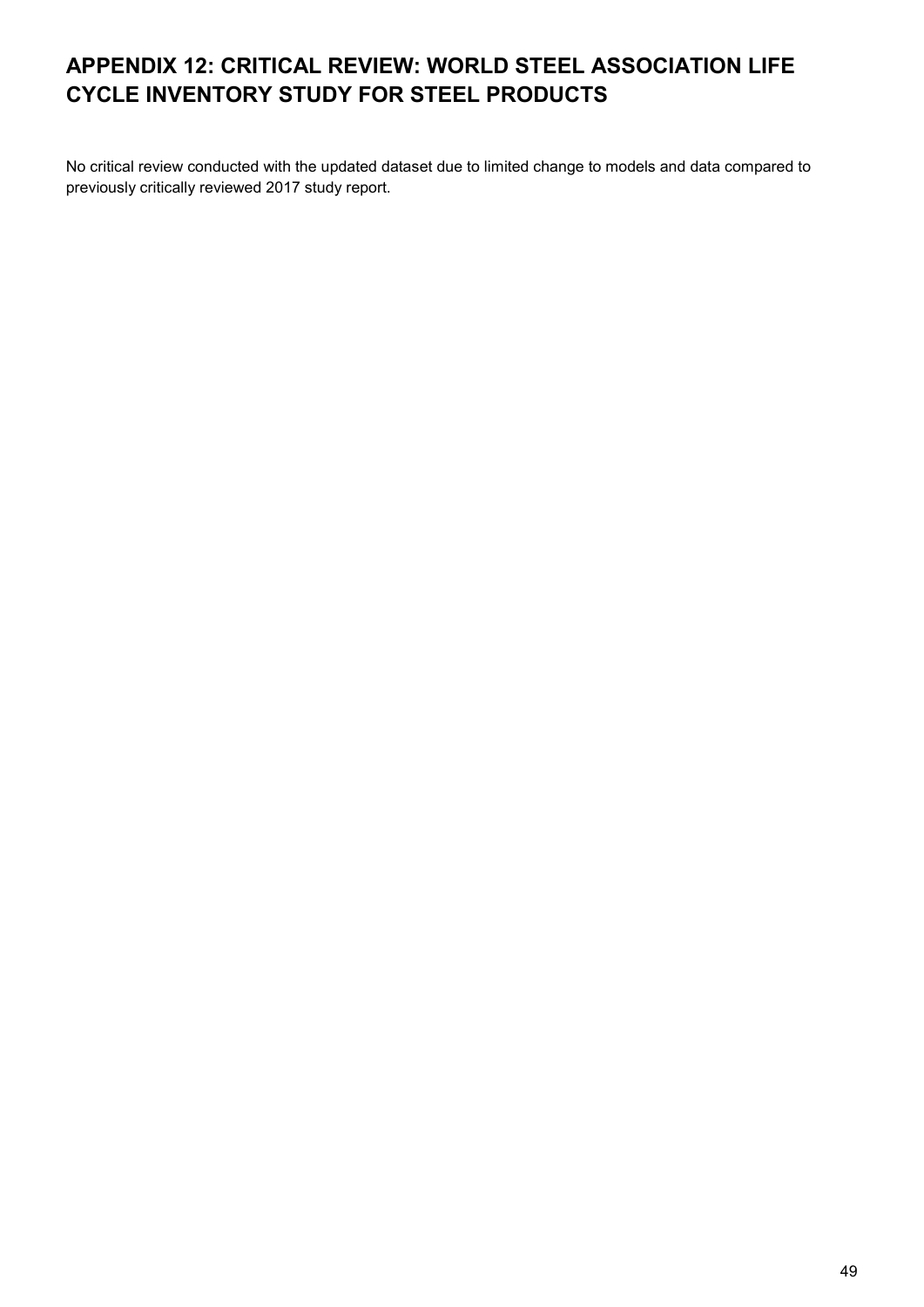# APPENDIX 12: CRITICAL REVIEW: WORLD STEEL ASSOCIATION LIFE CYCLE INVENTORY STUDY FOR STEEL PRODUCTS

No critical review conducted with the updated dataset due to limited change to models and data compared to previously critically reviewed 2017 study report.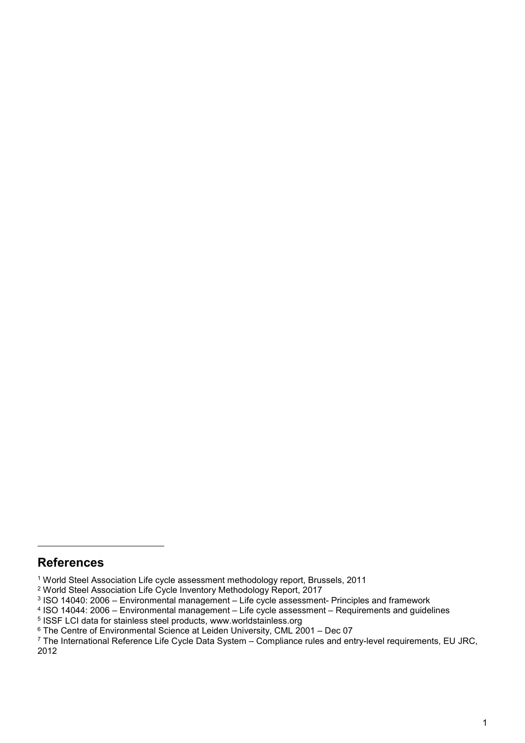## References

[1] World Steel Association Life cycle assessment methodology report, Brussels, 2011

[2] World Steel Association Life Cycle Inventory Methodology Report, 2017

[3] ISO 14040: 2006 – Environmental management – Life cycle assessment- Principles and framework

[4] ISO 14044: 2006 – Environmental management – Life cycle assessment – Requirements and guidelines

[5] ISSF LCI data for stainless steel products, www.worldstainless.org

[6] The Centre of Environmental Science at Leiden University, CML 2001 – Dec 07

[7] The International Reference Life Cycle Data System – Compliance rules and entry-level requirements, EU JRC, 2012